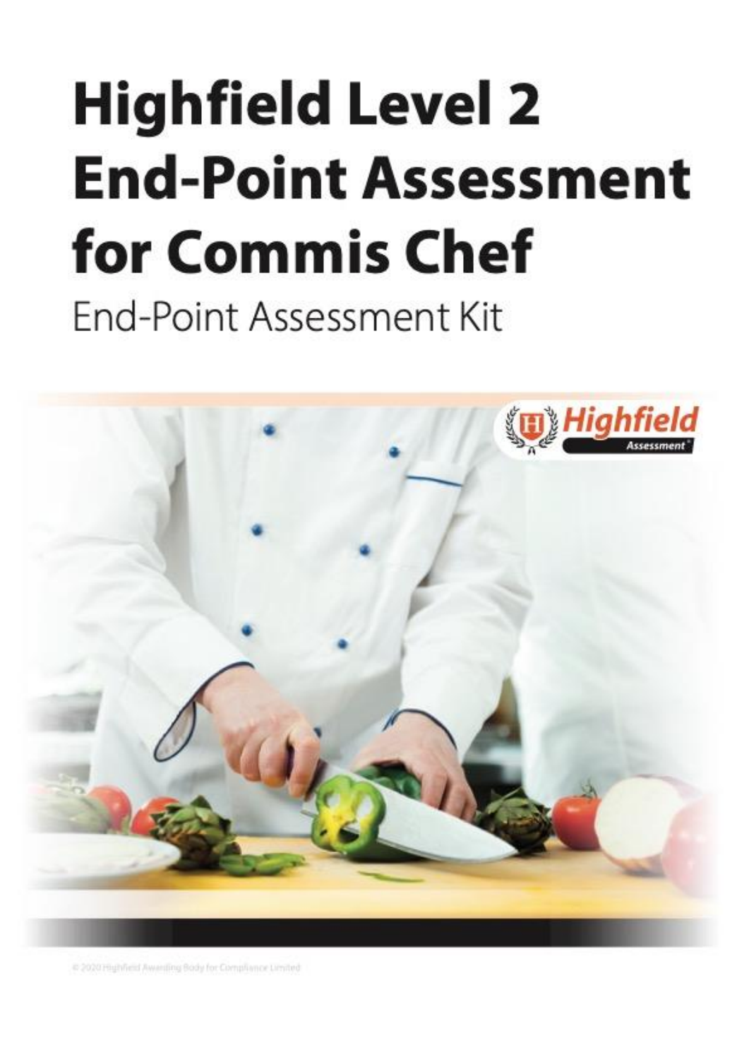# Highfield Level 2 End-Point Assessment for Commis Chef

End-Point Assessment Kit

© 2020 Highfield Awarding Body for Compliance Limited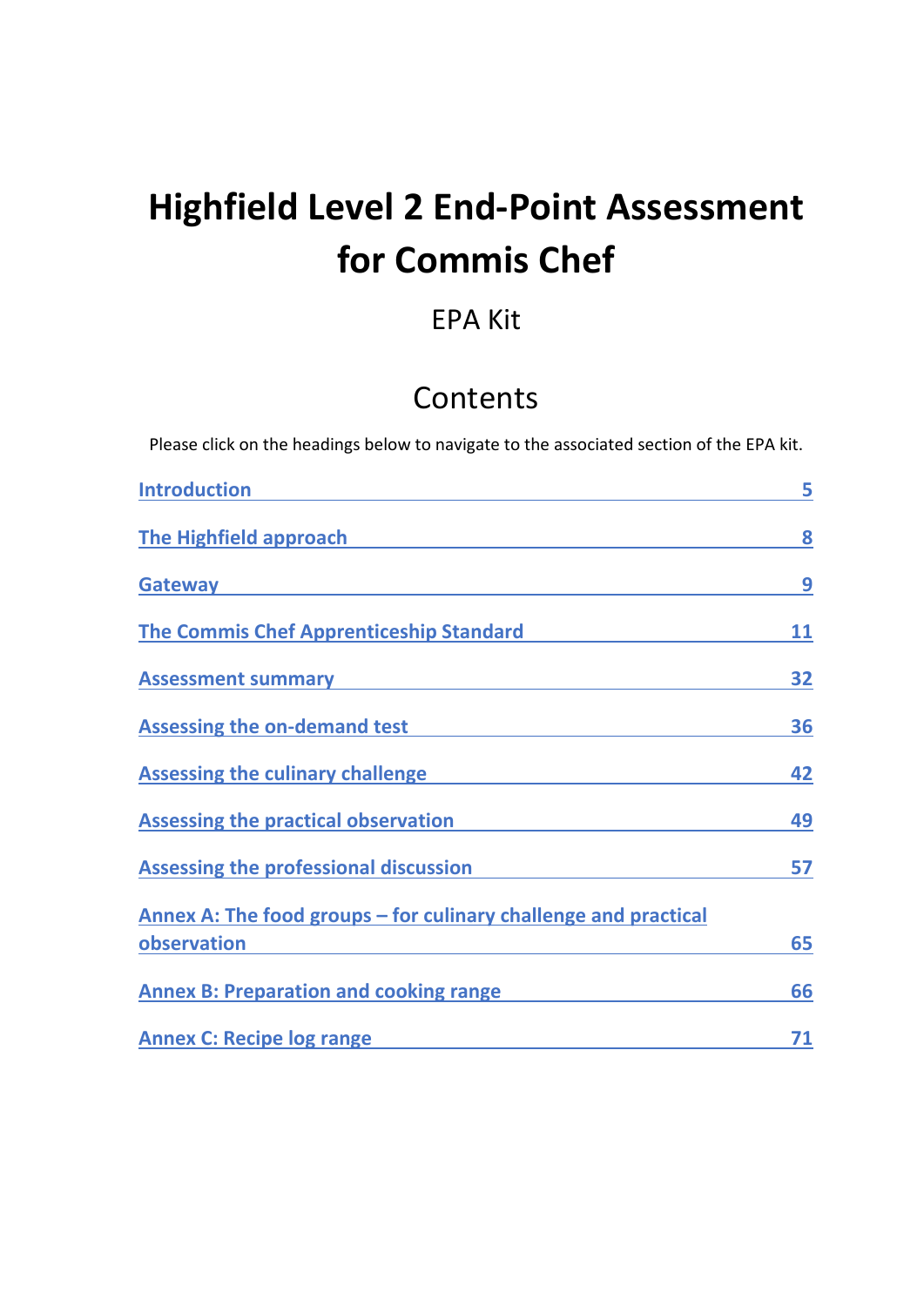# Highfield Level 2 End-Point Assessment for Commis Chef

EPA Kit

## Contents

Please click on the headings below to navigate to the associated section of the EPA kit.

| | |
|---|---|
| Introduction | 5 |
| The Highfield approach | 8 |
| Gateway | 9 |
| The Commis Chef Apprenticeship Standard | 11 |
| Assessment summary | 32 |
| Assessing the on-demand test | 36 |
| Assessing the culinary challenge | 42 |
| Assessing the practical observation | 49 |
| Assessing the professional discussion | 57 |
| Annex A: The food groups – for culinary challenge and practical observation | 65 |
| Annex B: Preparation and cooking range | 66 |
| Annex C: Recipe log range | 71 |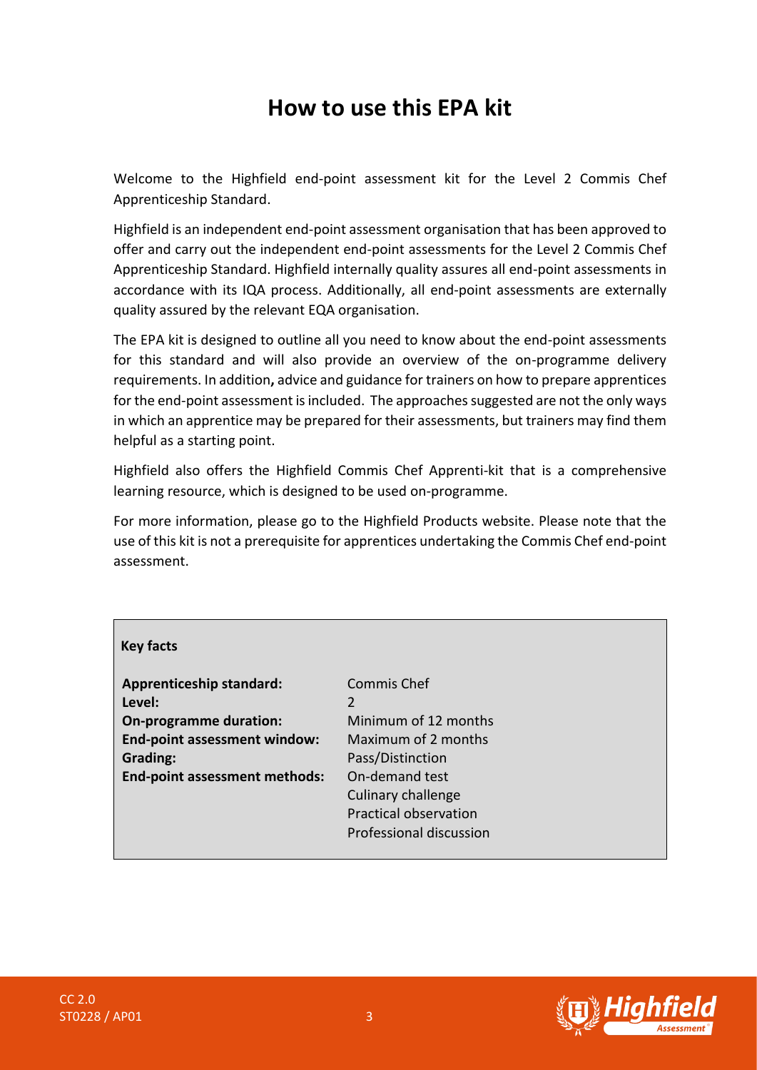# How to use this EPA kit

Welcome to the Highfield end-point assessment kit for the Level 2 Commis Chef Apprenticeship Standard.

Highfield is an independent end-point assessment organisation that has been approved to offer and carry out the independent end-point assessments for the Level 2 Commis Chef Apprenticeship Standard. Highfield internally quality assures all end-point assessments in accordance with its IQA process. Additionally, all end-point assessments are externally quality assured by the relevant EQA organisation.

The EPA kit is designed to outline all you need to know about the end-point assessments for this standard and will also provide an overview of the on-programme delivery requirements. In addition**,** advice and guidance for trainers on how to prepare apprentices for the end-point assessment is included. The approaches suggested are not the only ways in which an apprentice may be prepared for their assessments, but trainers may find them helpful as a starting point.

Highfield also offers the Highfield Commis Chef Apprenti-kit that is a comprehensive learning resource, which is designed to be used on-programme.

For more information, please go to the Highfield Products website. Please note that the use of this kit is not a prerequisite for apprentices undertaking the Commis Chef end-point assessment.

**Key facts**

| | |
|---|---|
| **Apprenticeship standard:** | Commis Chef |
| **Level:** | 2 |
| **On-programme duration:** | Minimum of 12 months |
| **End-point assessment window:** | Maximum of 2 months |
| **Grading:** | Pass/Distinction |
| **End-point assessment methods:** | On-demand test<br>Culinary challenge<br>Practical observation<br>Professional discussion |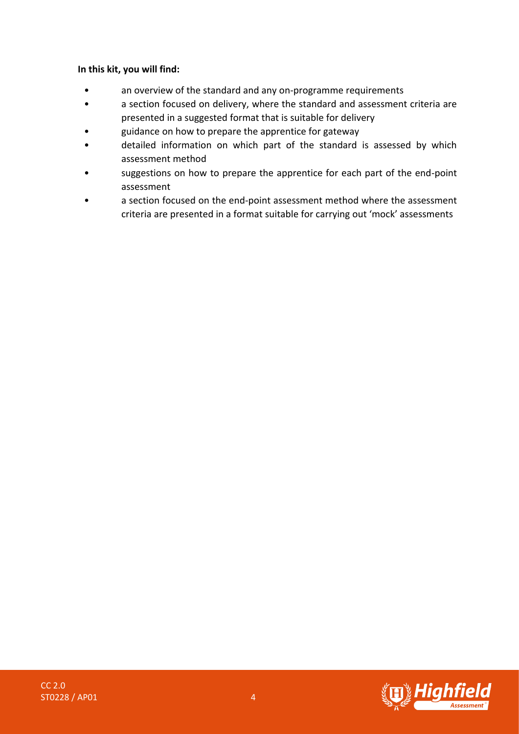**In this kit, you will find:**

- an overview of the standard and any on-programme requirements
- a section focused on delivery, where the standard and assessment criteria are presented in a suggested format that is suitable for delivery
- guidance on how to prepare the apprentice for gateway
- detailed information on which part of the standard is assessed by which assessment method
- suggestions on how to prepare the apprentice for each part of the end-point assessment
- a section focused on the end-point assessment method where the assessment criteria are presented in a format suitable for carrying out 'mock' assessments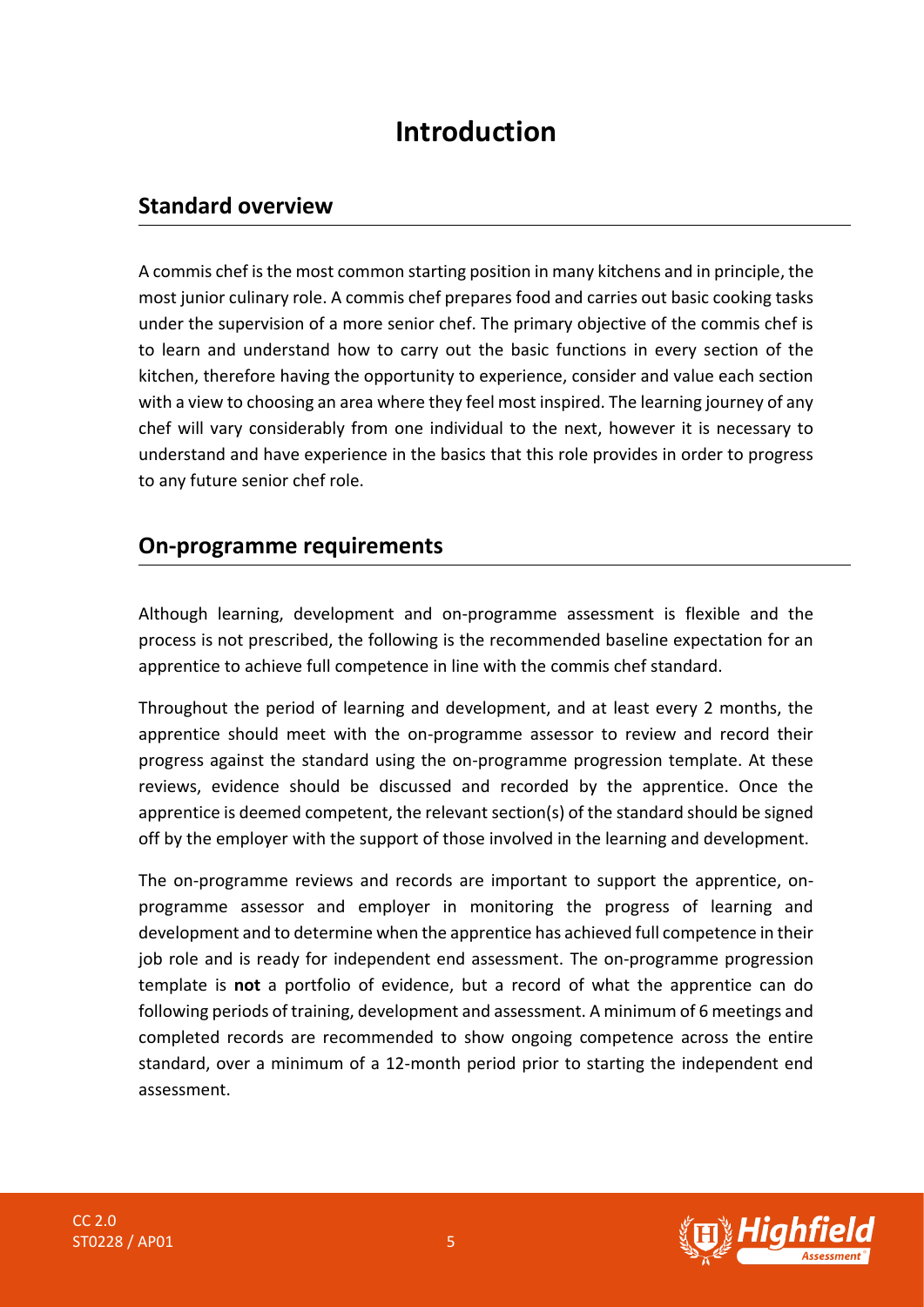# Introduction

## Standard overview

A commis chef is the most common starting position in many kitchens and in principle, the most junior culinary role. A commis chef prepares food and carries out basic cooking tasks under the supervision of a more senior chef. The primary objective of the commis chef is to learn and understand how to carry out the basic functions in every section of the kitchen, therefore having the opportunity to experience, consider and value each section with a view to choosing an area where they feel most inspired. The learning journey of any chef will vary considerably from one individual to the next, however it is necessary to understand and have experience in the basics that this role provides in order to progress to any future senior chef role.

## On-programme requirements

Although learning, development and on-programme assessment is flexible and the process is not prescribed, the following is the recommended baseline expectation for an apprentice to achieve full competence in line with the commis chef standard.

Throughout the period of learning and development, and at least every 2 months, the apprentice should meet with the on-programme assessor to review and record their progress against the standard using the on-programme progression template. At these reviews, evidence should be discussed and recorded by the apprentice. Once the apprentice is deemed competent, the relevant section(s) of the standard should be signed off by the employer with the support of those involved in the learning and development.

The on-programme reviews and records are important to support the apprentice, on-programme assessor and employer in monitoring the progress of learning and development and to determine when the apprentice has achieved full competence in their job role and is ready for independent end assessment. The on-programme progression template is **not** a portfolio of evidence, but a record of what the apprentice can do following periods of training, development and assessment. A minimum of 6 meetings and completed records are recommended to show ongoing competence across the entire standard, over a minimum of a 12-month period prior to starting the independent end assessment.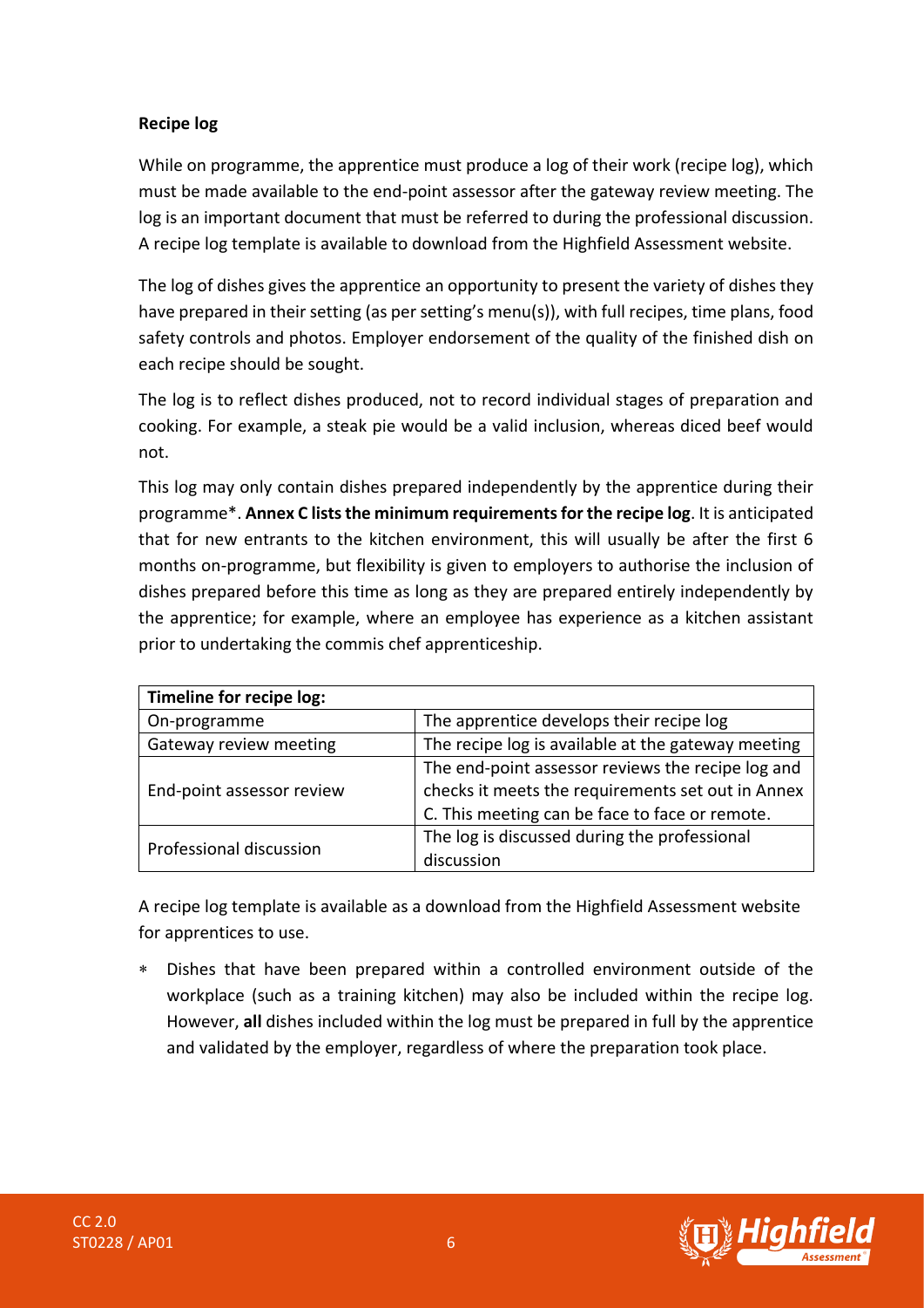**Recipe log**

While on programme, the apprentice must produce a log of their work (recipe log), which must be made available to the end-point assessor after the gateway review meeting. The log is an important document that must be referred to during the professional discussion. A recipe log template is available to download from the Highfield Assessment website.

The log of dishes gives the apprentice an opportunity to present the variety of dishes they have prepared in their setting (as per setting's menu(s)), with full recipes, time plans, food safety controls and photos. Employer endorsement of the quality of the finished dish on each recipe should be sought.

The log is to reflect dishes produced, not to record individual stages of preparation and cooking. For example, a steak pie would be a valid inclusion, whereas diced beef would not.

This log may only contain dishes prepared independently by the apprentice during their programme*. **Annex C lists the minimum requirements for the recipe log**. It is anticipated that for new entrants to the kitchen environment, this will usually be after the first 6 months on-programme, but flexibility is given to employers to authorise the inclusion of dishes prepared before this time as long as they are prepared entirely independently by the apprentice; for example, where an employee has experience as a kitchen assistant prior to undertaking the commis chef apprenticeship.

| **Timeline for recipe log:** | |
|---|---|
| On-programme | The apprentice develops their recipe log |
| Gateway review meeting | The recipe log is available at the gateway meeting |
| End-point assessor review | The end-point assessor reviews the recipe log and checks it meets the requirements set out in Annex C. This meeting can be face to face or remote. |
| Professional discussion | The log is discussed during the professional discussion |

A recipe log template is available as a download from the Highfield Assessment website for apprentices to use.

* Dishes that have been prepared within a controlled environment outside of the workplace (such as a training kitchen) may also be included within the recipe log. However, **all** dishes included within the log must be prepared in full by the apprentice and validated by the employer, regardless of where the preparation took place.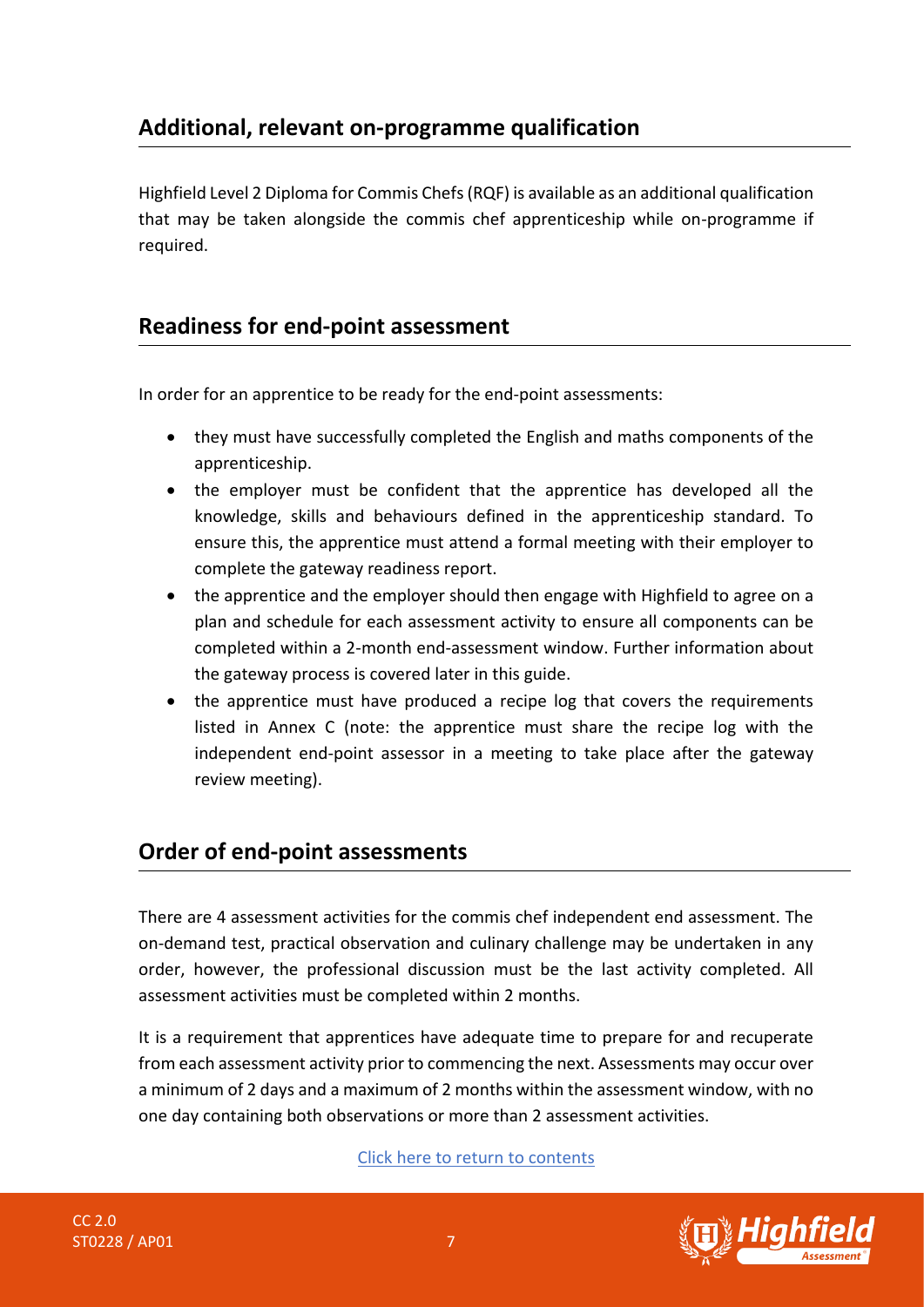## Additional, relevant on-programme qualification

Highfield Level 2 Diploma for Commis Chefs (RQF) is available as an additional qualification that may be taken alongside the commis chef apprenticeship while on-programme if required.

## Readiness for end-point assessment

In order for an apprentice to be ready for the end-point assessments:

- they must have successfully completed the English and maths components of the apprenticeship.
- the employer must be confident that the apprentice has developed all the knowledge, skills and behaviours defined in the apprenticeship standard. To ensure this, the apprentice must attend a formal meeting with their employer to complete the gateway readiness report.
- the apprentice and the employer should then engage with Highfield to agree on a plan and schedule for each assessment activity to ensure all components can be completed within a 2-month end-assessment window. Further information about the gateway process is covered later in this guide.
- the apprentice must have produced a recipe log that covers the requirements listed in Annex C (note: the apprentice must share the recipe log with the independent end-point assessor in a meeting to take place after the gateway review meeting).

## Order of end-point assessments

There are 4 assessment activities for the commis chef independent end assessment. The on-demand test, practical observation and culinary challenge may be undertaken in any order, however, the professional discussion must be the last activity completed. All assessment activities must be completed within 2 months.

It is a requirement that apprentices have adequate time to prepare for and recuperate from each assessment activity prior to commencing the next. Assessments may occur over a minimum of 2 days and a maximum of 2 months within the assessment window, with no one day containing both observations or more than 2 assessment activities.

Click here to return to contents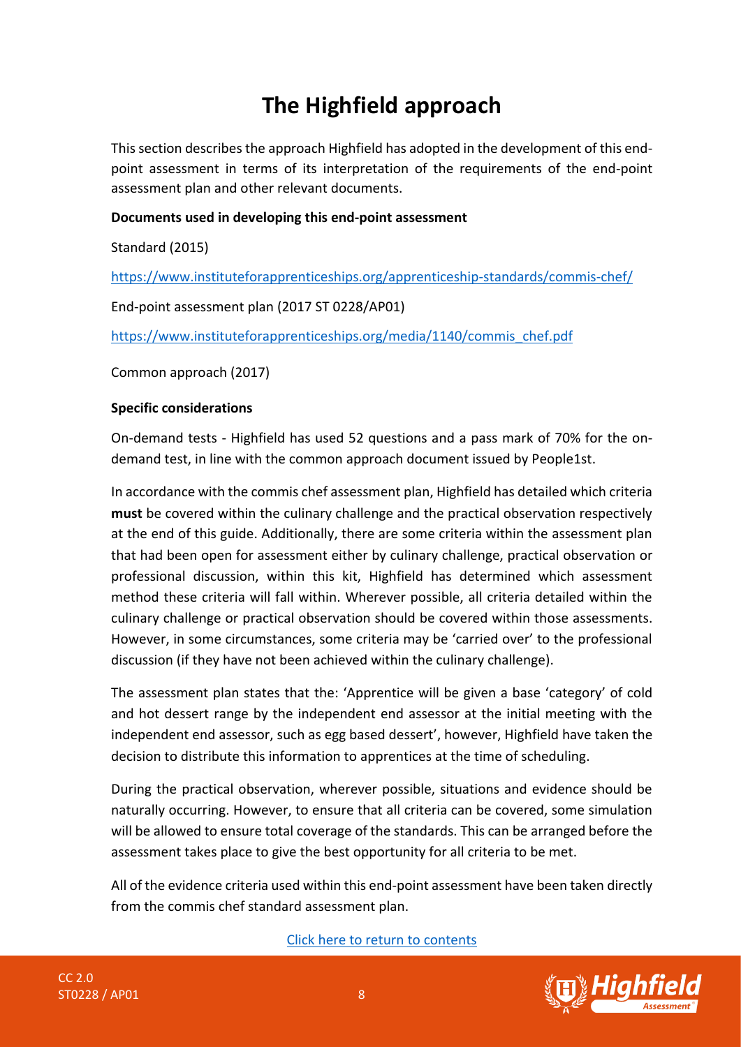# The Highfield approach

This section describes the approach Highfield has adopted in the development of this end-point assessment in terms of its interpretation of the requirements of the end-point assessment plan and other relevant documents.

**Documents used in developing this end-point assessment**

Standard (2015)

https://www.instituteforapprenticeships.org/apprenticeship-standards/commis-chef/

End-point assessment plan (2017 ST 0228/AP01)

https://www.instituteforapprenticeships.org/media/1140/commis_chef.pdf

Common approach (2017)

**Specific considerations**

On-demand tests - Highfield has used 52 questions and a pass mark of 70% for the on-demand test, in line with the common approach document issued by People1st.

In accordance with the commis chef assessment plan, Highfield has detailed which criteria **must** be covered within the culinary challenge and the practical observation respectively at the end of this guide. Additionally, there are some criteria within the assessment plan that had been open for assessment either by culinary challenge, practical observation or professional discussion, within this kit, Highfield has determined which assessment method these criteria will fall within. Wherever possible, all criteria detailed within the culinary challenge or practical observation should be covered within those assessments. However, in some circumstances, some criteria may be 'carried over' to the professional discussion (if they have not been achieved within the culinary challenge).

The assessment plan states that the: 'Apprentice will be given a base 'category' of cold and hot dessert range by the independent end assessor at the initial meeting with the independent end assessor, such as egg based dessert', however, Highfield have taken the decision to distribute this information to apprentices at the time of scheduling.

During the practical observation, wherever possible, situations and evidence should be naturally occurring. However, to ensure that all criteria can be covered, some simulation will be allowed to ensure total coverage of the standards. This can be arranged before the assessment takes place to give the best opportunity for all criteria to be met.

All of the evidence criteria used within this end-point assessment have been taken directly from the commis chef standard assessment plan.

Click here to return to contents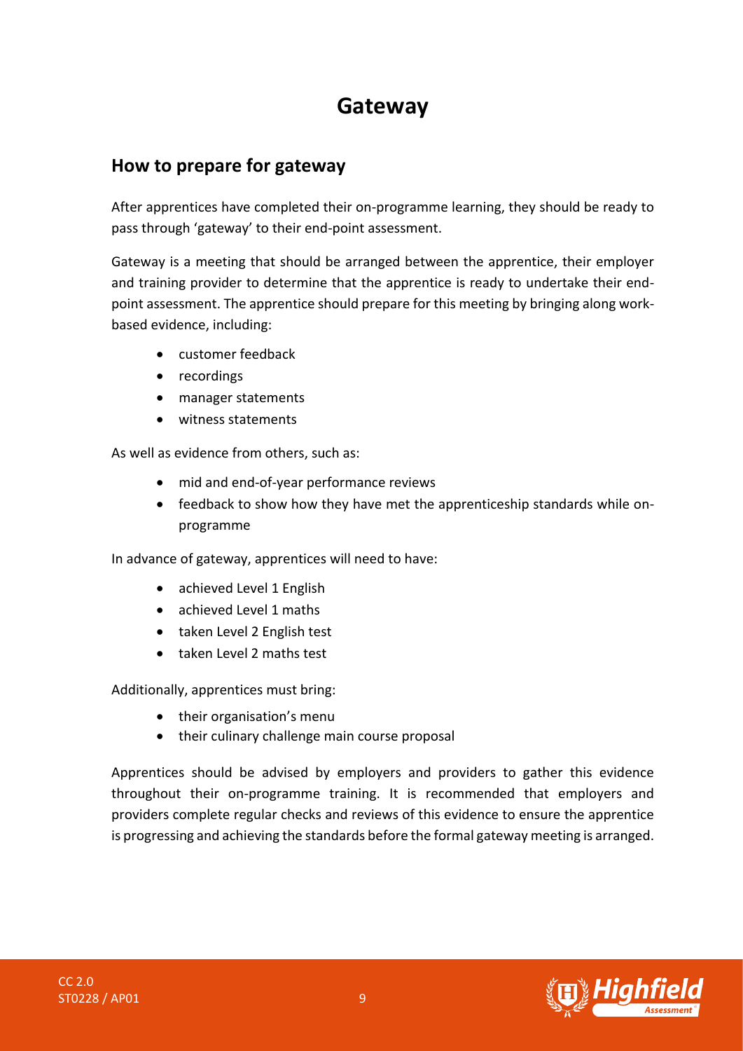# Gateway

## How to prepare for gateway

After apprentices have completed their on-programme learning, they should be ready to pass through 'gateway' to their end-point assessment.

Gateway is a meeting that should be arranged between the apprentice, their employer and training provider to determine that the apprentice is ready to undertake their end-point assessment. The apprentice should prepare for this meeting by bringing along work-based evidence, including:

- customer feedback
- recordings
- manager statements
- witness statements

As well as evidence from others, such as:

- mid and end-of-year performance reviews
- feedback to show how they have met the apprenticeship standards while on-programme

In advance of gateway, apprentices will need to have:

- achieved Level 1 English
- achieved Level 1 maths
- taken Level 2 English test
- taken Level 2 maths test

Additionally, apprentices must bring:

- their organisation's menu
- their culinary challenge main course proposal

Apprentices should be advised by employers and providers to gather this evidence throughout their on-programme training. It is recommended that employers and providers complete regular checks and reviews of this evidence to ensure the apprentice is progressing and achieving the standards before the formal gateway meeting is arranged.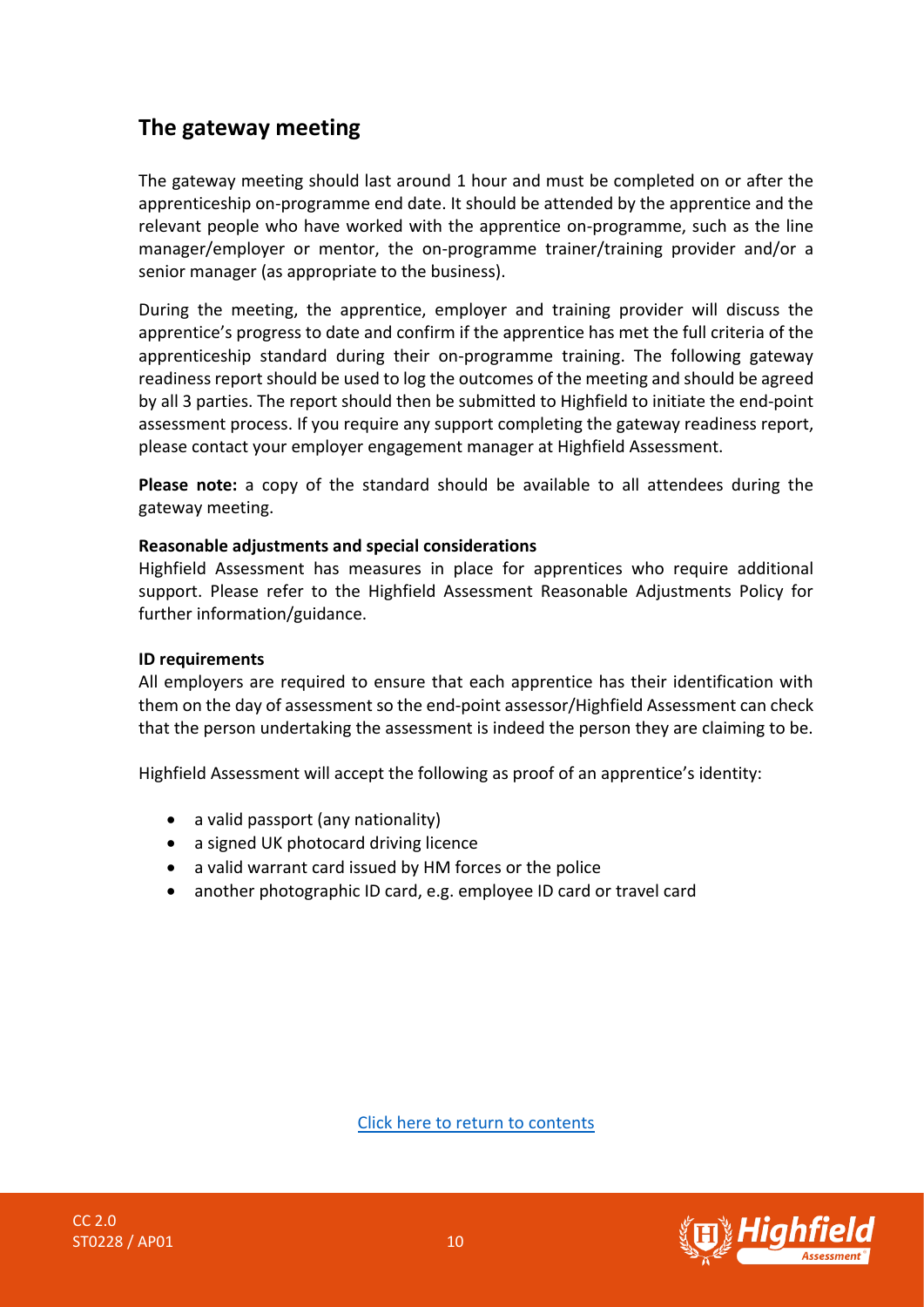## The gateway meeting

The gateway meeting should last around 1 hour and must be completed on or after the apprenticeship on-programme end date. It should be attended by the apprentice and the relevant people who have worked with the apprentice on-programme, such as the line manager/employer or mentor, the on-programme trainer/training provider and/or a senior manager (as appropriate to the business).

During the meeting, the apprentice, employer and training provider will discuss the apprentice's progress to date and confirm if the apprentice has met the full criteria of the apprenticeship standard during their on-programme training. The following gateway readiness report should be used to log the outcomes of the meeting and should be agreed by all 3 parties. The report should then be submitted to Highfield to initiate the end-point assessment process. If you require any support completing the gateway readiness report, please contact your employer engagement manager at Highfield Assessment.

**Please note:** a copy of the standard should be available to all attendees during the gateway meeting.

**Reasonable adjustments and special considerations**
Highfield Assessment has measures in place for apprentices who require additional support. Please refer to the Highfield Assessment Reasonable Adjustments Policy for further information/guidance.

**ID requirements**
All employers are required to ensure that each apprentice has their identification with them on the day of assessment so the end-point assessor/Highfield Assessment can check that the person undertaking the assessment is indeed the person they are claiming to be.

Highfield Assessment will accept the following as proof of an apprentice's identity:

- a valid passport (any nationality)
- a signed UK photocard driving licence
- a valid warrant card issued by HM forces or the police
- another photographic ID card, e.g. employee ID card or travel card

Click here to return to contents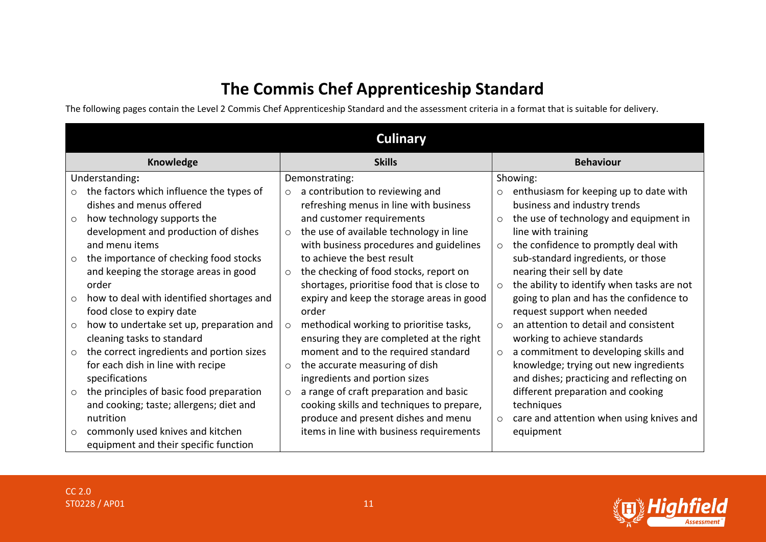# The Commis Chef Apprenticeship Standard

The following pages contain the Level 2 Commis Chef Apprenticeship Standard and the assessment criteria in a format that is suitable for delivery.

| Culinary | | |
|---|---|---|
| **Knowledge** | **Skills** | **Behaviour** |
| Understanding:<br>○ the factors which influence the types of dishes and menus offered<br>○ how technology supports the development and production of dishes and menu items<br>○ the importance of checking food stocks and keeping the storage areas in good order<br>○ how to deal with identified shortages and food close to expiry date<br>○ how to undertake set up, preparation and cleaning tasks to standard<br>○ the correct ingredients and portion sizes for each dish in line with recipe specifications<br>○ the principles of basic food preparation and cooking; taste; allergens; diet and nutrition<br>○ commonly used knives and kitchen equipment and their specific function | Demonstrating:<br>○ a contribution to reviewing and refreshing menus in line with business and customer requirements<br>○ the use of available technology in line with business procedures and guidelines to achieve the best result<br>○ the checking of food stocks, report on shortages, prioritise food that is close to expiry and keep the storage areas in good order<br>○ methodical working to prioritise tasks, ensuring they are completed at the right moment and to the required standard<br>○ the accurate measuring of dish ingredients and portion sizes<br>○ a range of craft preparation and basic cooking skills and techniques to prepare, produce and present dishes and menu items in line with business requirements | Showing:<br>○ enthusiasm for keeping up to date with business and industry trends<br>○ the use of technology and equipment in line with training<br>○ the confidence to promptly deal with sub-standard ingredients, or those nearing their sell by date<br>○ the ability to identify when tasks are not going to plan and has the confidence to request support when needed<br>○ an attention to detail and consistent working to achieve standards<br>○ a commitment to developing skills and knowledge; trying out new ingredients and dishes; practicing and reflecting on different preparation and cooking techniques<br>○ care and attention when using knives and equipment |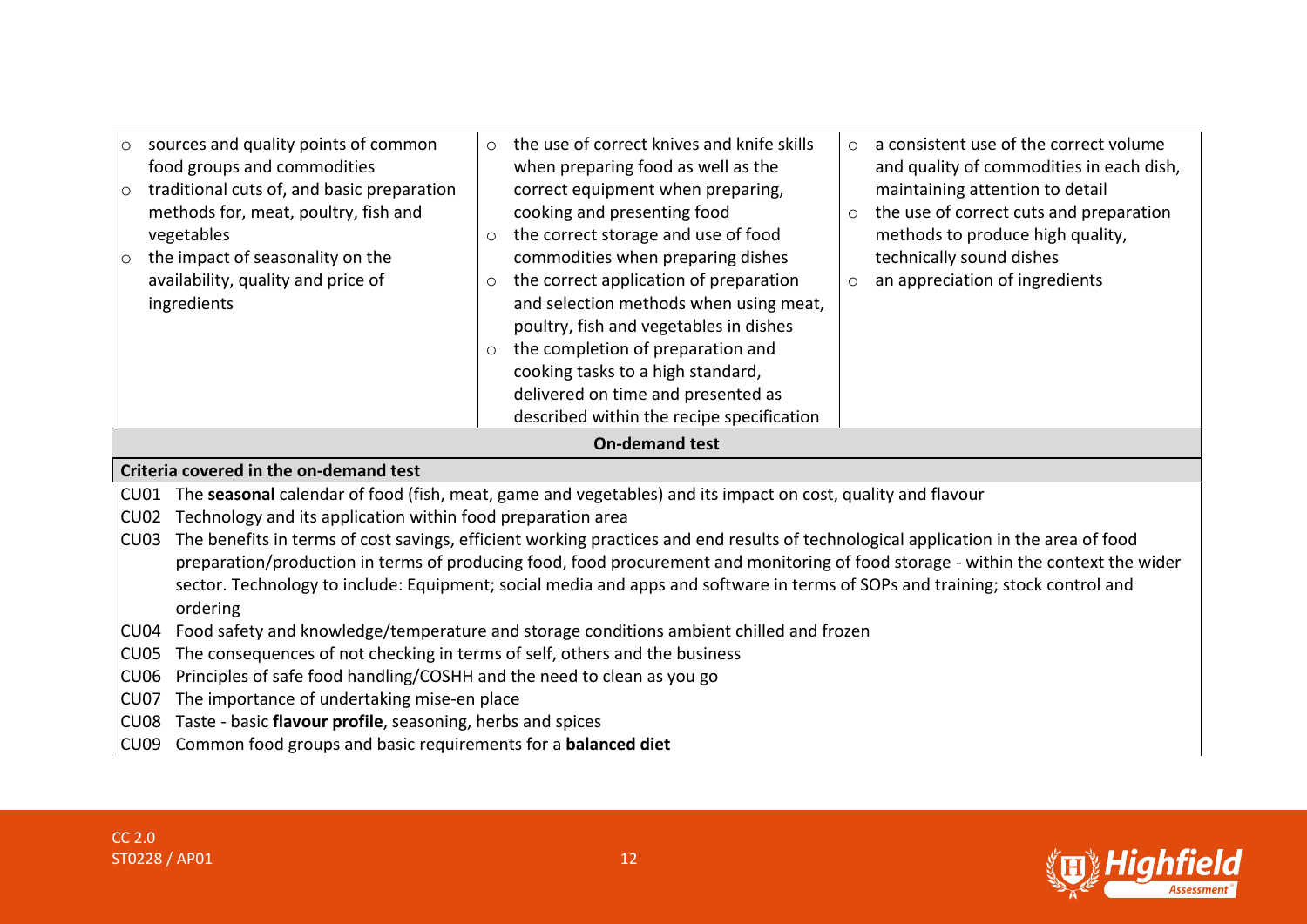| | | |
|---|---|---|
| ○ sources and quality points of common food groups and commodities<br>○ traditional cuts of, and basic preparation methods for, meat, poultry, fish and vegetables<br>○ the impact of seasonality on the availability, quality and price of ingredients | ○ the use of correct knives and knife skills when preparing food as well as the correct equipment when preparing, cooking and presenting food<br>○ the correct storage and use of food commodities when preparing dishes<br>○ the correct application of preparation and selection methods when using meat, poultry, fish and vegetables in dishes<br>○ the completion of preparation and cooking tasks to a high standard, delivered on time and presented as described within the recipe specification | ○ a consistent use of the correct volume and quality of commodities in each dish, maintaining attention to detail<br>○ the use of correct cuts and preparation methods to produce high quality, technically sound dishes<br>○ an appreciation of ingredients |

**On-demand test**

**Criteria covered in the on-demand test**

CU01 The **seasonal** calendar of food (fish, meat, game and vegetables) and its impact on cost, quality and flavour
CU02 Technology and its application within food preparation area
CU03 The benefits in terms of cost savings, efficient working practices and end results of technological application in the area of food preparation/production in terms of producing food, food procurement and monitoring of food storage - within the context the wider sector. Technology to include: Equipment; social media and apps and software in terms of SOPs and training; stock control and ordering
CU04 Food safety and knowledge/temperature and storage conditions ambient chilled and frozen
CU05 The consequences of not checking in terms of self, others and the business
CU06 Principles of safe food handling/COSHH and the need to clean as you go
CU07 The importance of undertaking mise-en place
CU08 Taste - basic **flavour profile**, seasoning, herbs and spices
CU09 Common food groups and basic requirements for a **balanced diet**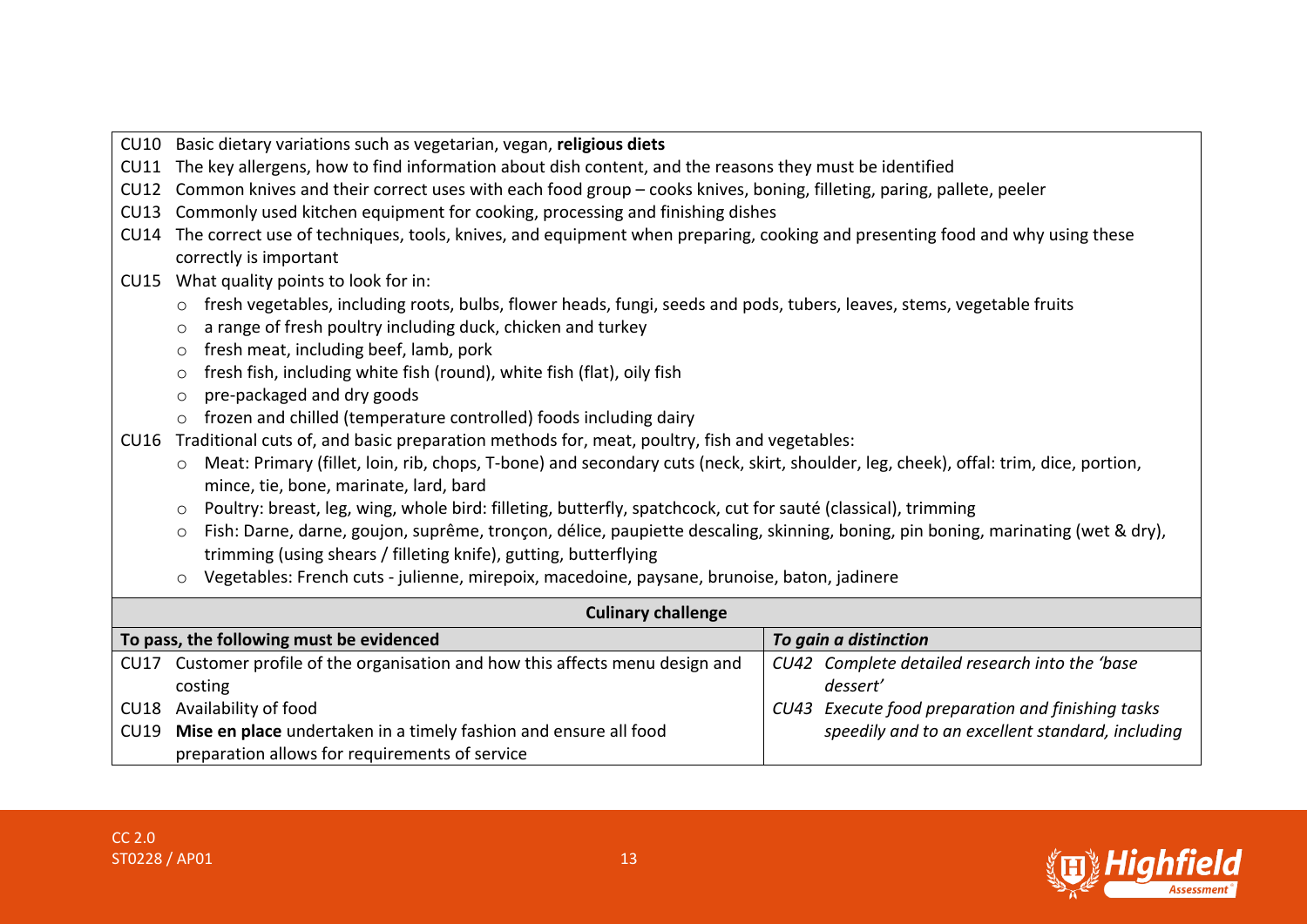CU10 Basic dietary variations such as vegetarian, vegan, **religious diets**

CU11 The key allergens, how to find information about dish content, and the reasons they must be identified

CU12 Common knives and their correct uses with each food group – cooks knives, boning, filleting, paring, pallete, peeler

CU13 Commonly used kitchen equipment for cooking, processing and finishing dishes

CU14 The correct use of techniques, tools, knives, and equipment when preparing, cooking and presenting food and why using these correctly is important

CU15 What quality points to look for in:

- fresh vegetables, including roots, bulbs, flower heads, fungi, seeds and pods, tubers, leaves, stems, vegetable fruits
- a range of fresh poultry including duck, chicken and turkey
- fresh meat, including beef, lamb, pork
- fresh fish, including white fish (round), white fish (flat), oily fish
- pre-packaged and dry goods
- frozen and chilled (temperature controlled) foods including dairy

CU16 Traditional cuts of, and basic preparation methods for, meat, poultry, fish and vegetables:

- Meat: Primary (fillet, loin, rib, chops, T-bone) and secondary cuts (neck, skirt, shoulder, leg, cheek), offal: trim, dice, portion, mince, tie, bone, marinate, lard, bard
- Poultry: breast, leg, wing, whole bird: filleting, butterfly, spatchcock, cut for sauté (classical), trimming
- Fish: Darne, darne, goujon, suprême, tronçon, délice, paupiette descaling, skinning, boning, pin boning, marinating (wet & dry), trimming (using shears / filleting knife), gutting, butterflying
- Vegetables: French cuts - julienne, mirepoix, macedoine, paysane, brunoise, baton, jadinere

| **Culinary challenge** | |
|---|---|
| **To pass, the following must be evidenced** | ***To gain a distinction*** |
| CU17 Customer profile of the organisation and how this affects menu design and costing<br>CU18 Availability of food<br>CU19 **Mise en place** undertaken in a timely fashion and ensure all food preparation allows for requirements of service | *CU42 Complete detailed research into the 'base dessert'*<br>*CU43 Execute food preparation and finishing tasks speedily and to an excellent standard, including* |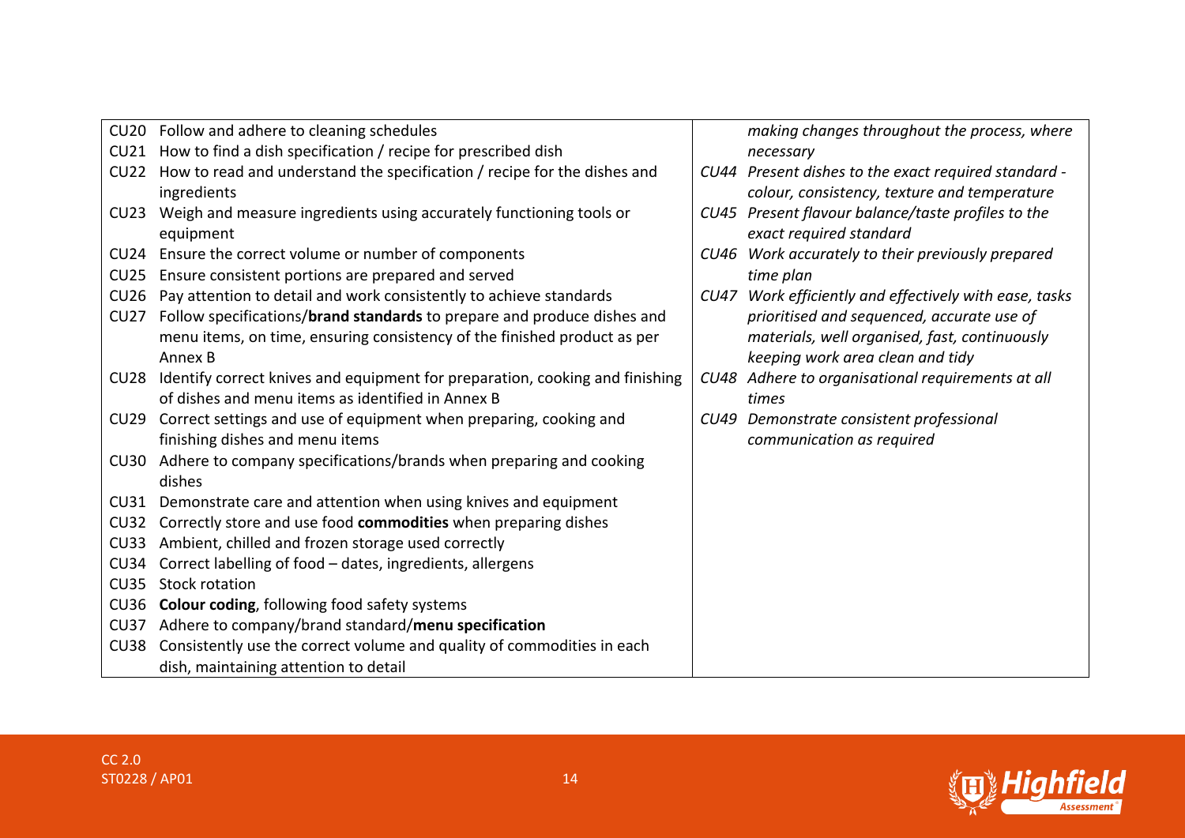| | |
|---|---|
| CU20 Follow and adhere to cleaning schedules<br>CU21 How to find a dish specification / recipe for prescribed dish<br>CU22 How to read and understand the specification / recipe for the dishes and ingredients<br>CU23 Weigh and measure ingredients using accurately functioning tools or equipment<br>CU24 Ensure the correct volume or number of components<br>CU25 Ensure consistent portions are prepared and served<br>CU26 Pay attention to detail and work consistently to achieve standards<br>CU27 Follow specifications/**brand standards** to prepare and produce dishes and menu items, on time, ensuring consistency of the finished product as per Annex B<br>CU28 Identify correct knives and equipment for preparation, cooking and finishing of dishes and menu items as identified in Annex B<br>CU29 Correct settings and use of equipment when preparing, cooking and finishing dishes and menu items<br>CU30 Adhere to company specifications/brands when preparing and cooking dishes<br>CU31 Demonstrate care and attention when using knives and equipment<br>CU32 Correctly store and use food **commodities** when preparing dishes<br>CU33 Ambient, chilled and frozen storage used correctly<br>CU34 Correct labelling of food – dates, ingredients, allergens<br>CU35 Stock rotation<br>CU36 **Colour coding**, following food safety systems<br>CU37 Adhere to company/brand standard/**menu specification**<br>CU38 Consistently use the correct volume and quality of commodities in each dish, maintaining attention to detail | *making changes throughout the process, where necessary*<br>*CU44 Present dishes to the exact required standard - colour, consistency, texture and temperature*<br>*CU45 Present flavour balance/taste profiles to the exact required standard*<br>*CU46 Work accurately to their previously prepared time plan*<br>*CU47 Work efficiently and effectively with ease, tasks prioritised and sequenced, accurate use of materials, well organised, fast, continuously keeping work area clean and tidy*<br>*CU48 Adhere to organisational requirements at all times*<br>*CU49 Demonstrate consistent professional communication as required* |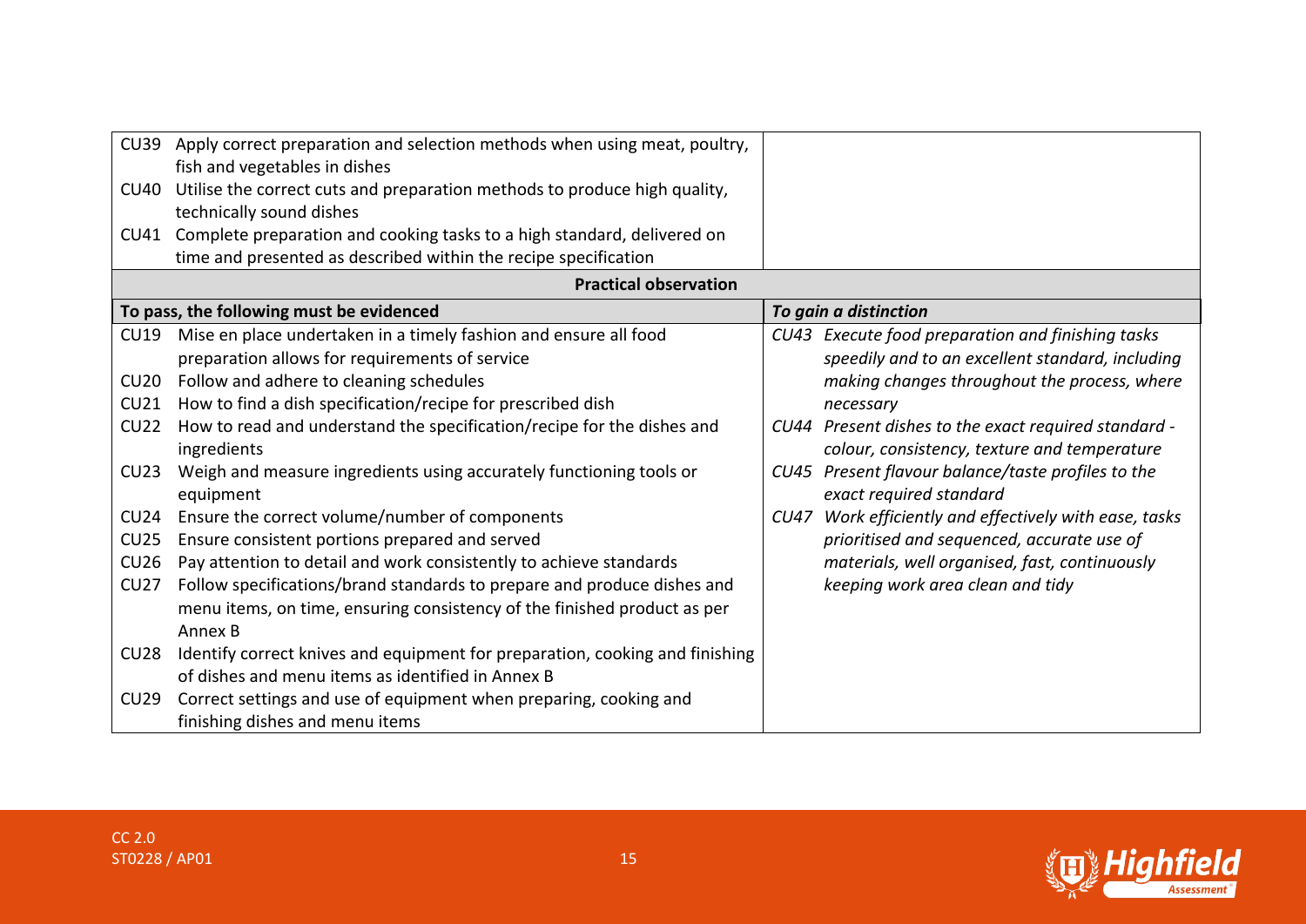| | |
|---|---|
| CU39 Apply correct preparation and selection methods when using meat, poultry, fish and vegetables in dishes<br>CU40 Utilise the correct cuts and preparation methods to produce high quality, technically sound dishes<br>CU41 Complete preparation and cooking tasks to a high standard, delivered on time and presented as described within the recipe specification | |

**Practical observation**

| To pass, the following must be evidenced | *To gain a distinction* |
|---|---|
| CU19 Mise en place undertaken in a timely fashion and ensure all food preparation allows for requirements of service<br>CU20 Follow and adhere to cleaning schedules<br>CU21 How to find a dish specification/recipe for prescribed dish<br>CU22 How to read and understand the specification/recipe for the dishes and ingredients<br>CU23 Weigh and measure ingredients using accurately functioning tools or equipment<br>CU24 Ensure the correct volume/number of components<br>CU25 Ensure consistent portions prepared and served<br>CU26 Pay attention to detail and work consistently to achieve standards<br>CU27 Follow specifications/brand standards to prepare and produce dishes and menu items, on time, ensuring consistency of the finished product as per Annex B<br>CU28 Identify correct knives and equipment for preparation, cooking and finishing of dishes and menu items as identified in Annex B<br>CU29 Correct settings and use of equipment when preparing, cooking and finishing dishes and menu items | *CU43 Execute food preparation and finishing tasks speedily and to an excellent standard, including making changes throughout the process, where necessary*<br>*CU44 Present dishes to the exact required standard - colour, consistency, texture and temperature*<br>*CU45 Present flavour balance/taste profiles to the exact required standard*<br>*CU47 Work efficiently and effectively with ease, tasks prioritised and sequenced, accurate use of materials, well organised, fast, continuously keeping work area clean and tidy* |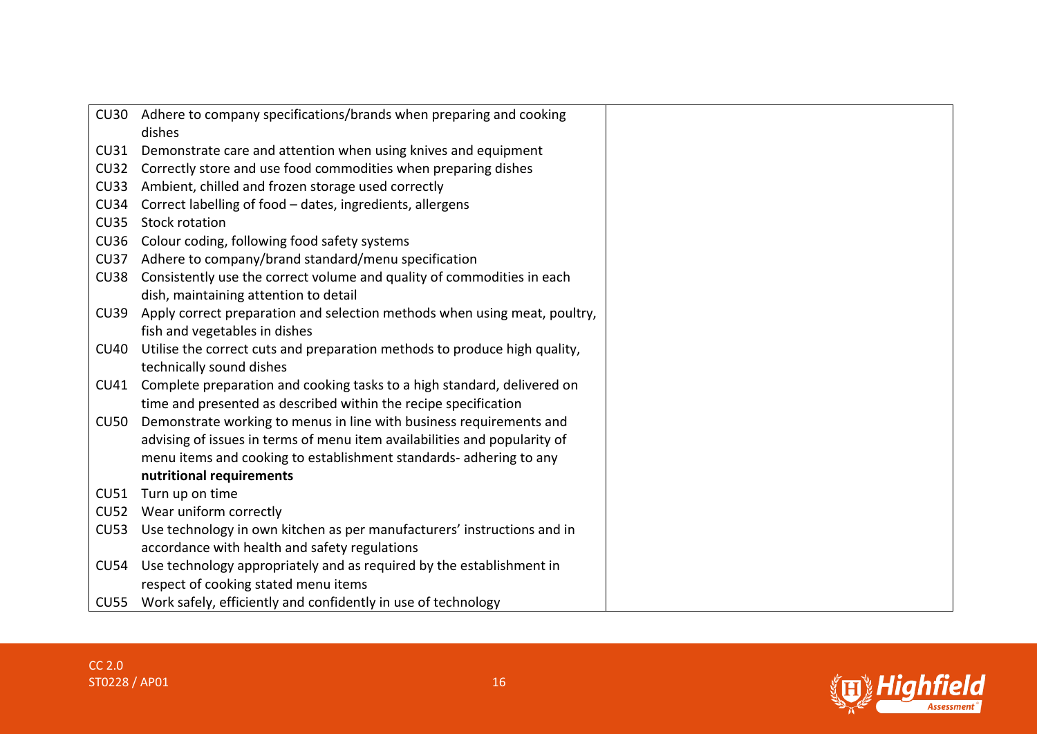| | |
|---|---|
| CU30 Adhere to company specifications/brands when preparing and cooking dishes<br>CU31 Demonstrate care and attention when using knives and equipment<br>CU32 Correctly store and use food commodities when preparing dishes<br>CU33 Ambient, chilled and frozen storage used correctly<br>CU34 Correct labelling of food – dates, ingredients, allergens<br>CU35 Stock rotation<br>CU36 Colour coding, following food safety systems<br>CU37 Adhere to company/brand standard/menu specification<br>CU38 Consistently use the correct volume and quality of commodities in each dish, maintaining attention to detail<br>CU39 Apply correct preparation and selection methods when using meat, poultry, fish and vegetables in dishes<br>CU40 Utilise the correct cuts and preparation methods to produce high quality, technically sound dishes<br>CU41 Complete preparation and cooking tasks to a high standard, delivered on time and presented as described within the recipe specification<br>CU50 Demonstrate working to menus in line with business requirements and advising of issues in terms of menu item availabilities and popularity of menu items and cooking to establishment standards- adhering to any **nutritional requirements**<br>CU51 Turn up on time<br>CU52 Wear uniform correctly<br>CU53 Use technology in own kitchen as per manufacturers' instructions and in accordance with health and safety regulations<br>CU54 Use technology appropriately and as required by the establishment in respect of cooking stated menu items<br>CU55 Work safely, efficiently and confidently in use of technology | |

CC 2.0
ST0228 / AP01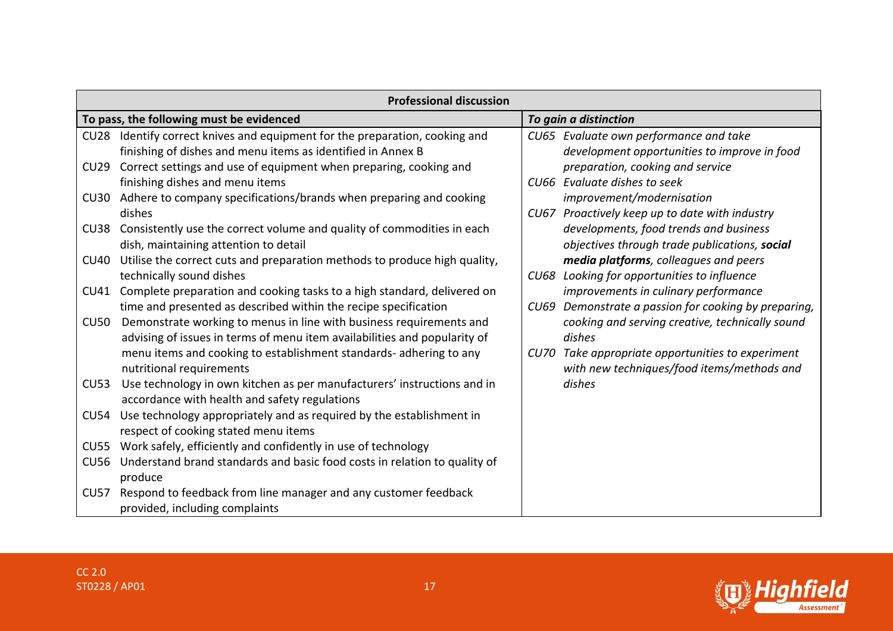| Professional discussion | |
|---|---|
| **To pass, the following must be evidenced** | ***To gain a distinction*** |
| CU28 Identify correct knives and equipment for the preparation, cooking and finishing of dishes and menu items as identified in Annex B<br>CU29 Correct settings and use of equipment when preparing, cooking and finishing dishes and menu items<br>CU30 Adhere to company specifications/brands when preparing and cooking dishes<br>CU38 Consistently use the correct volume and quality of commodities in each dish, maintaining attention to detail<br>CU40 Utilise the correct cuts and preparation methods to produce high quality, technically sound dishes<br>CU41 Complete preparation and cooking tasks to a high standard, delivered on time and presented as described within the recipe specification<br>CU50 Demonstrate working to menus in line with business requirements and advising of issues in terms of menu item availabilities and popularity of menu items and cooking to establishment standards- adhering to any nutritional requirements<br>CU53 Use technology in own kitchen as per manufacturers' instructions and in accordance with health and safety regulations<br>CU54 Use technology appropriately and as required by the establishment in respect of cooking stated menu items<br>CU55 Work safely, efficiently and confidently in use of technology<br>CU56 Understand brand standards and basic food costs in relation to quality of produce<br>CU57 Respond to feedback from line manager and any customer feedback provided, including complaints | *CU65 Evaluate own performance and take development opportunities to improve in food preparation, cooking and service*<br>*CU66 Evaluate dishes to seek improvement/modernisation*<br>*CU67 Proactively keep up to date with industry developments, food trends and business objectives through trade publications,* ***social media platforms****, colleagues and peers*<br>*CU68 Looking for opportunities to influence improvements in culinary performance*<br>*CU69 Demonstrate a passion for cooking by preparing, cooking and serving creative, technically sound dishes*<br>*CU70 Take appropriate opportunities to experiment with new techniques/food items/methods and dishes* |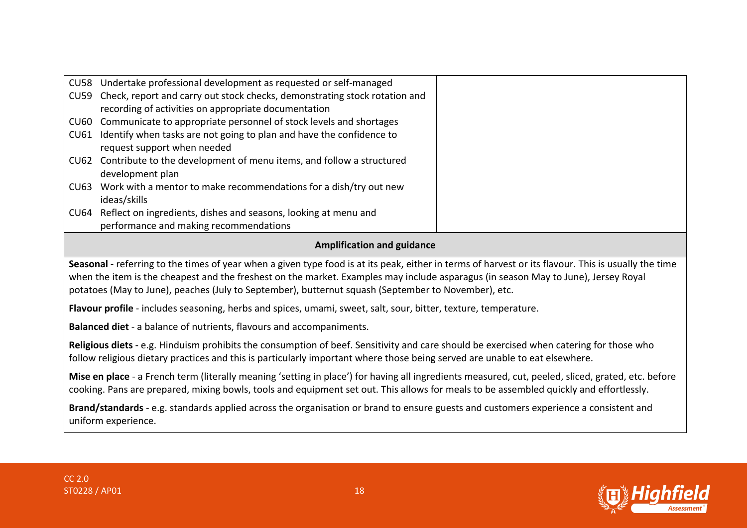| | |
|---|---|
| CU58 Undertake professional development as requested or self-managed<br>CU59 Check, report and carry out stock checks, demonstrating stock rotation and recording of activities on appropriate documentation<br>CU60 Communicate to appropriate personnel of stock levels and shortages<br>CU61 Identify when tasks are not going to plan and have the confidence to request support when needed<br>CU62 Contribute to the development of menu items, and follow a structured development plan<br>CU63 Work with a mentor to make recommendations for a dish/try out new ideas/skills<br>CU64 Reflect on ingredients, dishes and seasons, looking at menu and performance and making recommendations | |

**Amplification and guidance**

**Seasonal** - referring to the times of year when a given type food is at its peak, either in terms of harvest or its flavour. This is usually the time when the item is the cheapest and the freshest on the market. Examples may include asparagus (in season May to June), Jersey Royal potatoes (May to June), peaches (July to September), butternut squash (September to November), etc.

**Flavour profile** - includes seasoning, herbs and spices, umami, sweet, salt, sour, bitter, texture, temperature.

**Balanced diet** - a balance of nutrients, flavours and accompaniments.

**Religious diets** - e.g. Hinduism prohibits the consumption of beef. Sensitivity and care should be exercised when catering for those who follow religious dietary practices and this is particularly important where those being served are unable to eat elsewhere.

**Mise en place** - a French term (literally meaning 'setting in place') for having all ingredients measured, cut, peeled, sliced, grated, etc. before cooking. Pans are prepared, mixing bowls, tools and equipment set out. This allows for meals to be assembled quickly and effortlessly.

**Brand/standards** - e.g. standards applied across the organisation or brand to ensure guests and customers experience a consistent and uniform experience.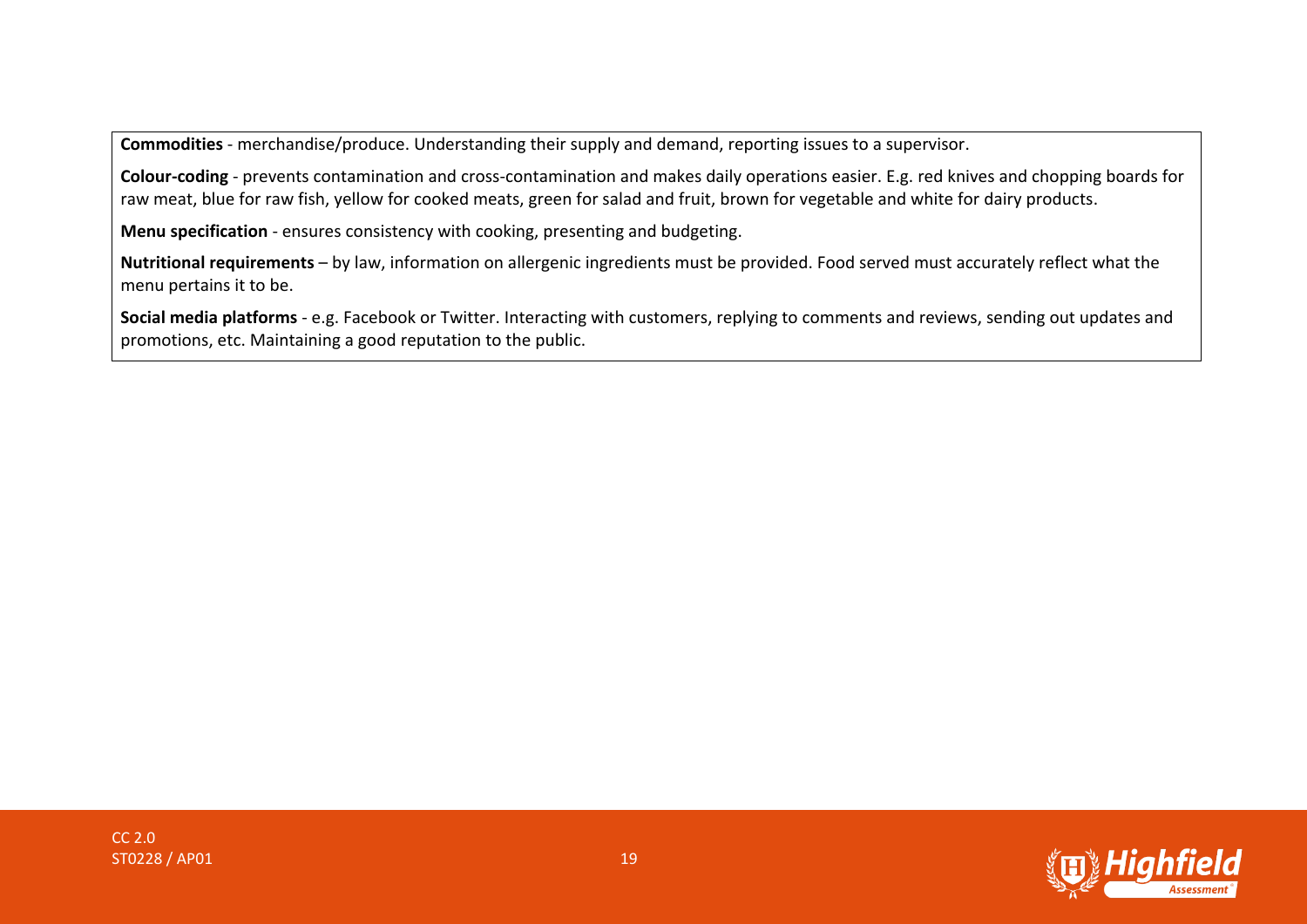**Commodities** - merchandise/produce. Understanding their supply and demand, reporting issues to a supervisor.

**Colour-coding** - prevents contamination and cross-contamination and makes daily operations easier. E.g. red knives and chopping boards for raw meat, blue for raw fish, yellow for cooked meats, green for salad and fruit, brown for vegetable and white for dairy products.

**Menu specification** - ensures consistency with cooking, presenting and budgeting.

**Nutritional requirements** – by law, information on allergenic ingredients must be provided. Food served must accurately reflect what the menu pertains it to be.

**Social media platforms** - e.g. Facebook or Twitter. Interacting with customers, replying to comments and reviews, sending out updates and promotions, etc. Maintaining a good reputation to the public.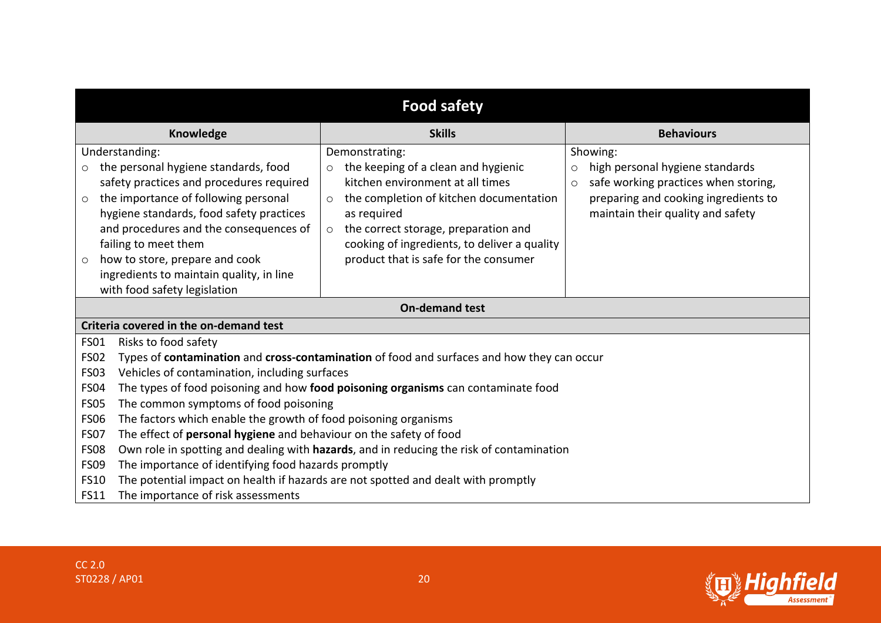## Food safety

| Knowledge | Skills | Behaviours |
| --- | --- | --- |
| Understanding:<br>○ the personal hygiene standards, food safety practices and procedures required<br>○ the importance of following personal hygiene standards, food safety practices and procedures and the consequences of failing to meet them<br>○ how to store, prepare and cook ingredients to maintain quality, in line with food safety legislation | Demonstrating:<br>○ the keeping of a clean and hygienic kitchen environment at all times<br>○ the completion of kitchen documentation as required<br>○ the correct storage, preparation and cooking of ingredients, to deliver a quality product that is safe for the consumer | Showing:<br>○ high personal hygiene standards<br>○ safe working practices when storing, preparing and cooking ingredients to maintain their quality and safety |

### On-demand test

**Criteria covered in the on-demand test**

| | |
| --- | --- |
| FS01 | Risks to food safety |
| FS02 | Types of **contamination** and **cross-contamination** of food and surfaces and how they can occur |
| FS03 | Vehicles of contamination, including surfaces |
| FS04 | The types of food poisoning and how **food poisoning organisms** can contaminate food |
| FS05 | The common symptoms of food poisoning |
| FS06 | The factors which enable the growth of food poisoning organisms |
| FS07 | The effect of **personal hygiene** and behaviour on the safety of food |
| FS08 | Own role in spotting and dealing with **hazards**, and in reducing the risk of contamination |
| FS09 | The importance of identifying food hazards promptly |
| FS10 | The potential impact on health if hazards are not spotted and dealt with promptly |
| FS11 | The importance of risk assessments |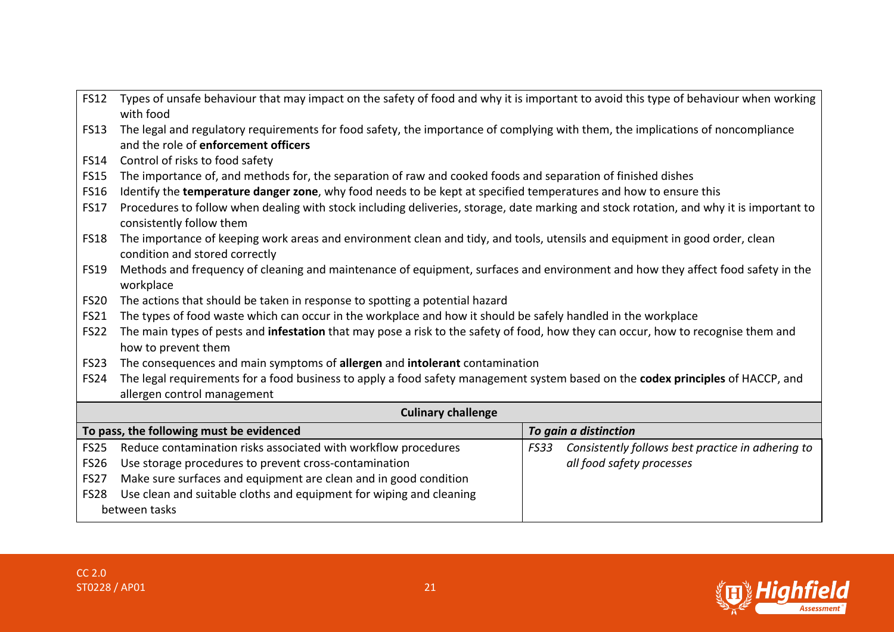| |
|---|
| FS12 Types of unsafe behaviour that may impact on the safety of food and why it is important to avoid this type of behaviour when working with food<br>FS13 The legal and regulatory requirements for food safety, the importance of complying with them, the implications of noncompliance and the role of **enforcement officers**<br>FS14 Control of risks to food safety<br>FS15 The importance of, and methods for, the separation of raw and cooked foods and separation of finished dishes<br>FS16 Identify the **temperature danger zone**, why food needs to be kept at specified temperatures and how to ensure this<br>FS17 Procedures to follow when dealing with stock including deliveries, storage, date marking and stock rotation, and why it is important to consistently follow them<br>FS18 The importance of keeping work areas and environment clean and tidy, and tools, utensils and equipment in good order, clean condition and stored correctly<br>FS19 Methods and frequency of cleaning and maintenance of equipment, surfaces and environment and how they affect food safety in the workplace<br>FS20 The actions that should be taken in response to spotting a potential hazard<br>FS21 The types of food waste which can occur in the workplace and how it should be safely handled in the workplace<br>FS22 The main types of pests and **infestation** that may pose a risk to the safety of food, how they can occur, how to recognise them and how to prevent them<br>FS23 The consequences and main symptoms of **allergen** and **intolerant** contamination<br>FS24 The legal requirements for a food business to apply a food safety management system based on the **codex principles** of HACCP, and allergen control management |

| **Culinary challenge** | |
|---|---|
| **To pass, the following must be evidenced** | ***To gain a distinction*** |
| FS25 Reduce contamination risks associated with workflow procedures<br>FS26 Use storage procedures to prevent cross-contamination<br>FS27 Make sure surfaces and equipment are clean and in good condition<br>FS28 Use clean and suitable cloths and equipment for wiping and cleaning between tasks | *FS33 Consistently follows best practice in adhering to all food safety processes* |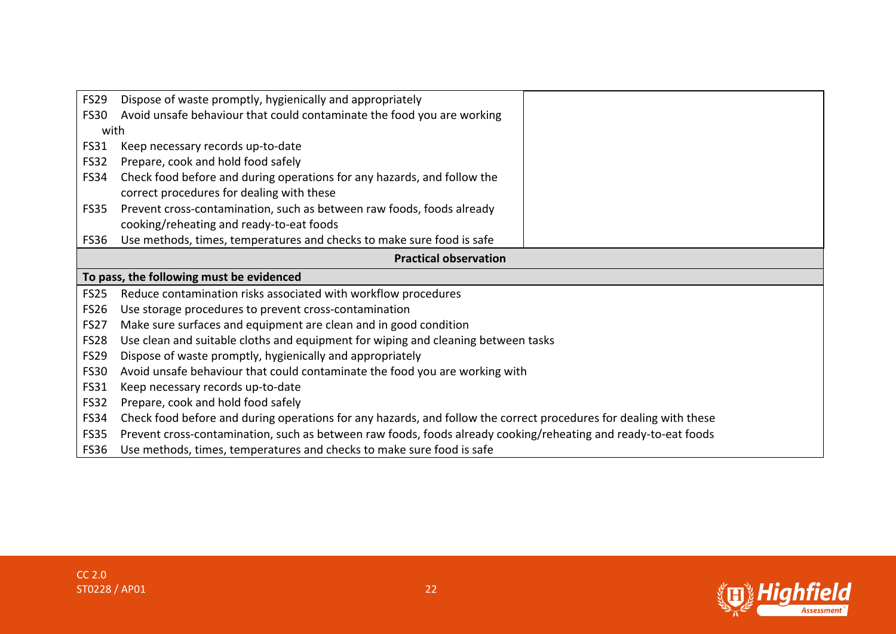| | |
|---|---|
| FS29 Dispose of waste promptly, hygienically and appropriately<br>FS30 Avoid unsafe behaviour that could contaminate the food you are working with<br>FS31 Keep necessary records up-to-date<br>FS32 Prepare, cook and hold food safely<br>FS34 Check food before and during operations for any hazards, and follow the correct procedures for dealing with these<br>FS35 Prevent cross-contamination, such as between raw foods, foods already cooking/reheating and ready-to-eat foods<br>FS36 Use methods, times, temperatures and checks to make sure food is safe | |

| **Practical observation** |
|---|
| **To pass, the following must be evidenced** |
| FS25 Reduce contamination risks associated with workflow procedures<br>FS26 Use storage procedures to prevent cross-contamination<br>FS27 Make sure surfaces and equipment are clean and in good condition<br>FS28 Use clean and suitable cloths and equipment for wiping and cleaning between tasks<br>FS29 Dispose of waste promptly, hygienically and appropriately<br>FS30 Avoid unsafe behaviour that could contaminate the food you are working with<br>FS31 Keep necessary records up-to-date<br>FS32 Prepare, cook and hold food safely<br>FS34 Check food before and during operations for any hazards, and follow the correct procedures for dealing with these<br>FS35 Prevent cross-contamination, such as between raw foods, foods already cooking/reheating and ready-to-eat foods<br>FS36 Use methods, times, temperatures and checks to make sure food is safe |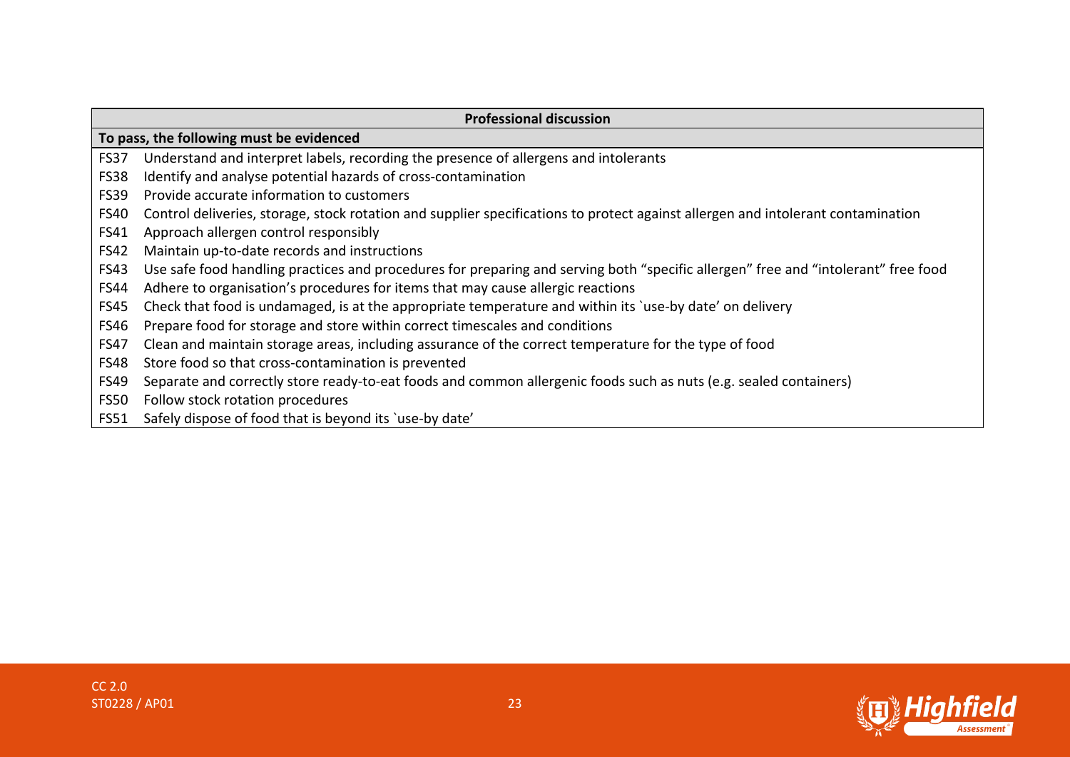| Professional discussion | |
|---|---|
| **To pass, the following must be evidenced** | |
| FS37 | Understand and interpret labels, recording the presence of allergens and intolerants |
| FS38 | Identify and analyse potential hazards of cross-contamination |
| FS39 | Provide accurate information to customers |
| FS40 | Control deliveries, storage, stock rotation and supplier specifications to protect against allergen and intolerant contamination |
| FS41 | Approach allergen control responsibly |
| FS42 | Maintain up-to-date records and instructions |
| FS43 | Use safe food handling practices and procedures for preparing and serving both "specific allergen" free and "intolerant" free food |
| FS44 | Adhere to organisation's procedures for items that may cause allergic reactions |
| FS45 | Check that food is undamaged, is at the appropriate temperature and within its `use-by date' on delivery |
| FS46 | Prepare food for storage and store within correct timescales and conditions |
| FS47 | Clean and maintain storage areas, including assurance of the correct temperature for the type of food |
| FS48 | Store food so that cross-contamination is prevented |
| FS49 | Separate and correctly store ready-to-eat foods and common allergenic foods such as nuts (e.g. sealed containers) |
| FS50 | Follow stock rotation procedures |
| FS51 | Safely dispose of food that is beyond its `use-by date' |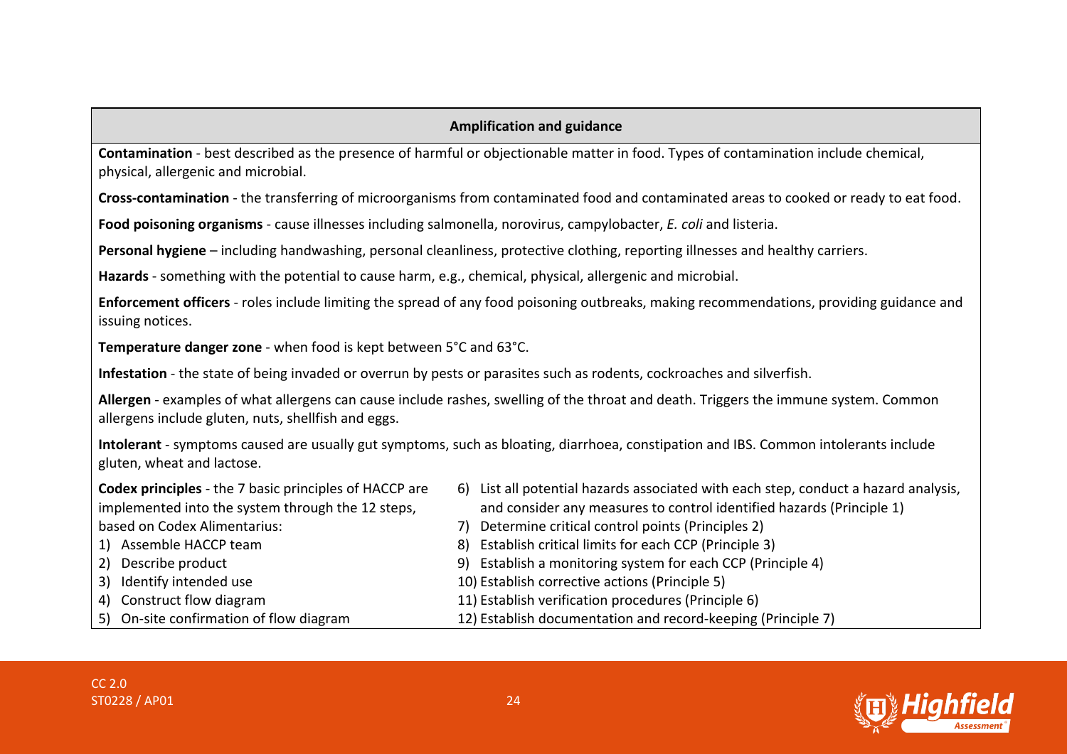**Amplification and guidance**

**Contamination** - best described as the presence of harmful or objectionable matter in food. Types of contamination include chemical, physical, allergenic and microbial.

**Cross-contamination** - the transferring of microorganisms from contaminated food and contaminated areas to cooked or ready to eat food.

**Food poisoning organisms** - cause illnesses including salmonella, norovirus, campylobacter, *E. coli* and listeria.

**Personal hygiene** – including handwashing, personal cleanliness, protective clothing, reporting illnesses and healthy carriers.

**Hazards** - something with the potential to cause harm, e.g., chemical, physical, allergenic and microbial.

**Enforcement officers** - roles include limiting the spread of any food poisoning outbreaks, making recommendations, providing guidance and issuing notices.

**Temperature danger zone** - when food is kept between 5°C and 63°C.

**Infestation** - the state of being invaded or overrun by pests or parasites such as rodents, cockroaches and silverfish.

**Allergen** - examples of what allergens can cause include rashes, swelling of the throat and death. Triggers the immune system. Common allergens include gluten, nuts, shellfish and eggs.

**Intolerant** - symptoms caused are usually gut symptoms, such as bloating, diarrhoea, constipation and IBS. Common intolerants include gluten, wheat and lactose.

**Codex principles** - the 7 basic principles of HACCP are implemented into the system through the 12 steps, based on Codex Alimentarius:

1) Assemble HACCP team
2) Describe product
3) Identify intended use
4) Construct flow diagram
5) On-site confirmation of flow diagram
6) List all potential hazards associated with each step, conduct a hazard analysis, and consider any measures to control identified hazards (Principle 1)
7) Determine critical control points (Principles 2)
8) Establish critical limits for each CCP (Principle 3)
9) Establish a monitoring system for each CCP (Principle 4)
10) Establish corrective actions (Principle 5)
11) Establish verification procedures (Principle 6)
12) Establish documentation and record-keeping (Principle 7)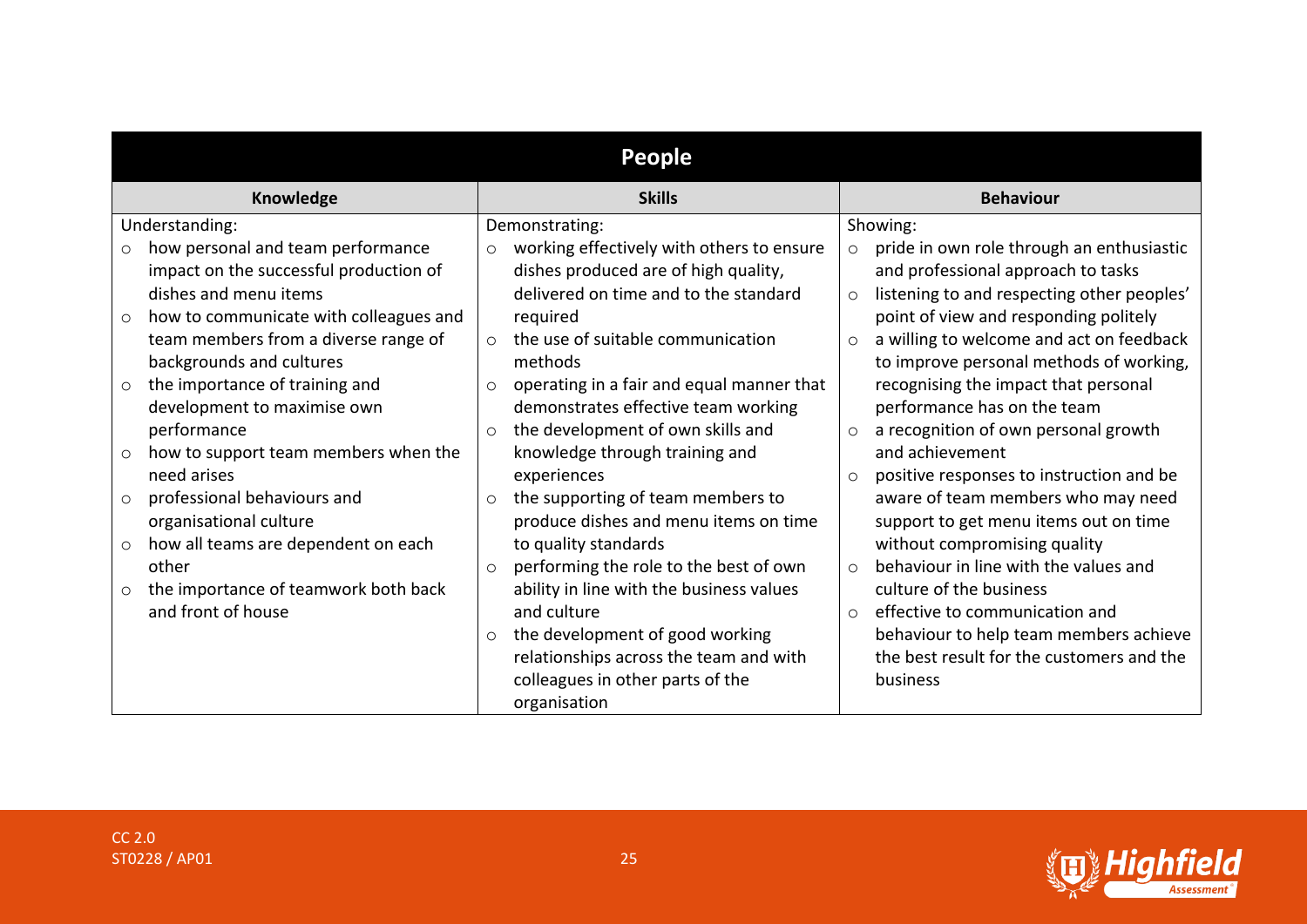| People | | |
|---|---|---|
| **Knowledge** | **Skills** | **Behaviour** |
| Understanding:<br>○ how personal and team performance impact on the successful production of dishes and menu items<br>○ how to communicate with colleagues and team members from a diverse range of backgrounds and cultures<br>○ the importance of training and development to maximise own performance<br>○ how to support team members when the need arises<br>○ professional behaviours and organisational culture<br>○ how all teams are dependent on each other<br>○ the importance of teamwork both back and front of house | Demonstrating:<br>○ working effectively with others to ensure dishes produced are of high quality, delivered on time and to the standard required<br>○ the use of suitable communication methods<br>○ operating in a fair and equal manner that demonstrates effective team working<br>○ the development of own skills and knowledge through training and experiences<br>○ the supporting of team members to produce dishes and menu items on time to quality standards<br>○ performing the role to the best of own ability in line with the business values and culture<br>○ the development of good working relationships across the team and with colleagues in other parts of the organisation | Showing:<br>○ pride in own role through an enthusiastic and professional approach to tasks<br>○ listening to and respecting other peoples' point of view and responding politely<br>○ a willing to welcome and act on feedback to improve personal methods of working, recognising the impact that personal performance has on the team<br>○ a recognition of own personal growth and achievement<br>○ positive responses to instruction and be aware of team members who may need support to get menu items out on time without compromising quality<br>○ behaviour in line with the values and culture of the business<br>○ effective to communication and behaviour to help team members achieve the best result for the customers and the business |

CC 2.0
ST0228 / AP01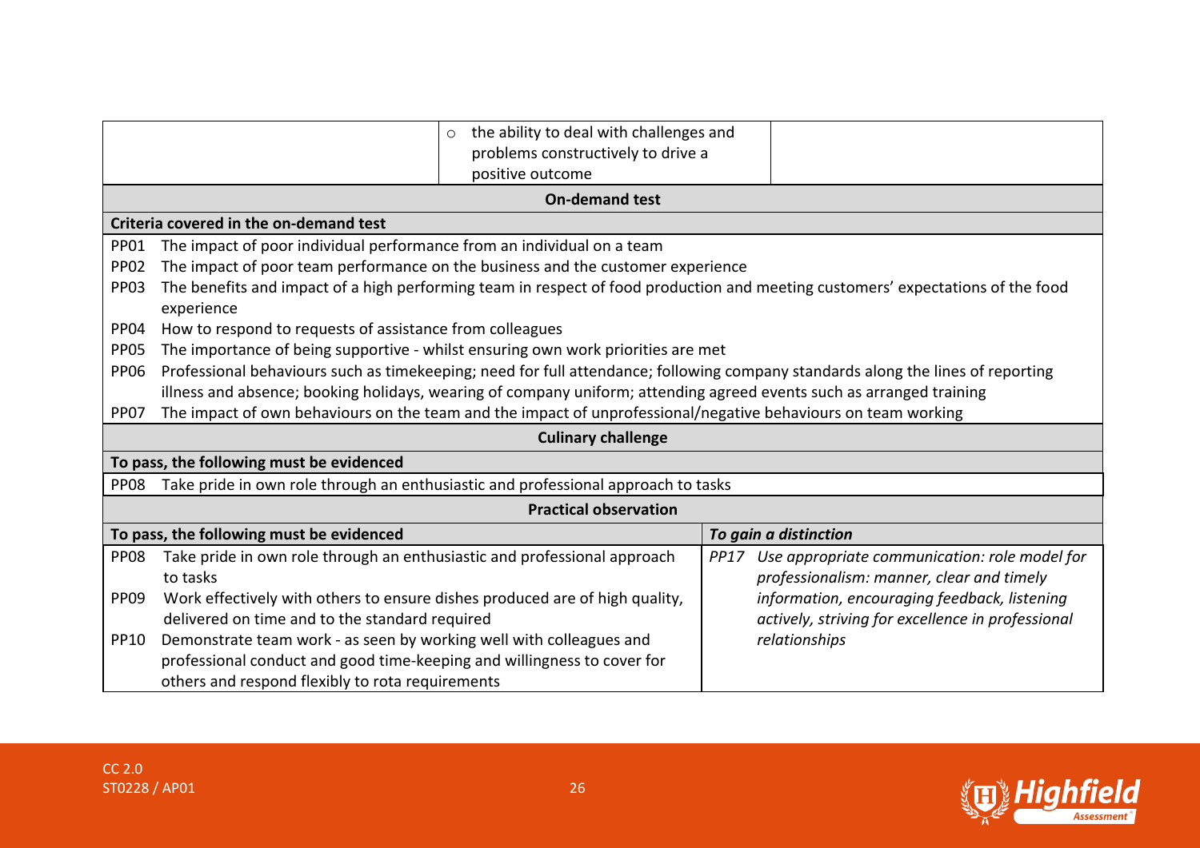| | | |
|---|---|---|
| | ○ the ability to deal with challenges and problems constructively to drive a positive outcome | |

**On-demand test**

| Criteria covered in the on-demand test | |
|---|---|
| PP01 | The impact of poor individual performance from an individual on a team |
| PP02 | The impact of poor team performance on the business and the customer experience |
| PP03 | The benefits and impact of a high performing team in respect of food production and meeting customers' expectations of the food experience |
| PP04 | How to respond to requests of assistance from colleagues |
| PP05 | The importance of being supportive - whilst ensuring own work priorities are met |
| PP06 | Professional behaviours such as timekeeping; need for full attendance; following company standards along the lines of reporting illness and absence; booking holidays, wearing of company uniform; attending agreed events such as arranged training |
| PP07 | The impact of own behaviours on the team and the impact of unprofessional/negative behaviours on team working |

**Culinary challenge**

| To pass, the following must be evidenced | |
|---|---|
| PP08 | Take pride in own role through an enthusiastic and professional approach to tasks |

**Practical observation**

| To pass, the following must be evidenced | *To gain a distinction* |
|---|---|
| PP08 Take pride in own role through an enthusiastic and professional approach to tasks<br>PP09 Work effectively with others to ensure dishes produced are of high quality, delivered on time and to the standard required<br>PP10 Demonstrate team work - as seen by working well with colleagues and professional conduct and good time-keeping and willingness to cover for others and respond flexibly to rota requirements | *PP17 Use appropriate communication: role model for professionalism: manner, clear and timely information, encouraging feedback, listening actively, striving for excellence in professional relationships* |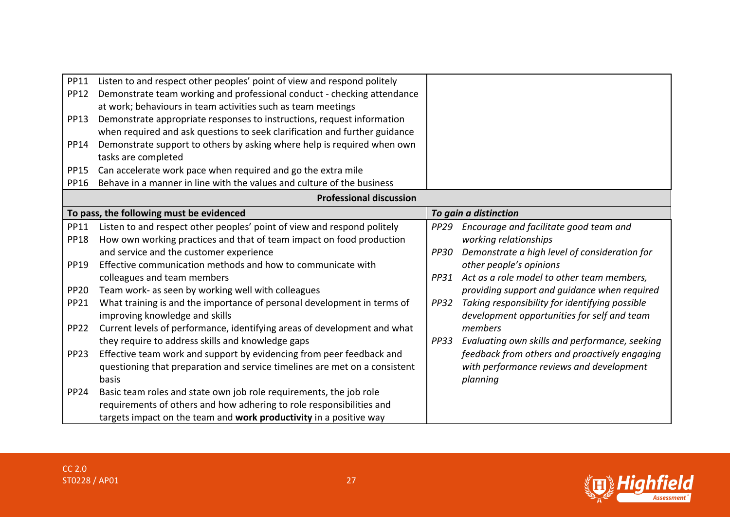| | |
|---|---|
| PP11 Listen to and respect other peoples' point of view and respond politely<br>PP12 Demonstrate team working and professional conduct - checking attendance at work; behaviours in team activities such as team meetings<br>PP13 Demonstrate appropriate responses to instructions, request information when required and ask questions to seek clarification and further guidance<br>PP14 Demonstrate support to others by asking where help is required when own tasks are completed<br>PP15 Can accelerate work pace when required and go the extra mile<br>PP16 Behave in a manner in line with the values and culture of the business | |

**Professional discussion**

| To pass, the following must be evidenced | *To gain a distinction* |
|---|---|
| PP11 Listen to and respect other peoples' point of view and respond politely<br>PP18 How own working practices and that of team impact on food production and service and the customer experience<br>PP19 Effective communication methods and how to communicate with colleagues and team members<br>PP20 Team work- as seen by working well with colleagues<br>PP21 What training is and the importance of personal development in terms of improving knowledge and skills<br>PP22 Current levels of performance, identifying areas of development and what they require to address skills and knowledge gaps<br>PP23 Effective team work and support by evidencing from peer feedback and questioning that preparation and service timelines are met on a consistent basis<br>PP24 Basic team roles and state own job role requirements, the job role requirements of others and how adhering to role responsibilities and targets impact on the team and **work productivity** in a positive way | *PP29 Encourage and facilitate good team and working relationships*<br>*PP30 Demonstrate a high level of consideration for other people's opinions*<br>*PP31 Act as a role model to other team members, providing support and guidance when required*<br>*PP32 Taking responsibility for identifying possible development opportunities for self and team members*<br>*PP33 Evaluating own skills and performance, seeking feedback from others and proactively engaging with performance reviews and development planning* |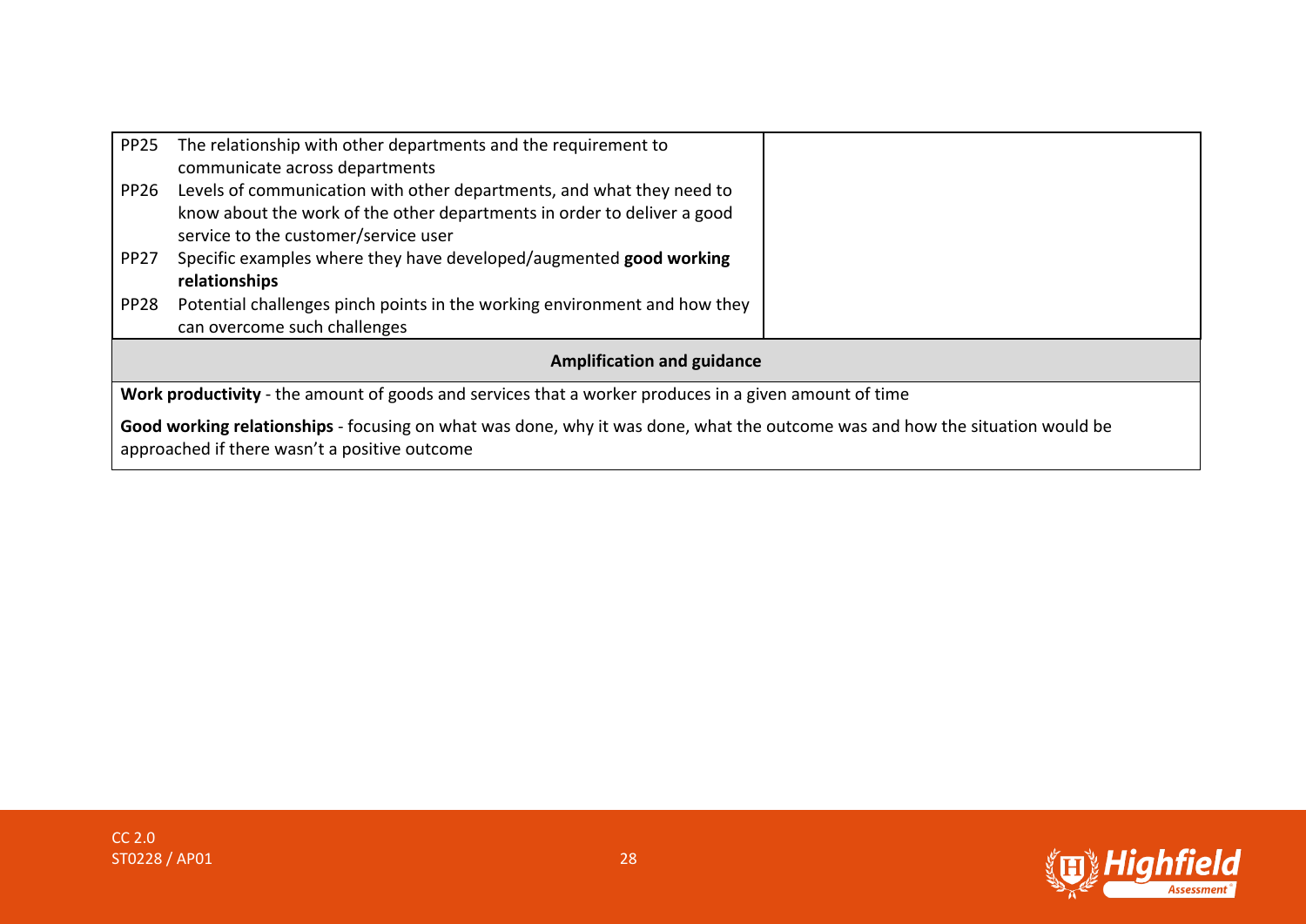| | |
|---|---|
| PP25 The relationship with other departments and the requirement to communicate across departments<br>PP26 Levels of communication with other departments, and what they need to know about the work of the other departments in order to deliver a good service to the customer/service user<br>PP27 Specific examples where they have developed/augmented **good working relationships**<br>PP28 Potential challenges pinch points in the working environment and how they can overcome such challenges | |

| **Amplification and guidance** |
|---|
| **Work productivity** - the amount of goods and services that a worker produces in a given amount of time<br><br>**Good working relationships** - focusing on what was done, why it was done, what the outcome was and how the situation would be approached if there wasn't a positive outcome |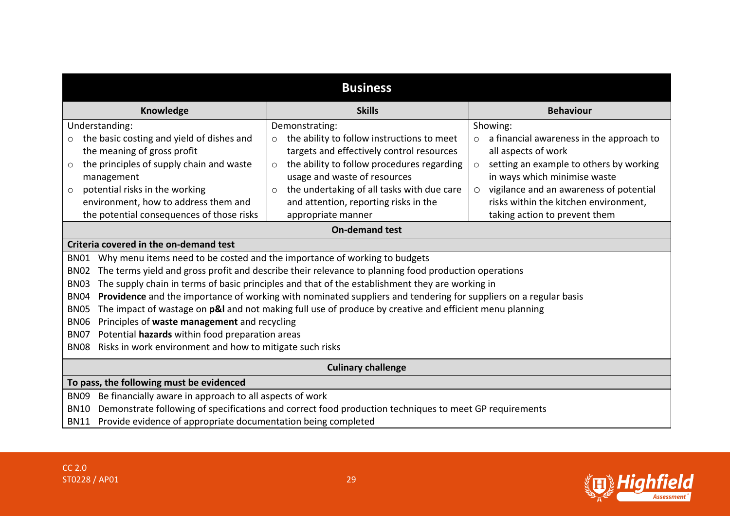## Business

| Knowledge | Skills | Behaviour |
|---|---|---|
| Understanding:<br>○ the basic costing and yield of dishes and the meaning of gross profit<br>○ the principles of supply chain and waste management<br>○ potential risks in the working environment, how to address them and the potential consequences of those risks | Demonstrating:<br>○ the ability to follow instructions to meet targets and effectively control resources<br>○ the ability to follow procedures regarding usage and waste of resources<br>○ the undertaking of all tasks with due care and attention, reporting risks in the appropriate manner | Showing:<br>○ a financial awareness in the approach to all aspects of work<br>○ setting an example to others by working in ways which minimise waste<br>○ vigilance and an awareness of potential risks within the kitchen environment, taking action to prevent them |

### On-demand test

**Criteria covered in the on-demand test**

BN01 Why menu items need to be costed and the importance of working to budgets
BN02 The terms yield and gross profit and describe their relevance to planning food production operations
BN03 The supply chain in terms of basic principles and that of the establishment they are working in
BN04 **Providence** and the importance of working with nominated suppliers and tendering for suppliers on a regular basis
BN05 The impact of wastage on **p&l** and not making full use of produce by creative and efficient menu planning
BN06 Principles of **waste management** and recycling
BN07 Potential **hazards** within food preparation areas
BN08 Risks in work environment and how to mitigate such risks

### Culinary challenge

**To pass, the following must be evidenced**

BN09 Be financially aware in approach to all aspects of work
BN10 Demonstrate following of specifications and correct food production techniques to meet GP requirements
BN11 Provide evidence of appropriate documentation being completed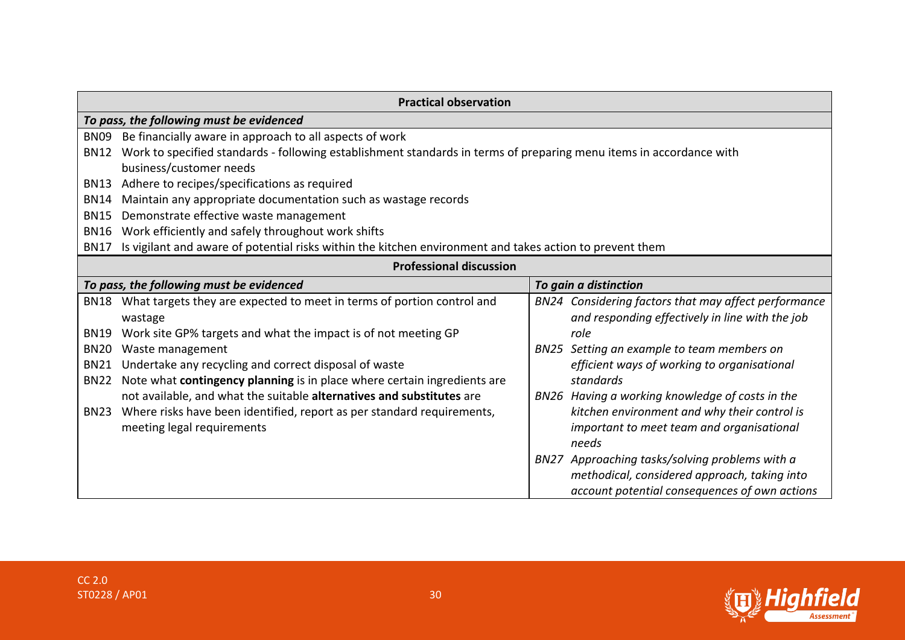| Practical observation |
|---|
| ***To pass, the following must be evidenced*** |
| BN09 Be financially aware in approach to all aspects of work<br>BN12 Work to specified standards - following establishment standards in terms of preparing menu items in accordance with business/customer needs<br>BN13 Adhere to recipes/specifications as required<br>BN14 Maintain any appropriate documentation such as wastage records<br>BN15 Demonstrate effective waste management<br>BN16 Work efficiently and safely throughout work shifts<br>BN17 Is vigilant and aware of potential risks within the kitchen environment and takes action to prevent them |

| Professional discussion | |
|---|---|
| ***To pass, the following must be evidenced*** | ***To gain a distinction*** |
| BN18 What targets they are expected to meet in terms of portion control and wastage<br>BN19 Work site GP% targets and what the impact is of not meeting GP<br>BN20 Waste management<br>BN21 Undertake any recycling and correct disposal of waste<br>BN22 Note what **contingency planning** is in place where certain ingredients are not available, and what the suitable **alternatives and substitutes** are<br>BN23 Where risks have been identified, report as per standard requirements, meeting legal requirements | *BN24 Considering factors that may affect performance and responding effectively in line with the job role*<br>*BN25 Setting an example to team members on efficient ways of working to organisational standards*<br>*BN26 Having a working knowledge of costs in the kitchen environment and why their control is important to meet team and organisational needs*<br>*BN27 Approaching tasks/solving problems with a methodical, considered approach, taking into account potential consequences of own actions* |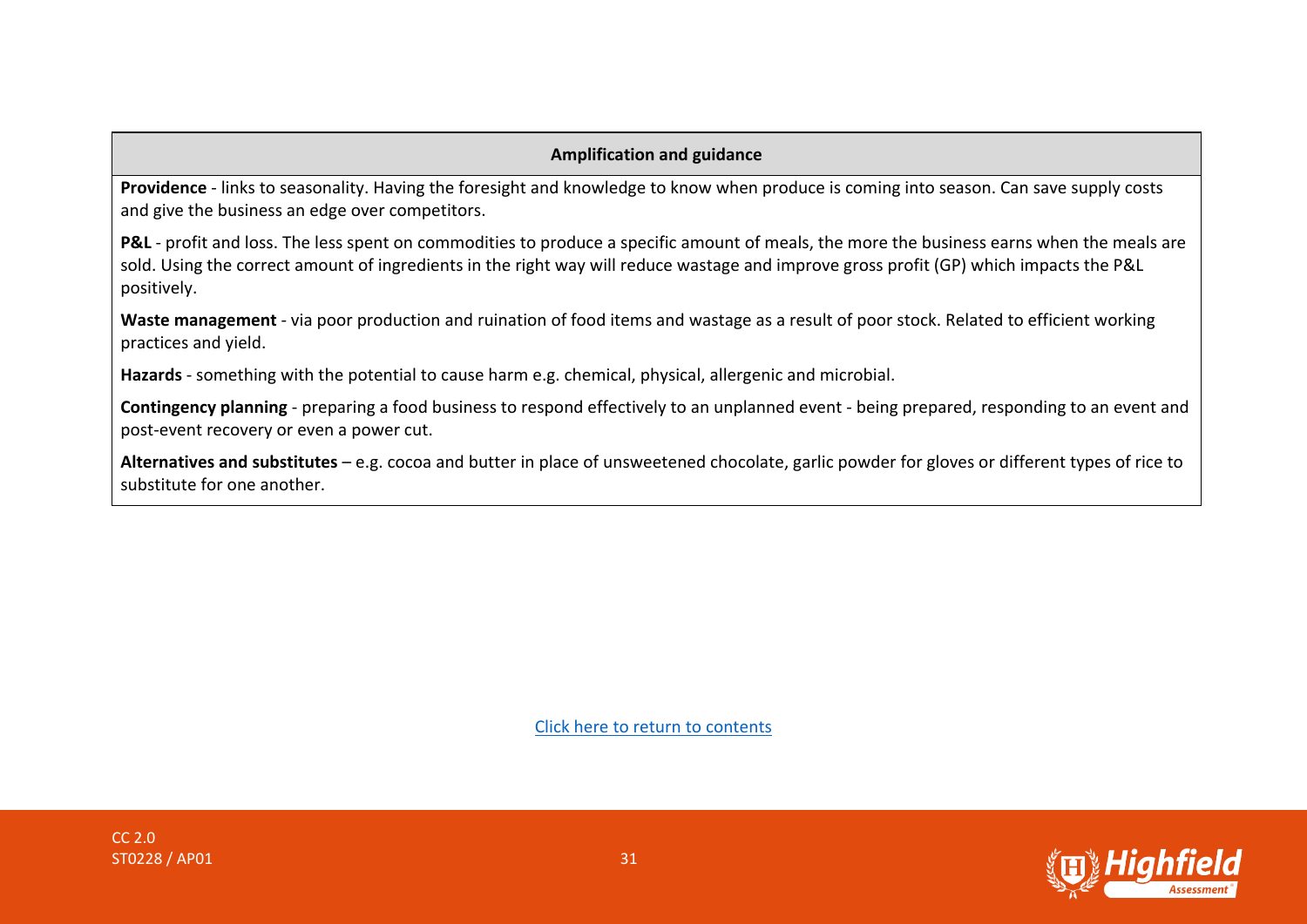| Amplification and guidance |
| --- |
| **Providence** - links to seasonality. Having the foresight and knowledge to know when produce is coming into season. Can save supply costs and give the business an edge over competitors.<br><br>**P&L** - profit and loss. The less spent on commodities to produce a specific amount of meals, the more the business earns when the meals are sold. Using the correct amount of ingredients in the right way will reduce wastage and improve gross profit (GP) which impacts the P&L positively.<br><br>**Waste management** - via poor production and ruination of food items and wastage as a result of poor stock. Related to efficient working practices and yield.<br><br>**Hazards** - something with the potential to cause harm e.g. chemical, physical, allergenic and microbial.<br><br>**Contingency planning** - preparing a food business to respond effectively to an unplanned event - being prepared, responding to an event and post-event recovery or even a power cut.<br><br>**Alternatives and substitutes** – e.g. cocoa and butter in place of unsweetened chocolate, garlic powder for gloves or different types of rice to substitute for one another. |

Click here to return to contents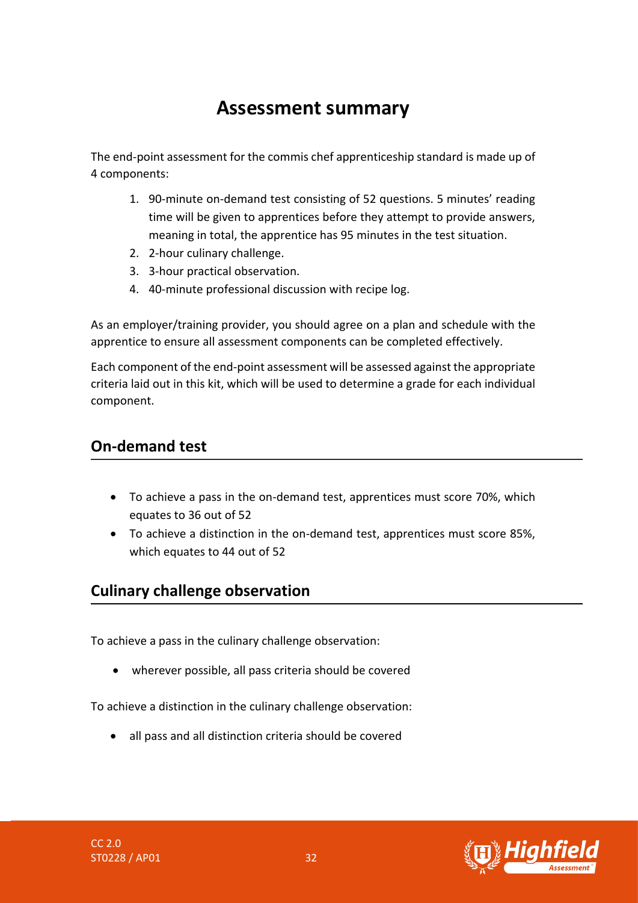# Assessment summary

The end-point assessment for the commis chef apprenticeship standard is made up of 4 components:

1. 90-minute on-demand test consisting of 52 questions. 5 minutes' reading time will be given to apprentices before they attempt to provide answers, meaning in total, the apprentice has 95 minutes in the test situation.
2. 2-hour culinary challenge.
3. 3-hour practical observation.
4. 40-minute professional discussion with recipe log.

As an employer/training provider, you should agree on a plan and schedule with the apprentice to ensure all assessment components can be completed effectively.

Each component of the end-point assessment will be assessed against the appropriate criteria laid out in this kit, which will be used to determine a grade for each individual component.

## On-demand test

- To achieve a pass in the on-demand test, apprentices must score 70%, which equates to 36 out of 52
- To achieve a distinction in the on-demand test, apprentices must score 85%, which equates to 44 out of 52

## Culinary challenge observation

To achieve a pass in the culinary challenge observation:

- wherever possible, all pass criteria should be covered

To achieve a distinction in the culinary challenge observation:

- all pass and all distinction criteria should be covered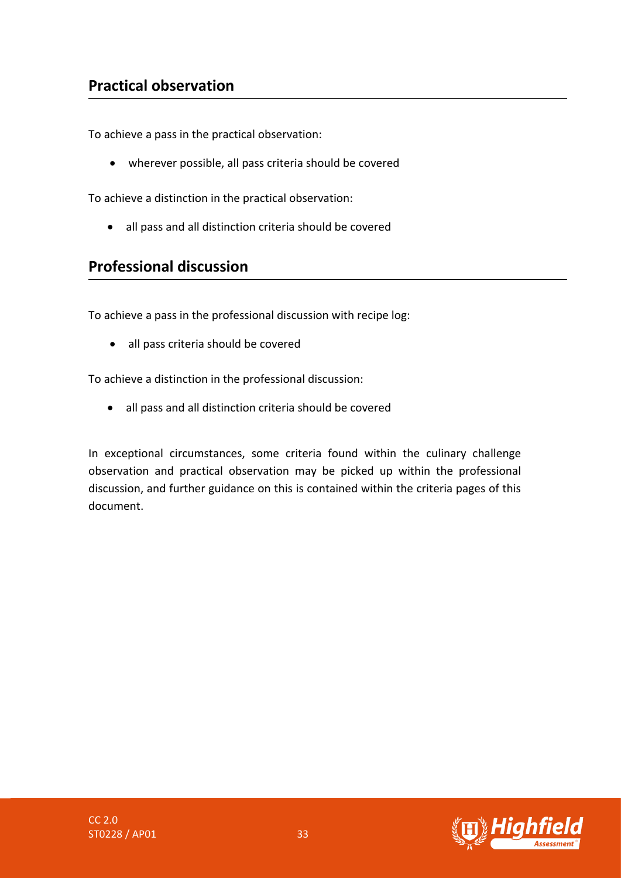## Practical observation

To achieve a pass in the practical observation:

- wherever possible, all pass criteria should be covered

To achieve a distinction in the practical observation:

- all pass and all distinction criteria should be covered

## Professional discussion

To achieve a pass in the professional discussion with recipe log:

- all pass criteria should be covered

To achieve a distinction in the professional discussion:

- all pass and all distinction criteria should be covered

In exceptional circumstances, some criteria found within the culinary challenge observation and practical observation may be picked up within the professional discussion, and further guidance on this is contained within the criteria pages of this document.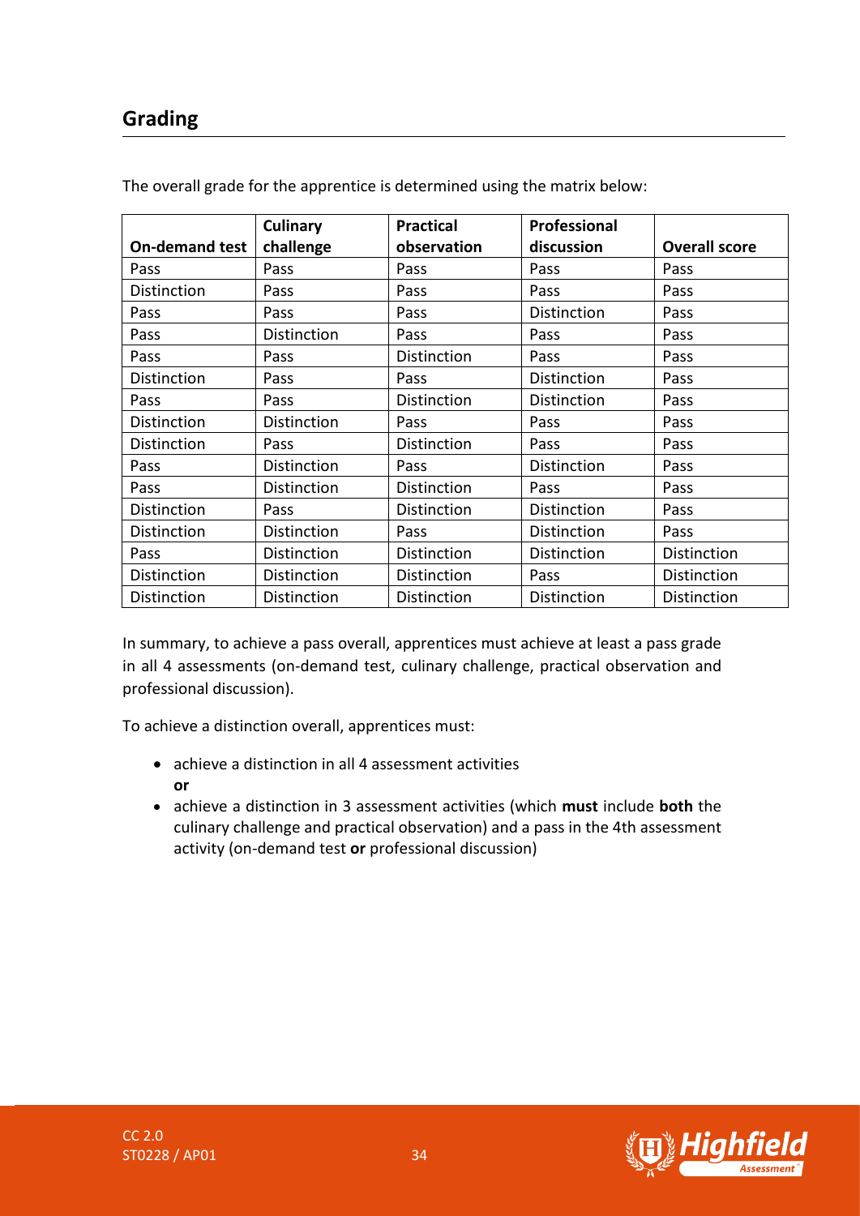## Grading

The overall grade for the apprentice is determined using the matrix below:

| On-demand test | Culinary challenge | Practical observation | Professional discussion | Overall score |
|---|---|---|---|---|
| Pass | Pass | Pass | Pass | Pass |
| Distinction | Pass | Pass | Pass | Pass |
| Pass | Pass | Pass | Distinction | Pass |
| Pass | Distinction | Pass | Pass | Pass |
| Pass | Pass | Distinction | Pass | Pass |
| Distinction | Pass | Pass | Distinction | Pass |
| Pass | Pass | Distinction | Distinction | Pass |
| Distinction | Distinction | Pass | Pass | Pass |
| Distinction | Pass | Distinction | Pass | Pass |
| Pass | Distinction | Pass | Distinction | Pass |
| Pass | Distinction | Distinction | Pass | Pass |
| Distinction | Pass | Distinction | Distinction | Pass |
| Distinction | Distinction | Pass | Distinction | Pass |
| Pass | Distinction | Distinction | Distinction | Distinction |
| Distinction | Distinction | Distinction | Pass | Distinction |
| Distinction | Distinction | Distinction | Distinction | Distinction |

In summary, to achieve a pass overall, apprentices must achieve at least a pass grade in all 4 assessments (on-demand test, culinary challenge, practical observation and professional discussion).

To achieve a distinction overall, apprentices must:

- achieve a distinction in all 4 assessment activities
  **or**
- achieve a distinction in 3 assessment activities (which **must** include **both** the culinary challenge and practical observation) and a pass in the 4th assessment activity (on-demand test **or** professional discussion)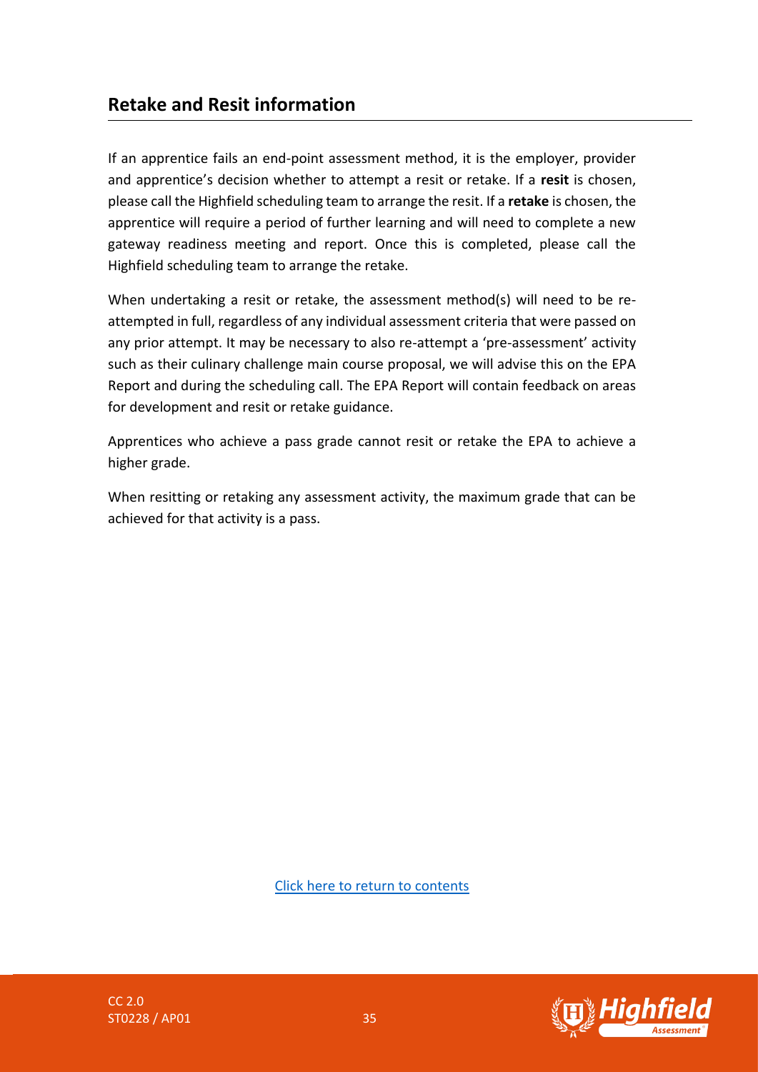## Retake and Resit information

If an apprentice fails an end-point assessment method, it is the employer, provider and apprentice's decision whether to attempt a resit or retake. If a **resit** is chosen, please call the Highfield scheduling team to arrange the resit. If a **retake** is chosen, the apprentice will require a period of further learning and will need to complete a new gateway readiness meeting and report. Once this is completed, please call the Highfield scheduling team to arrange the retake.

When undertaking a resit or retake, the assessment method(s) will need to be re-attempted in full, regardless of any individual assessment criteria that were passed on any prior attempt. It may be necessary to also re-attempt a 'pre-assessment' activity such as their culinary challenge main course proposal, we will advise this on the EPA Report and during the scheduling call. The EPA Report will contain feedback on areas for development and resit or retake guidance.

Apprentices who achieve a pass grade cannot resit or retake the EPA to achieve a higher grade.

When resitting or retaking any assessment activity, the maximum grade that can be achieved for that activity is a pass.

Click here to return to contents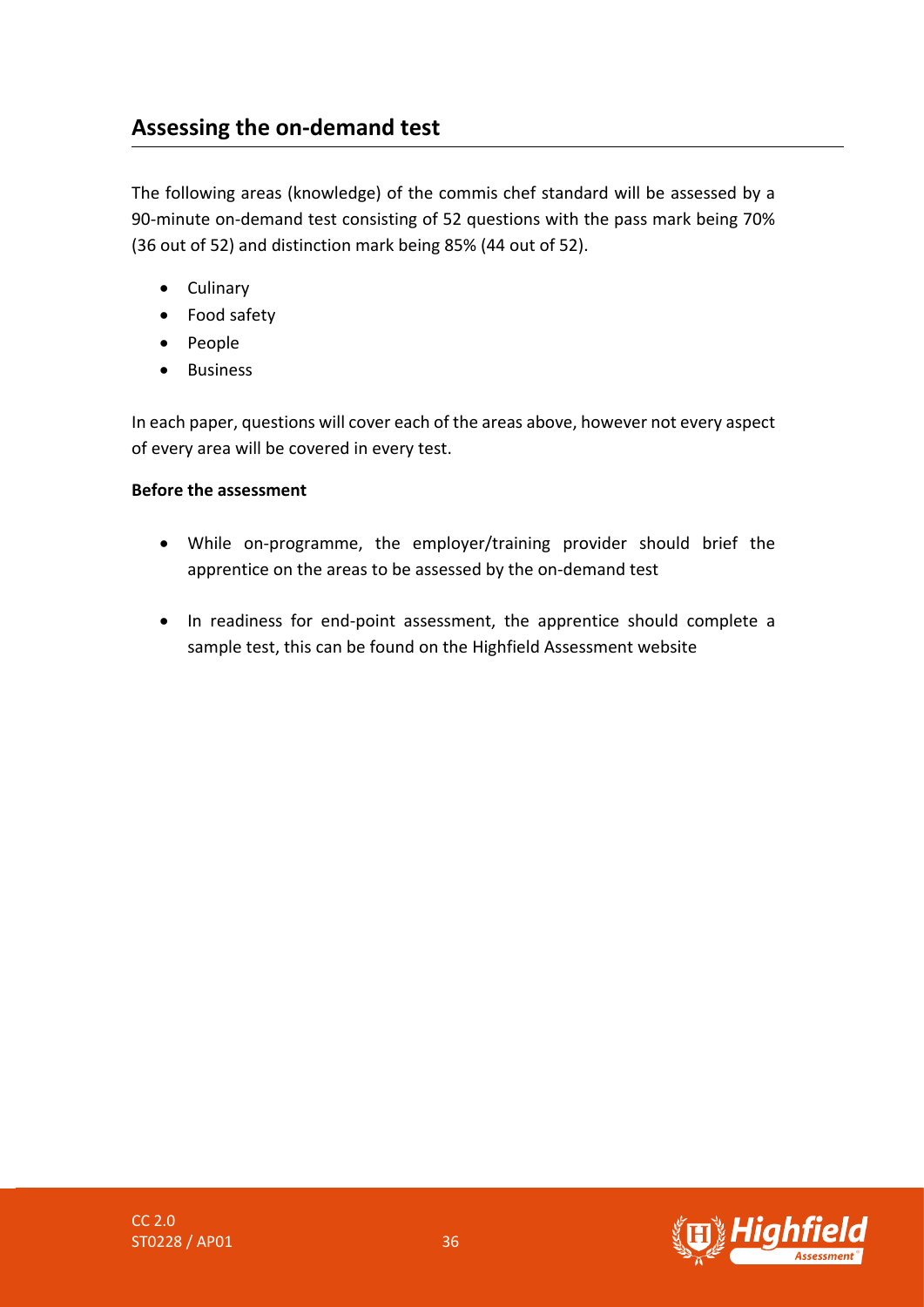## Assessing the on-demand test

The following areas (knowledge) of the commis chef standard will be assessed by a 90-minute on-demand test consisting of 52 questions with the pass mark being 70% (36 out of 52) and distinction mark being 85% (44 out of 52).

- Culinary
- Food safety
- People
- Business

In each paper, questions will cover each of the areas above, however not every aspect of every area will be covered in every test.

**Before the assessment**

- While on-programme, the employer/training provider should brief the apprentice on the areas to be assessed by the on-demand test
- In readiness for end-point assessment, the apprentice should complete a sample test, this can be found on the Highfield Assessment website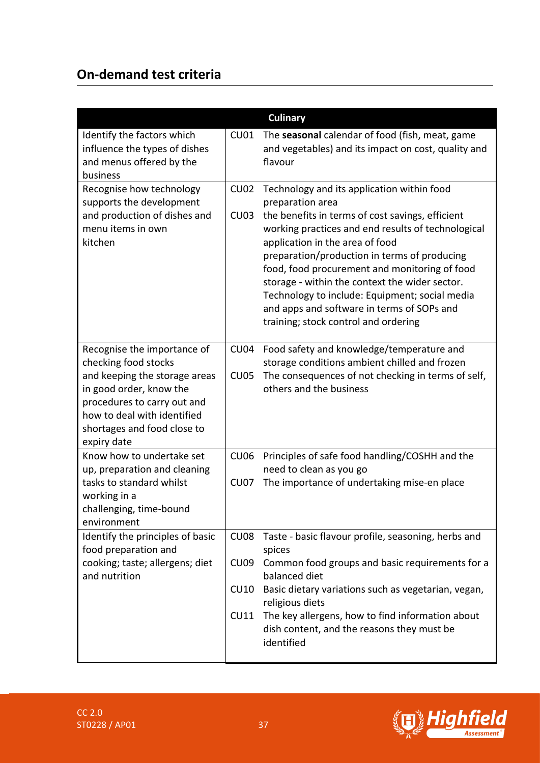## On-demand test criteria

| Culinary | | |
|---|---|---|
| Identify the factors which influence the types of dishes and menus offered by the business | CU01 | The **seasonal** calendar of food (fish, meat, game and vegetables) and its impact on cost, quality and flavour |
| Recognise how technology supports the development and production of dishes and menu items in own kitchen | CU02 | Technology and its application within food preparation area |
| | CU03 | the benefits in terms of cost savings, efficient working practices and end results of technological application in the area of food preparation/production in terms of producing food, food procurement and monitoring of food storage - within the context the wider sector. Technology to include: Equipment; social media and apps and software in terms of SOPs and training; stock control and ordering |
| Recognise the importance of checking food stocks and keeping the storage areas in good order, know the procedures to carry out and how to deal with identified shortages and food close to expiry date | CU04 | Food safety and knowledge/temperature and storage conditions ambient chilled and frozen |
| | CU05 | The consequences of not checking in terms of self, others and the business |
| Know how to undertake set up, preparation and cleaning tasks to standard whilst working in a challenging, time-bound environment | CU06 | Principles of safe food handling/COSHH and the need to clean as you go |
| | CU07 | The importance of undertaking mise-en place |
| Identify the principles of basic food preparation and cooking; taste; allergens; diet and nutrition | CU08 | Taste - basic flavour profile, seasoning, herbs and spices |
| | CU09 | Common food groups and basic requirements for a balanced diet |
| | CU10 | Basic dietary variations such as vegetarian, vegan, religious diets |
| | CU11 | The key allergens, how to find information about dish content, and the reasons they must be identified |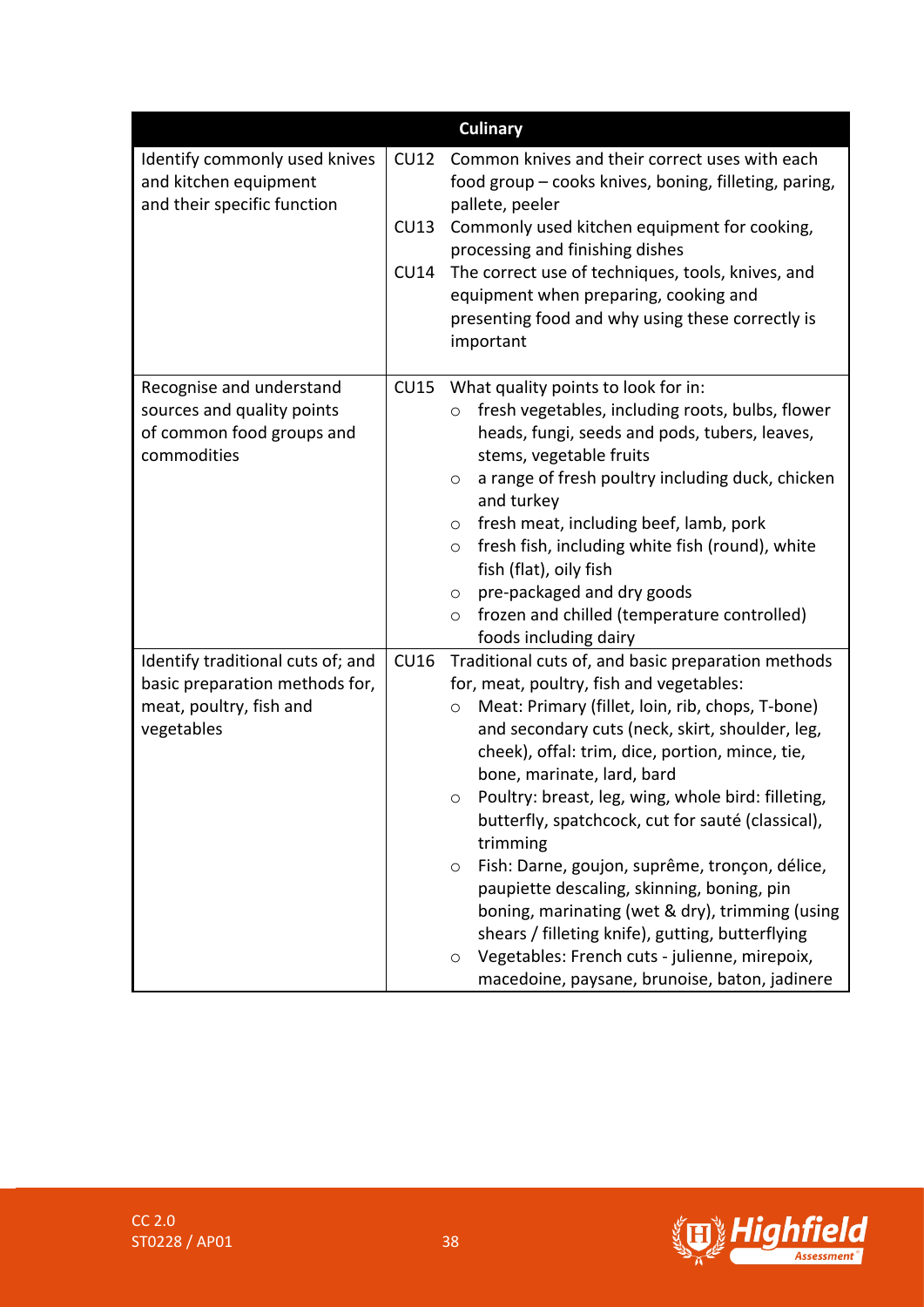| Culinary | | |
|---|---|---|
| Identify commonly used knives and kitchen equipment and their specific function | CU12 | Common knives and their correct uses with each food group – cooks knives, boning, filleting, paring, pallete, peeler |
| | CU13 | Commonly used kitchen equipment for cooking, processing and finishing dishes |
| | CU14 | The correct use of techniques, tools, knives, and equipment when preparing, cooking and presenting food and why using these correctly is important |
| Recognise and understand sources and quality points of common food groups and commodities | CU15 | What quality points to look for in:<br>○ fresh vegetables, including roots, bulbs, flower heads, fungi, seeds and pods, tubers, leaves, stems, vegetable fruits<br>○ a range of fresh poultry including duck, chicken and turkey<br>○ fresh meat, including beef, lamb, pork<br>○ fresh fish, including white fish (round), white fish (flat), oily fish<br>○ pre-packaged and dry goods<br>○ frozen and chilled (temperature controlled) foods including dairy |
| Identify traditional cuts of; and basic preparation methods for, meat, poultry, fish and vegetables | CU16 | Traditional cuts of, and basic preparation methods for, meat, poultry, fish and vegetables:<br>○ Meat: Primary (fillet, loin, rib, chops, T-bone) and secondary cuts (neck, skirt, shoulder, leg, cheek), offal: trim, dice, portion, mince, tie, bone, marinate, lard, bard<br>○ Poultry: breast, leg, wing, whole bird: filleting, butterfly, spatchcock, cut for sauté (classical), trimming<br>○ Fish: Darne, goujon, suprême, tronçon, délice, paupiette descaling, skinning, boning, pin boning, marinating (wet & dry), trimming (using shears / filleting knife), gutting, butterflying<br>○ Vegetables: French cuts - julienne, mirepoix, macedoine, paysane, brunoise, baton, jadinere |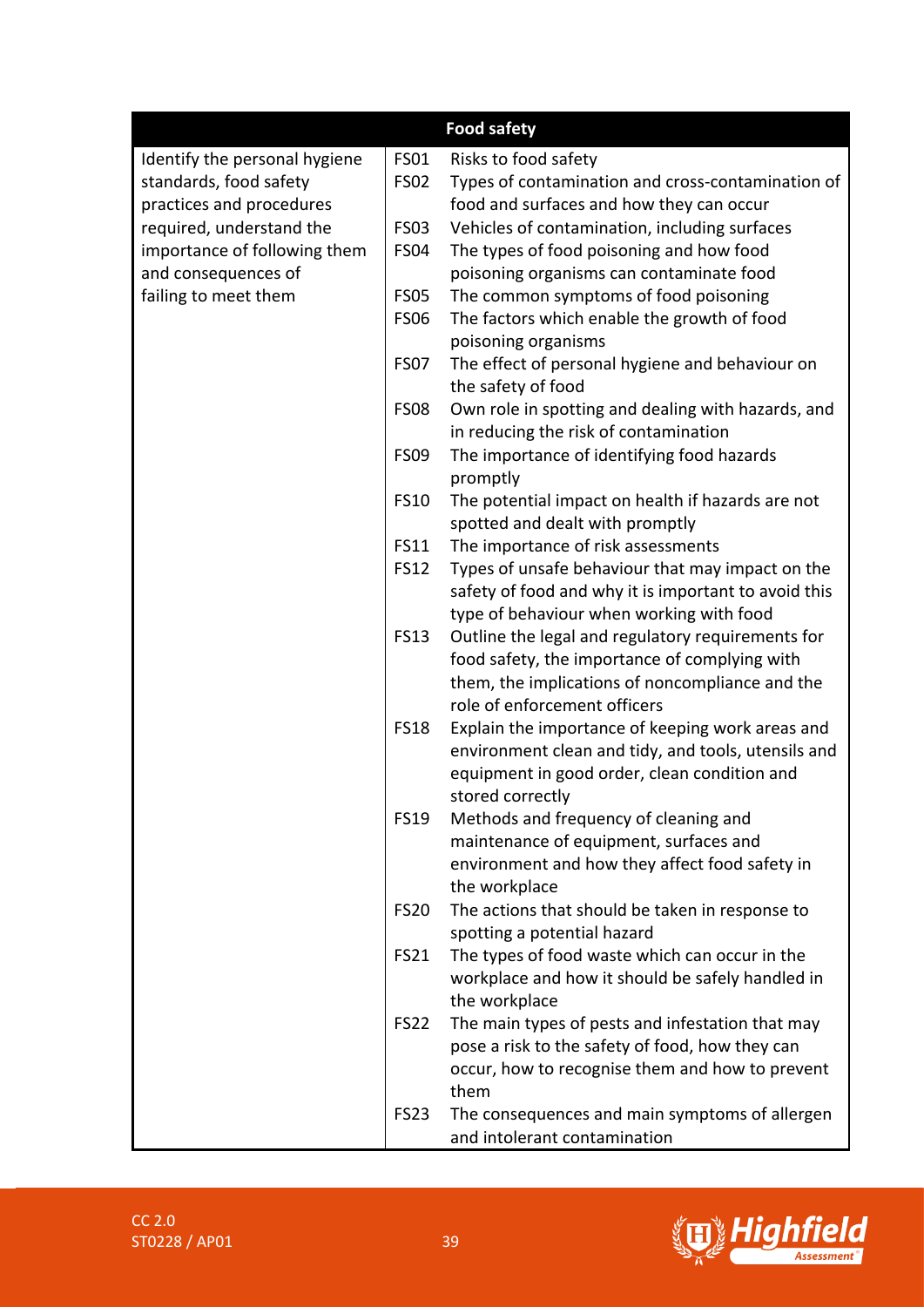| Food safety | | |
|---|---|---|
| Identify the personal hygiene standards, food safety practices and procedures required, understand the importance of following them and consequences of failing to meet them | FS01 | Risks to food safety |
| | FS02 | Types of contamination and cross-contamination of food and surfaces and how they can occur |
| | FS03 | Vehicles of contamination, including surfaces |
| | FS04 | The types of food poisoning and how food poisoning organisms can contaminate food |
| | FS05 | The common symptoms of food poisoning |
| | FS06 | The factors which enable the growth of food poisoning organisms |
| | FS07 | The effect of personal hygiene and behaviour on the safety of food |
| | FS08 | Own role in spotting and dealing with hazards, and in reducing the risk of contamination |
| | FS09 | The importance of identifying food hazards promptly |
| | FS10 | The potential impact on health if hazards are not spotted and dealt with promptly |
| | FS11 | The importance of risk assessments |
| | FS12 | Types of unsafe behaviour that may impact on the safety of food and why it is important to avoid this type of behaviour when working with food |
| | FS13 | Outline the legal and regulatory requirements for food safety, the importance of complying with them, the implications of noncompliance and the role of enforcement officers |
| | FS18 | Explain the importance of keeping work areas and environment clean and tidy, and tools, utensils and equipment in good order, clean condition and stored correctly |
| | FS19 | Methods and frequency of cleaning and maintenance of equipment, surfaces and environment and how they affect food safety in the workplace |
| | FS20 | The actions that should be taken in response to spotting a potential hazard |
| | FS21 | The types of food waste which can occur in the workplace and how it should be safely handled in the workplace |
| | FS22 | The main types of pests and infestation that may pose a risk to the safety of food, how they can occur, how to recognise them and how to prevent them |
| | FS23 | The consequences and main symptoms of allergen and intolerant contamination |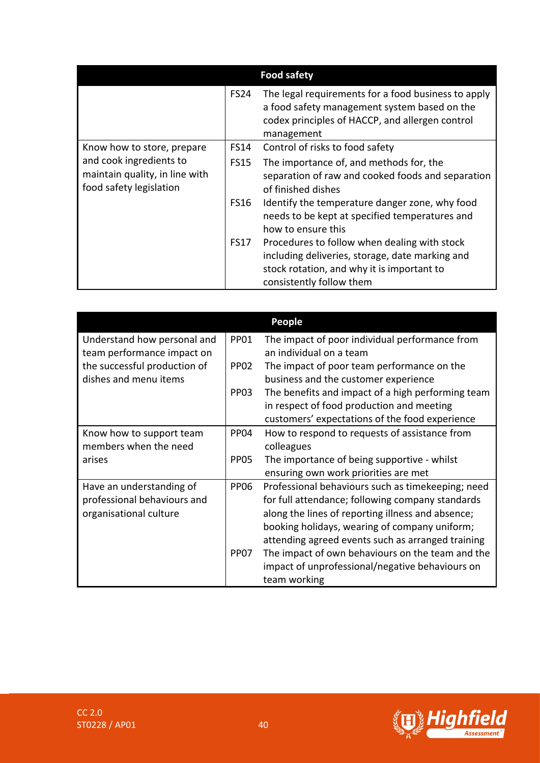| Food safety | | |
|---|---|---|
| | FS24 | The legal requirements for a food business to apply a food safety management system based on the codex principles of HACCP, and allergen control management |
| Know how to store, prepare and cook ingredients to maintain quality, in line with food safety legislation | FS14 | Control of risks to food safety |
| | FS15 | The importance of, and methods for, the separation of raw and cooked foods and separation of finished dishes |
| | FS16 | Identify the temperature danger zone, why food needs to be kept at specified temperatures and how to ensure this |
| | FS17 | Procedures to follow when dealing with stock including deliveries, storage, date marking and stock rotation, and why it is important to consistently follow them |

| People | | |
|---|---|---|
| Understand how personal and team performance impact on the successful production of dishes and menu items | PP01 | The impact of poor individual performance from an individual on a team |
| | PP02 | The impact of poor team performance on the business and the customer experience |
| | PP03 | The benefits and impact of a high performing team in respect of food production and meeting customers' expectations of the food experience |
| Know how to support team members when the need arises | PP04 | How to respond to requests of assistance from colleagues |
| | PP05 | The importance of being supportive - whilst ensuring own work priorities are met |
| Have an understanding of professional behaviours and organisational culture | PP06 | Professional behaviours such as timekeeping; need for full attendance; following company standards along the lines of reporting illness and absence; booking holidays, wearing of company uniform; attending agreed events such as arranged training |
| | PP07 | The impact of own behaviours on the team and the impact of unprofessional/negative behaviours on team working |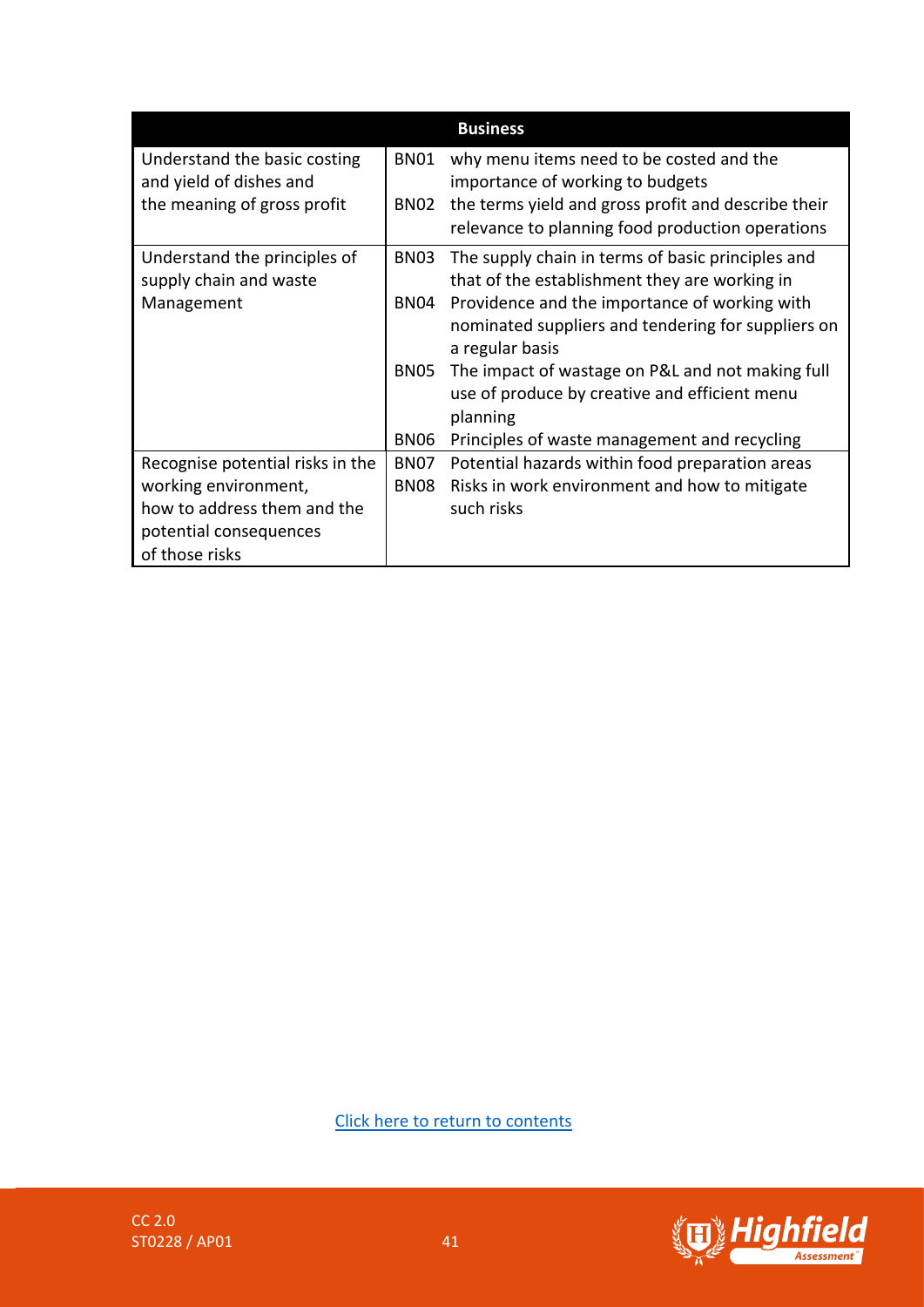| Business | | |
|---|---|---|
| Understand the basic costing and yield of dishes and the meaning of gross profit | BN01 | why menu items need to be costed and the importance of working to budgets |
| | BN02 | the terms yield and gross profit and describe their relevance to planning food production operations |
| Understand the principles of supply chain and waste Management | BN03 | The supply chain in terms of basic principles and that of the establishment they are working in |
| | BN04 | Providence and the importance of working with nominated suppliers and tendering for suppliers on a regular basis |
| | BN05 | The impact of wastage on P&L and not making full use of produce by creative and efficient menu planning |
| | BN06 | Principles of waste management and recycling |
| Recognise potential risks in the working environment, how to address them and the potential consequences of those risks | BN07 | Potential hazards within food preparation areas |
| | BN08 | Risks in work environment and how to mitigate such risks |

Click here to return to contents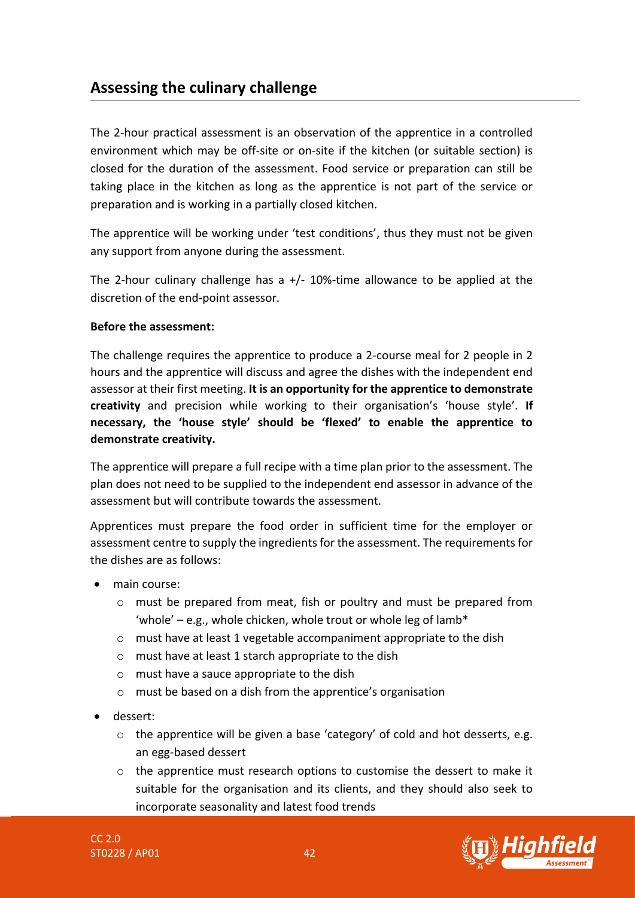## Assessing the culinary challenge

The 2-hour practical assessment is an observation of the apprentice in a controlled environment which may be off-site or on-site if the kitchen (or suitable section) is closed for the duration of the assessment. Food service or preparation can still be taking place in the kitchen as long as the apprentice is not part of the service or preparation and is working in a partially closed kitchen.

The apprentice will be working under 'test conditions', thus they must not be given any support from anyone during the assessment.

The 2-hour culinary challenge has a +/- 10%-time allowance to be applied at the discretion of the end-point assessor.

**Before the assessment:**

The challenge requires the apprentice to produce a 2-course meal for 2 people in 2 hours and the apprentice will discuss and agree the dishes with the independent end assessor at their first meeting. **It is an opportunity for the apprentice to demonstrate creativity** and precision while working to their organisation's 'house style'. **If necessary, the 'house style' should be 'flexed' to enable the apprentice to demonstrate creativity.**

The apprentice will prepare a full recipe with a time plan prior to the assessment. The plan does not need to be supplied to the independent end assessor in advance of the assessment but will contribute towards the assessment.

Apprentices must prepare the food order in sufficient time for the employer or assessment centre to supply the ingredients for the assessment. The requirements for the dishes are as follows:

- main course:
  - must be prepared from meat, fish or poultry and must be prepared from 'whole' – e.g., whole chicken, whole trout or whole leg of lamb*
  - must have at least 1 vegetable accompaniment appropriate to the dish
  - must have at least 1 starch appropriate to the dish
  - must have a sauce appropriate to the dish
  - must be based on a dish from the apprentice's organisation
- dessert:
  - the apprentice will be given a base 'category' of cold and hot desserts, e.g. an egg-based dessert
  - the apprentice must research options to customise the dessert to make it suitable for the organisation and its clients, and they should also seek to incorporate seasonality and latest food trends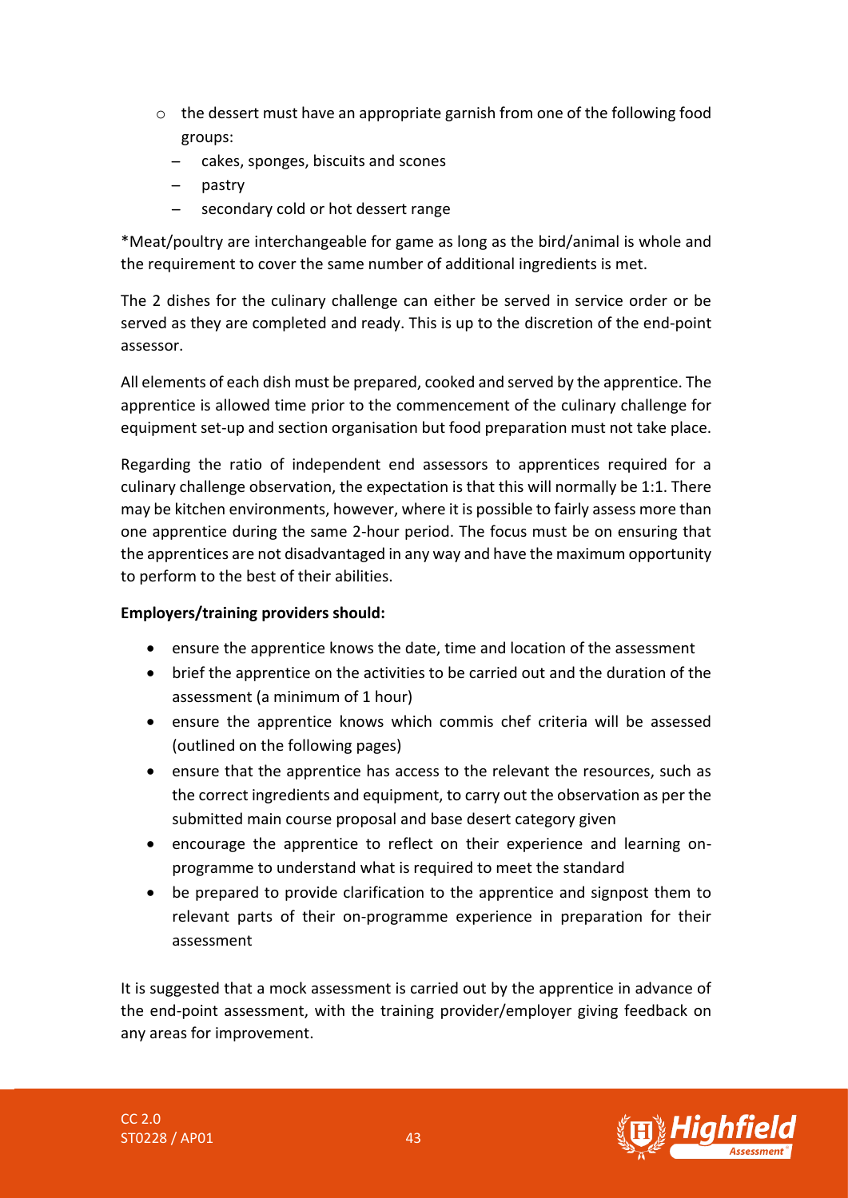- the dessert must have an appropriate garnish from one of the following food groups:
  - cakes, sponges, biscuits and scones
  - pastry
  - secondary cold or hot dessert range

*Meat/poultry are interchangeable for game as long as the bird/animal is whole and the requirement to cover the same number of additional ingredients is met.

The 2 dishes for the culinary challenge can either be served in service order or be served as they are completed and ready. This is up to the discretion of the end-point assessor.

All elements of each dish must be prepared, cooked and served by the apprentice. The apprentice is allowed time prior to the commencement of the culinary challenge for equipment set-up and section organisation but food preparation must not take place.

Regarding the ratio of independent end assessors to apprentices required for a culinary challenge observation, the expectation is that this will normally be 1:1. There may be kitchen environments, however, where it is possible to fairly assess more than one apprentice during the same 2-hour period. The focus must be on ensuring that the apprentices are not disadvantaged in any way and have the maximum opportunity to perform to the best of their abilities.

**Employers/training providers should:**

- ensure the apprentice knows the date, time and location of the assessment
- brief the apprentice on the activities to be carried out and the duration of the assessment (a minimum of 1 hour)
- ensure the apprentice knows which commis chef criteria will be assessed (outlined on the following pages)
- ensure that the apprentice has access to the relevant the resources, such as the correct ingredients and equipment, to carry out the observation as per the submitted main course proposal and base desert category given
- encourage the apprentice to reflect on their experience and learning on-programme to understand what is required to meet the standard
- be prepared to provide clarification to the apprentice and signpost them to relevant parts of their on-programme experience in preparation for their assessment

It is suggested that a mock assessment is carried out by the apprentice in advance of the end-point assessment, with the training provider/employer giving feedback on any areas for improvement.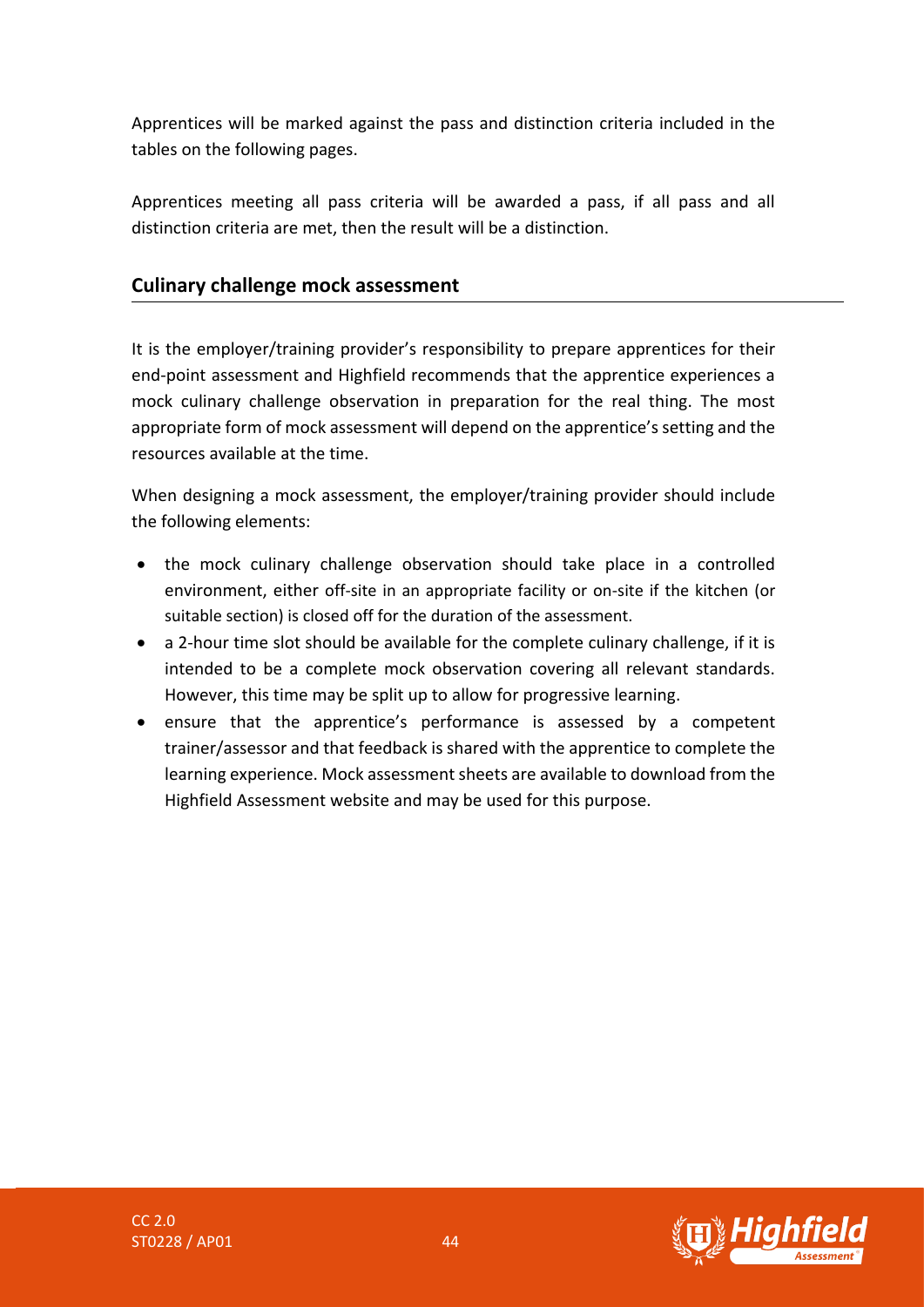Apprentices will be marked against the pass and distinction criteria included in the tables on the following pages.

Apprentices meeting all pass criteria will be awarded a pass, if all pass and all distinction criteria are met, then the result will be a distinction.

## Culinary challenge mock assessment

It is the employer/training provider's responsibility to prepare apprentices for their end-point assessment and Highfield recommends that the apprentice experiences a mock culinary challenge observation in preparation for the real thing. The most appropriate form of mock assessment will depend on the apprentice's setting and the resources available at the time.

When designing a mock assessment, the employer/training provider should include the following elements:

- the mock culinary challenge observation should take place in a controlled environment, either off-site in an appropriate facility or on-site if the kitchen (or suitable section) is closed off for the duration of the assessment.
- a 2-hour time slot should be available for the complete culinary challenge, if it is intended to be a complete mock observation covering all relevant standards. However, this time may be split up to allow for progressive learning.
- ensure that the apprentice's performance is assessed by a competent trainer/assessor and that feedback is shared with the apprentice to complete the learning experience. Mock assessment sheets are available to download from the Highfield Assessment website and may be used for this purpose.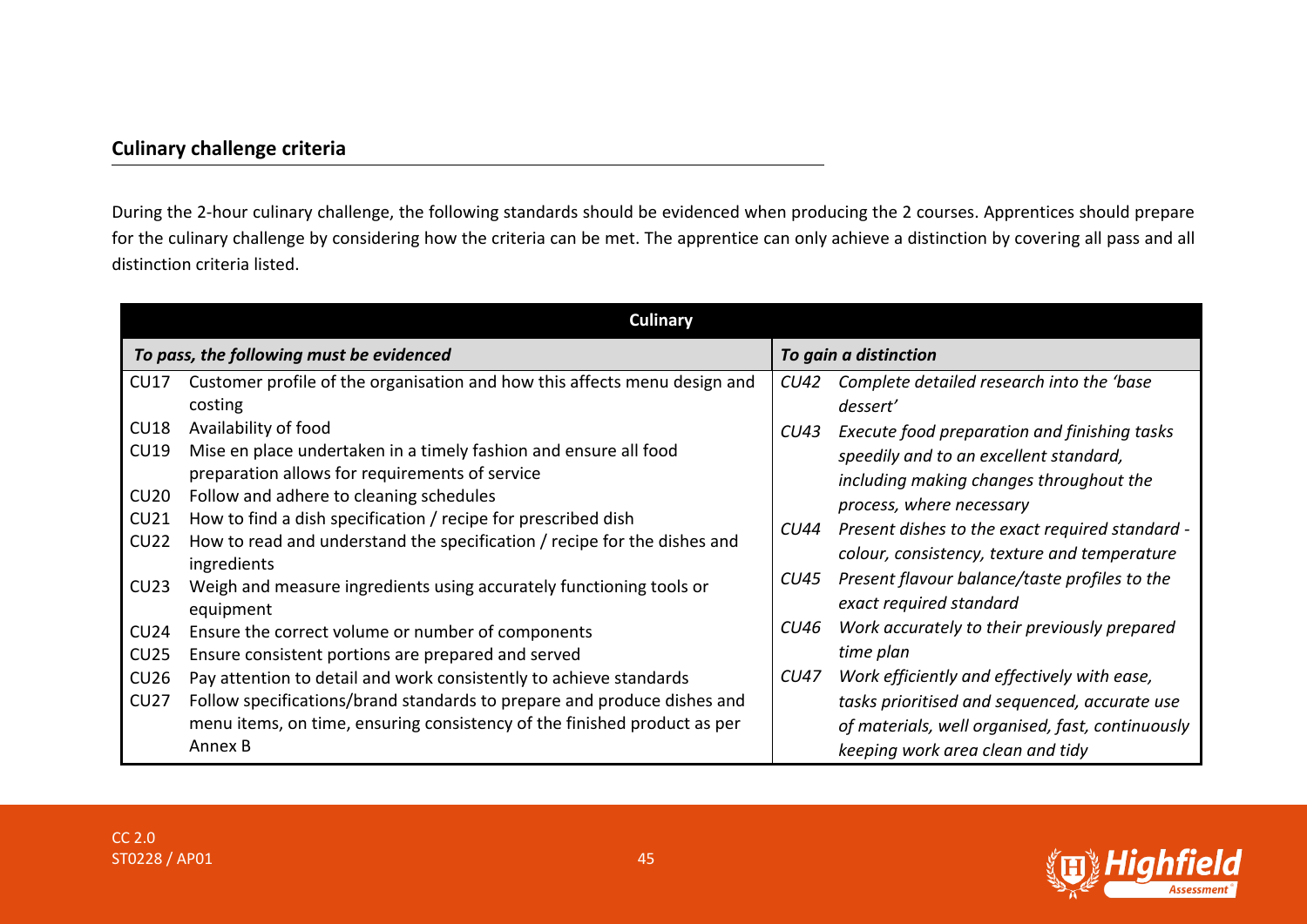## Culinary challenge criteria

During the 2-hour culinary challenge, the following standards should be evidenced when producing the 2 courses. Apprentices should prepare for the culinary challenge by considering how the criteria can be met. The apprentice can only achieve a distinction by covering all pass and all distinction criteria listed.

| **Culinary** | | | |
|---|---|---|---|
| ***To pass, the following must be evidenced*** | | ***To gain a distinction*** | |
| CU17 | Customer profile of the organisation and how this affects menu design and costing | *CU42* | *Complete detailed research into the 'base dessert'* |
| CU18 | Availability of food | *CU43* | *Execute food preparation and finishing tasks speedily and to an excellent standard, including making changes throughout the process, where necessary* |
| CU19 | Mise en place undertaken in a timely fashion and ensure all food preparation allows for requirements of service | *CU44* | *Present dishes to the exact required standard - colour, consistency, texture and temperature* |
| CU20 | Follow and adhere to cleaning schedules | *CU45* | *Present flavour balance/taste profiles to the exact required standard* |
| CU21 | How to find a dish specification / recipe for prescribed dish | *CU46* | *Work accurately to their previously prepared time plan* |
| CU22 | How to read and understand the specification / recipe for the dishes and ingredients | *CU47* | *Work efficiently and effectively with ease, tasks prioritised and sequenced, accurate use of materials, well organised, fast, continuously keeping work area clean and tidy* |
| CU23 | Weigh and measure ingredients using accurately functioning tools or equipment | | |
| CU24 | Ensure the correct volume or number of components | | |
| CU25 | Ensure consistent portions are prepared and served | | |
| CU26 | Pay attention to detail and work consistently to achieve standards | | |
| CU27 | Follow specifications/brand standards to prepare and produce dishes and menu items, on time, ensuring consistency of the finished product as per Annex B | | |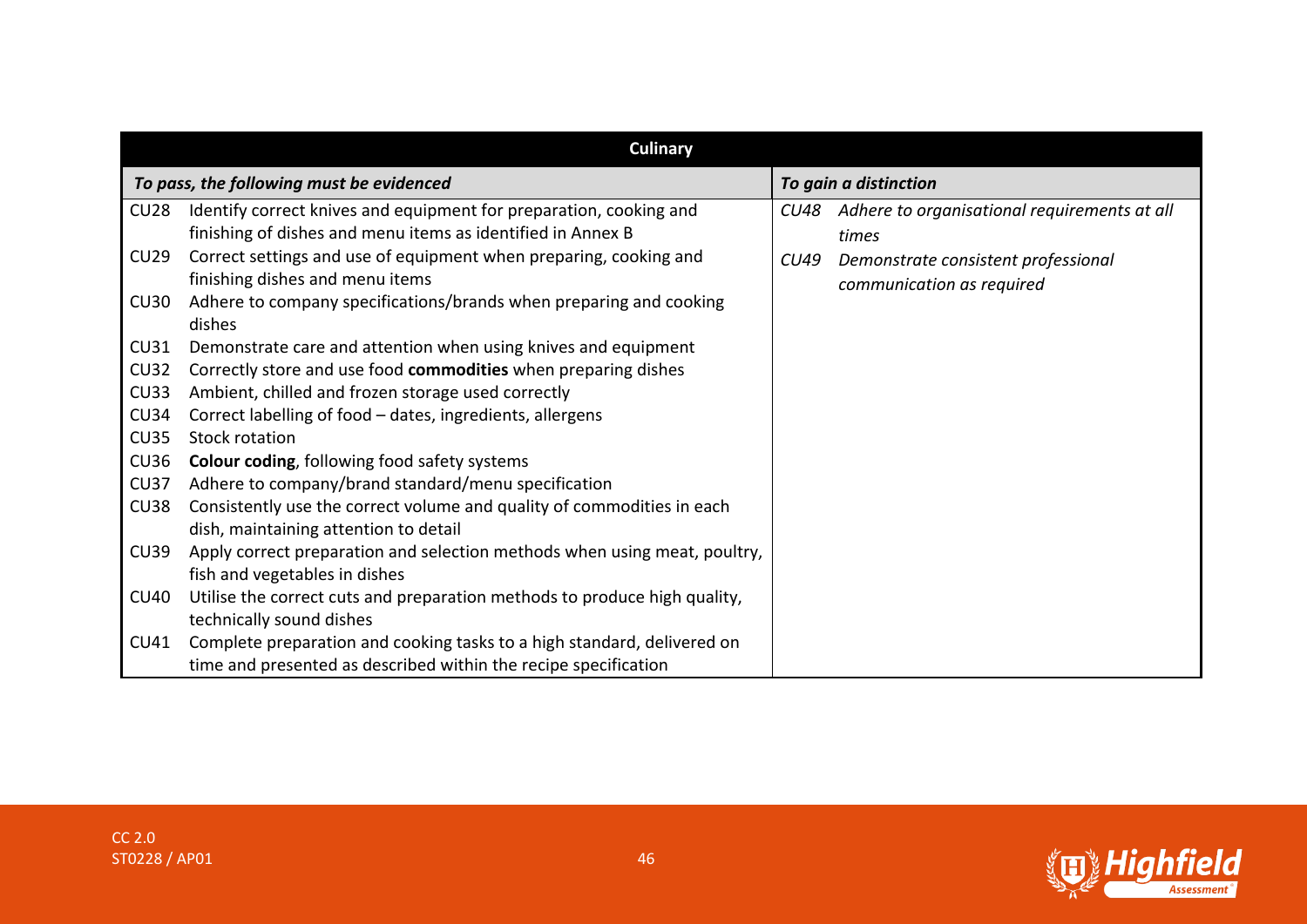| Culinary | | | |
|---|---|---|---|
| ***To pass, the following must be evidenced*** | | ***To gain a distinction*** | |
| CU28 | Identify correct knives and equipment for preparation, cooking and finishing of dishes and menu items as identified in Annex B | *CU48* | *Adhere to organisational requirements at all times* |
| CU29 | Correct settings and use of equipment when preparing, cooking and finishing dishes and menu items | *CU49* | *Demonstrate consistent professional communication as required* |
| CU30 | Adhere to company specifications/brands when preparing and cooking dishes | | |
| CU31 | Demonstrate care and attention when using knives and equipment | | |
| CU32 | Correctly store and use food **commodities** when preparing dishes | | |
| CU33 | Ambient, chilled and frozen storage used correctly | | |
| CU34 | Correct labelling of food – dates, ingredients, allergens | | |
| CU35 | Stock rotation | | |
| CU36 | **Colour coding**, following food safety systems | | |
| CU37 | Adhere to company/brand standard/menu specification | | |
| CU38 | Consistently use the correct volume and quality of commodities in each dish, maintaining attention to detail | | |
| CU39 | Apply correct preparation and selection methods when using meat, poultry, fish and vegetables in dishes | | |
| CU40 | Utilise the correct cuts and preparation methods to produce high quality, technically sound dishes | | |
| CU41 | Complete preparation and cooking tasks to a high standard, delivered on time and presented as described within the recipe specification | | |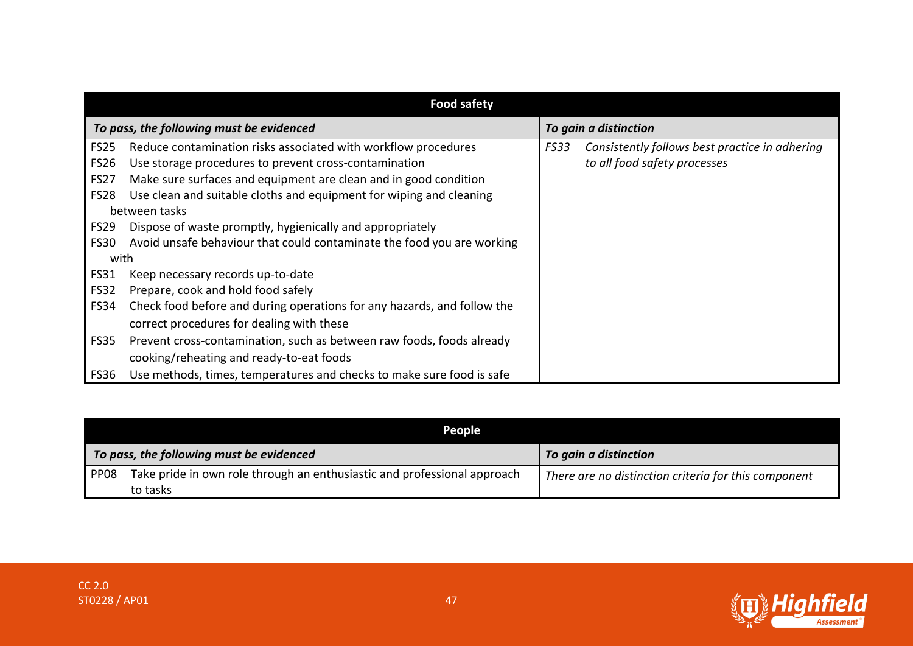| Food safety | |
|---|---|
| ***To pass, the following must be evidenced*** | ***To gain a distinction*** |
| FS25 Reduce contamination risks associated with workflow procedures<br>FS26 Use storage procedures to prevent cross-contamination<br>FS27 Make sure surfaces and equipment are clean and in good condition<br>FS28 Use clean and suitable cloths and equipment for wiping and cleaning between tasks<br>FS29 Dispose of waste promptly, hygienically and appropriately<br>FS30 Avoid unsafe behaviour that could contaminate the food you are working with<br>FS31 Keep necessary records up-to-date<br>FS32 Prepare, cook and hold food safely<br>FS34 Check food before and during operations for any hazards, and follow the correct procedures for dealing with these<br>FS35 Prevent cross-contamination, such as between raw foods, foods already cooking/reheating and ready-to-eat foods<br>FS36 Use methods, times, temperatures and checks to make sure food is safe | *FS33 Consistently follows best practice in adhering to all food safety processes* |

| People | |
|---|---|
| ***To pass, the following must be evidenced*** | ***To gain a distinction*** |
| PP08 Take pride in own role through an enthusiastic and professional approach to tasks | *There are no distinction criteria for this component* |

CC 2.0
ST0228 / AP01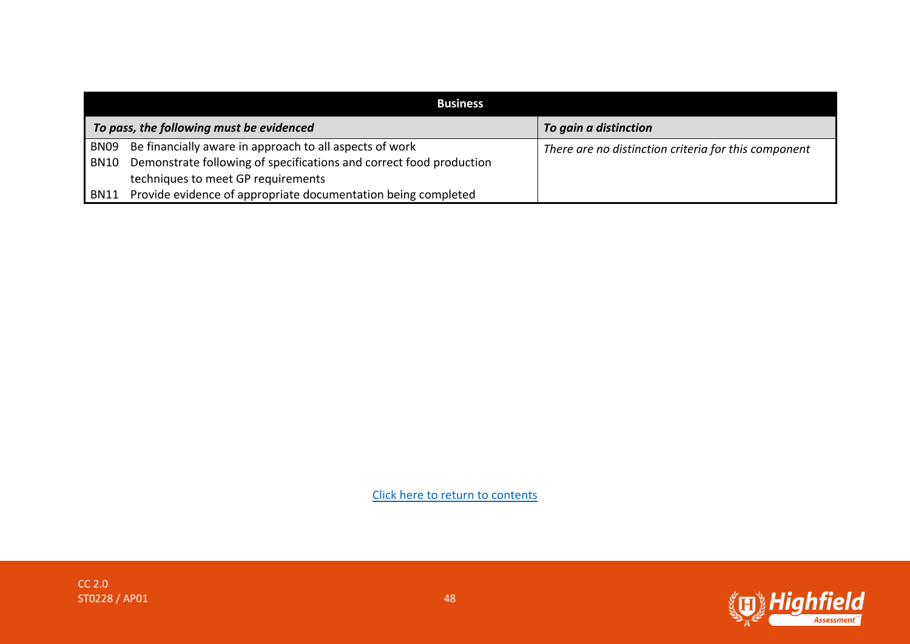| Business | |
|---|---|
| ***To pass, the following must be evidenced*** | ***To gain a distinction*** |
| BN09 Be financially aware in approach to all aspects of work<br>BN10 Demonstrate following of specifications and correct food production techniques to meet GP requirements<br>BN11 Provide evidence of appropriate documentation being completed | *There are no distinction criteria for this component* |

Click here to return to contents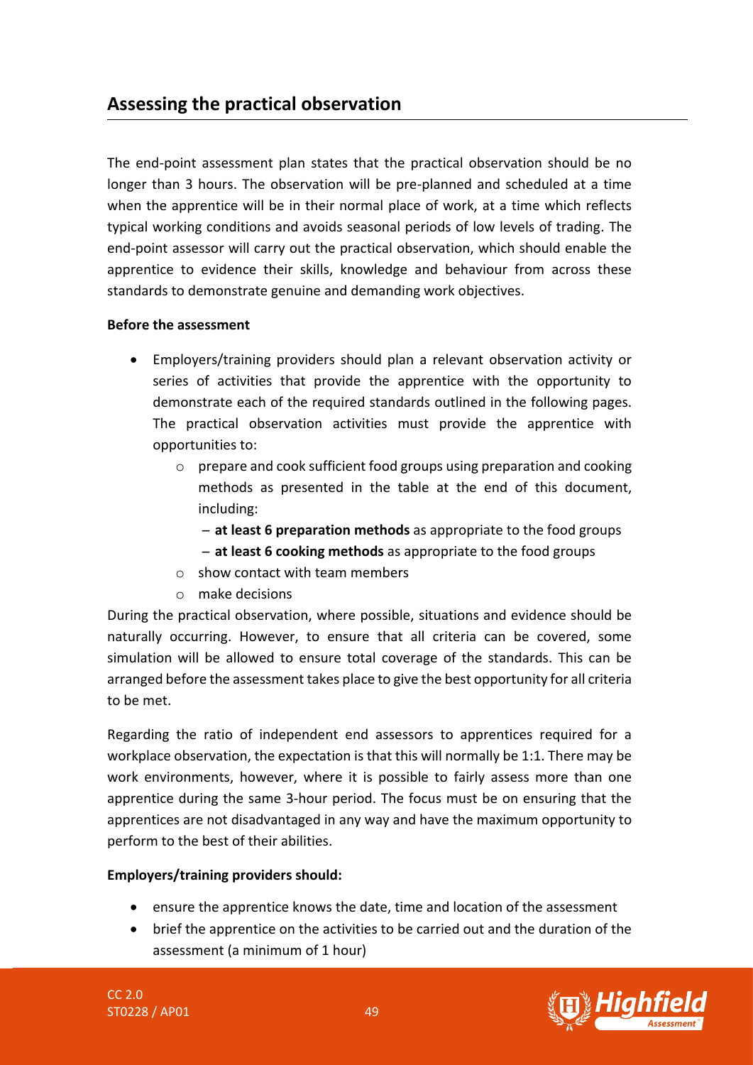## Assessing the practical observation

The end-point assessment plan states that the practical observation should be no longer than 3 hours. The observation will be pre-planned and scheduled at a time when the apprentice will be in their normal place of work, at a time which reflects typical working conditions and avoids seasonal periods of low levels of trading. The end-point assessor will carry out the practical observation, which should enable the apprentice to evidence their skills, knowledge and behaviour from across these standards to demonstrate genuine and demanding work objectives.

**Before the assessment**

- Employers/training providers should plan a relevant observation activity or series of activities that provide the apprentice with the opportunity to demonstrate each of the required standards outlined in the following pages. The practical observation activities must provide the apprentice with opportunities to:
  - prepare and cook sufficient food groups using preparation and cooking methods as presented in the table at the end of this document, including:
    - **at least 6 preparation methods** as appropriate to the food groups
    - **at least 6 cooking methods** as appropriate to the food groups
  - show contact with team members
  - make decisions

During the practical observation, where possible, situations and evidence should be naturally occurring. However, to ensure that all criteria can be covered, some simulation will be allowed to ensure total coverage of the standards. This can be arranged before the assessment takes place to give the best opportunity for all criteria to be met.

Regarding the ratio of independent end assessors to apprentices required for a workplace observation, the expectation is that this will normally be 1:1. There may be work environments, however, where it is possible to fairly assess more than one apprentice during the same 3-hour period. The focus must be on ensuring that the apprentices are not disadvantaged in any way and have the maximum opportunity to perform to the best of their abilities.

**Employers/training providers should:**

- ensure the apprentice knows the date, time and location of the assessment
- brief the apprentice on the activities to be carried out and the duration of the assessment (a minimum of 1 hour)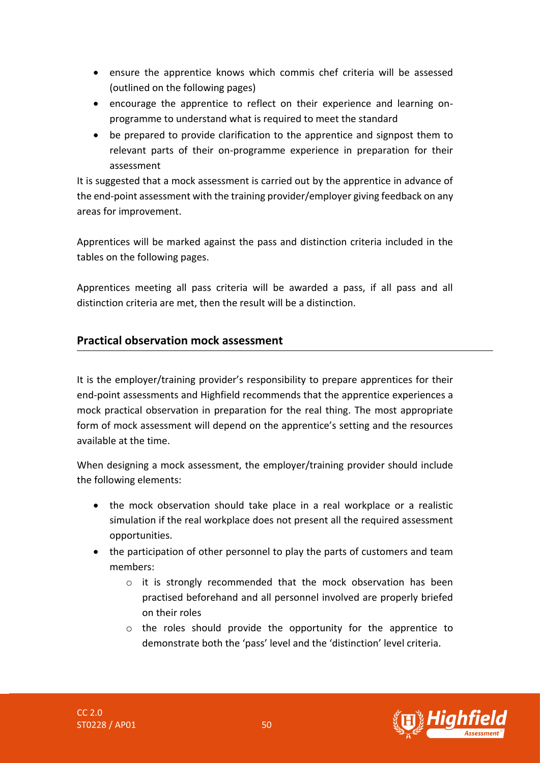- ensure the apprentice knows which commis chef criteria will be assessed (outlined on the following pages)
- encourage the apprentice to reflect on their experience and learning on-programme to understand what is required to meet the standard
- be prepared to provide clarification to the apprentice and signpost them to relevant parts of their on-programme experience in preparation for their assessment

It is suggested that a mock assessment is carried out by the apprentice in advance of the end-point assessment with the training provider/employer giving feedback on any areas for improvement.

Apprentices will be marked against the pass and distinction criteria included in the tables on the following pages.

Apprentices meeting all pass criteria will be awarded a pass, if all pass and all distinction criteria are met, then the result will be a distinction.

## Practical observation mock assessment

It is the employer/training provider's responsibility to prepare apprentices for their end-point assessments and Highfield recommends that the apprentice experiences a mock practical observation in preparation for the real thing. The most appropriate form of mock assessment will depend on the apprentice's setting and the resources available at the time.

When designing a mock assessment, the employer/training provider should include the following elements:

- the mock observation should take place in a real workplace or a realistic simulation if the real workplace does not present all the required assessment opportunities.
- the participation of other personnel to play the parts of customers and team members:
    - it is strongly recommended that the mock observation has been practised beforehand and all personnel involved are properly briefed on their roles
    - the roles should provide the opportunity for the apprentice to demonstrate both the 'pass' level and the 'distinction' level criteria.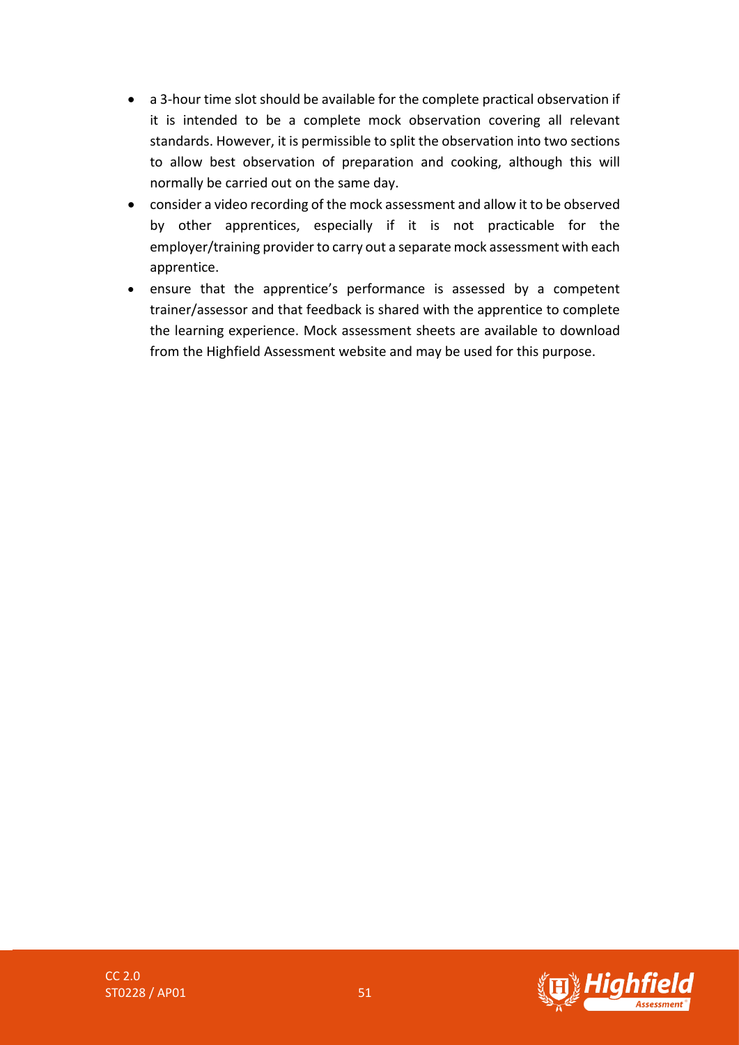- a 3-hour time slot should be available for the complete practical observation if it is intended to be a complete mock observation covering all relevant standards. However, it is permissible to split the observation into two sections to allow best observation of preparation and cooking, although this will normally be carried out on the same day.
- consider a video recording of the mock assessment and allow it to be observed by other apprentices, especially if it is not practicable for the employer/training provider to carry out a separate mock assessment with each apprentice.
- ensure that the apprentice's performance is assessed by a competent trainer/assessor and that feedback is shared with the apprentice to complete the learning experience. Mock assessment sheets are available to download from the Highfield Assessment website and may be used for this purpose.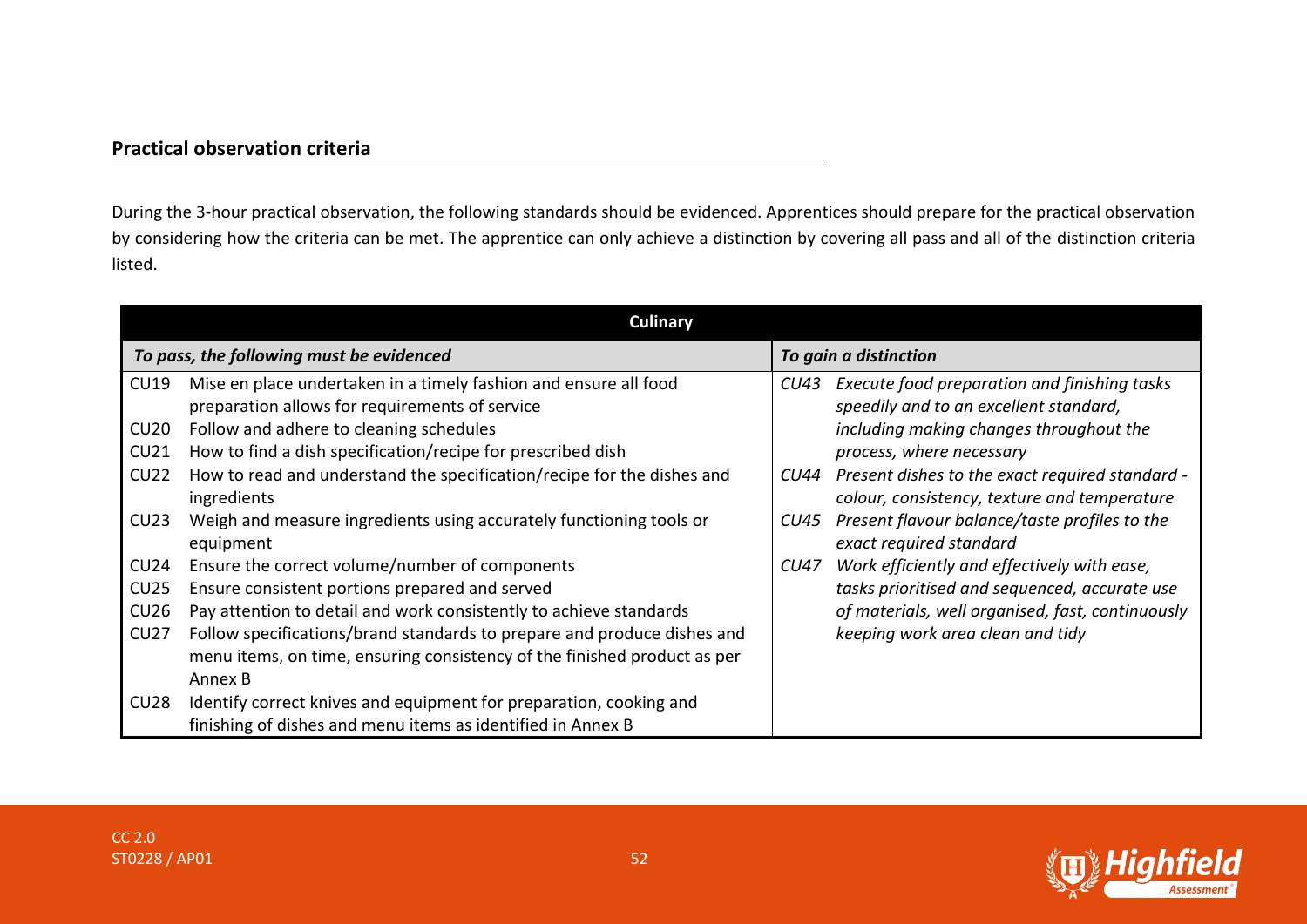## Practical observation criteria

During the 3-hour practical observation, the following standards should be evidenced. Apprentices should prepare for the practical observation by considering how the criteria can be met. The apprentice can only achieve a distinction by covering all pass and all of the distinction criteria listed.

| Culinary | |
|---|---|
| ***To pass, the following must be evidenced*** | ***To gain a distinction*** |
| CU19 Mise en place undertaken in a timely fashion and ensure all food preparation allows for requirements of service<br>CU20 Follow and adhere to cleaning schedules<br>CU21 How to find a dish specification/recipe for prescribed dish<br>CU22 How to read and understand the specification/recipe for the dishes and ingredients<br>CU23 Weigh and measure ingredients using accurately functioning tools or equipment<br>CU24 Ensure the correct volume/number of components<br>CU25 Ensure consistent portions prepared and served<br>CU26 Pay attention to detail and work consistently to achieve standards<br>CU27 Follow specifications/brand standards to prepare and produce dishes and menu items, on time, ensuring consistency of the finished product as per Annex B<br>CU28 Identify correct knives and equipment for preparation, cooking and finishing of dishes and menu items as identified in Annex B | *CU43 Execute food preparation and finishing tasks speedily and to an excellent standard, including making changes throughout the process, where necessary*<br>*CU44 Present dishes to the exact required standard - colour, consistency, texture and temperature*<br>*CU45 Present flavour balance/taste profiles to the exact required standard*<br>*CU47 Work efficiently and effectively with ease, tasks prioritised and sequenced, accurate use of materials, well organised, fast, continuously keeping work area clean and tidy* |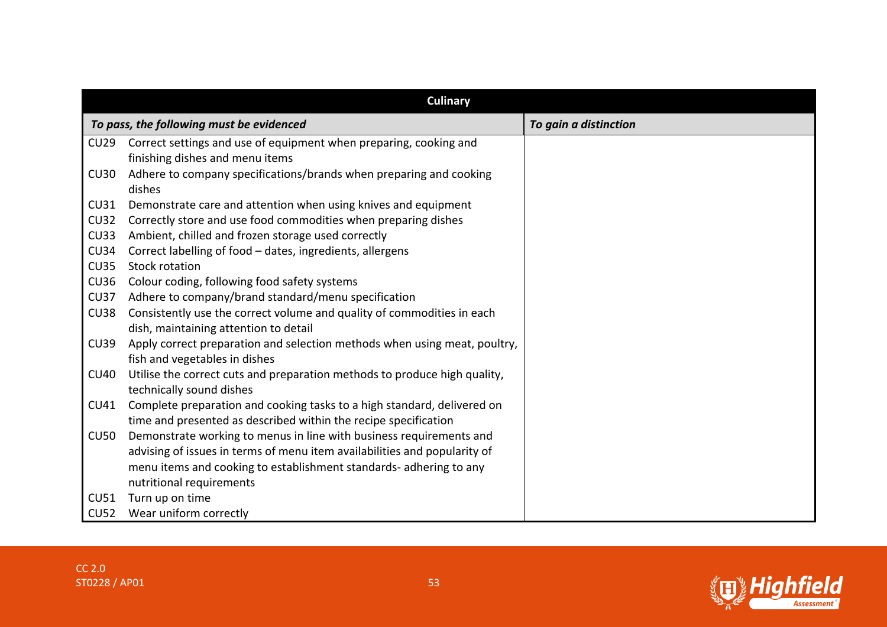| Culinary | | |
|---|---|---|
| ***To pass, the following must be evidenced*** | | ***To gain a distinction*** |
| CU29 | Correct settings and use of equipment when preparing, cooking and finishing dishes and menu items | |
| CU30 | Adhere to company specifications/brands when preparing and cooking dishes | |
| CU31 | Demonstrate care and attention when using knives and equipment | |
| CU32 | Correctly store and use food commodities when preparing dishes | |
| CU33 | Ambient, chilled and frozen storage used correctly | |
| CU34 | Correct labelling of food – dates, ingredients, allergens | |
| CU35 | Stock rotation | |
| CU36 | Colour coding, following food safety systems | |
| CU37 | Adhere to company/brand standard/menu specification | |
| CU38 | Consistently use the correct volume and quality of commodities in each dish, maintaining attention to detail | |
| CU39 | Apply correct preparation and selection methods when using meat, poultry, fish and vegetables in dishes | |
| CU40 | Utilise the correct cuts and preparation methods to produce high quality, technically sound dishes | |
| CU41 | Complete preparation and cooking tasks to a high standard, delivered on time and presented as described within the recipe specification | |
| CU50 | Demonstrate working to menus in line with business requirements and advising of issues in terms of menu item availabilities and popularity of menu items and cooking to establishment standards- adhering to any nutritional requirements | |
| CU51 | Turn up on time | |
| CU52 | Wear uniform correctly | |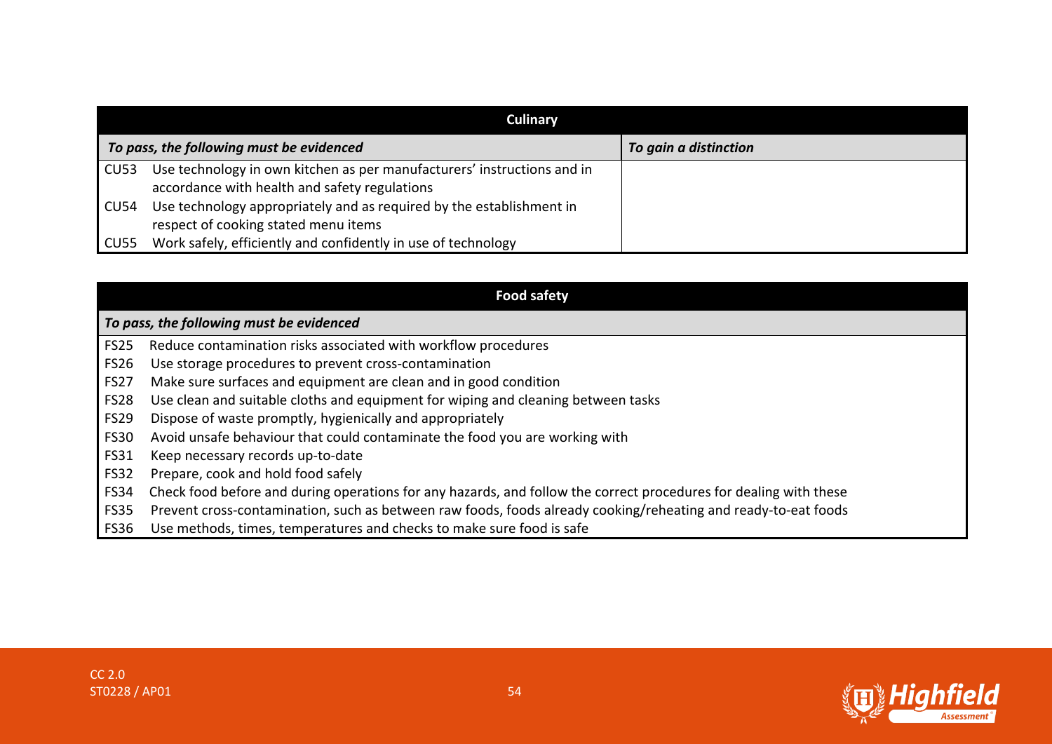| Culinary | |
|---|---|
| ***To pass, the following must be evidenced*** | ***To gain a distinction*** |
| CU53 Use technology in own kitchen as per manufacturers' instructions and in accordance with health and safety regulations<br>CU54 Use technology appropriately and as required by the establishment in respect of cooking stated menu items<br>CU55 Work safely, efficiently and confidently in use of technology | |

| Food safety |
|---|
| ***To pass, the following must be evidenced*** |
| FS25 Reduce contamination risks associated with workflow procedures<br>FS26 Use storage procedures to prevent cross-contamination<br>FS27 Make sure surfaces and equipment are clean and in good condition<br>FS28 Use clean and suitable cloths and equipment for wiping and cleaning between tasks<br>FS29 Dispose of waste promptly, hygienically and appropriately<br>FS30 Avoid unsafe behaviour that could contaminate the food you are working with<br>FS31 Keep necessary records up-to-date<br>FS32 Prepare, cook and hold food safely<br>FS34 Check food before and during operations for any hazards, and follow the correct procedures for dealing with these<br>FS35 Prevent cross-contamination, such as between raw foods, foods already cooking/reheating and ready-to-eat foods<br>FS36 Use methods, times, temperatures and checks to make sure food is safe |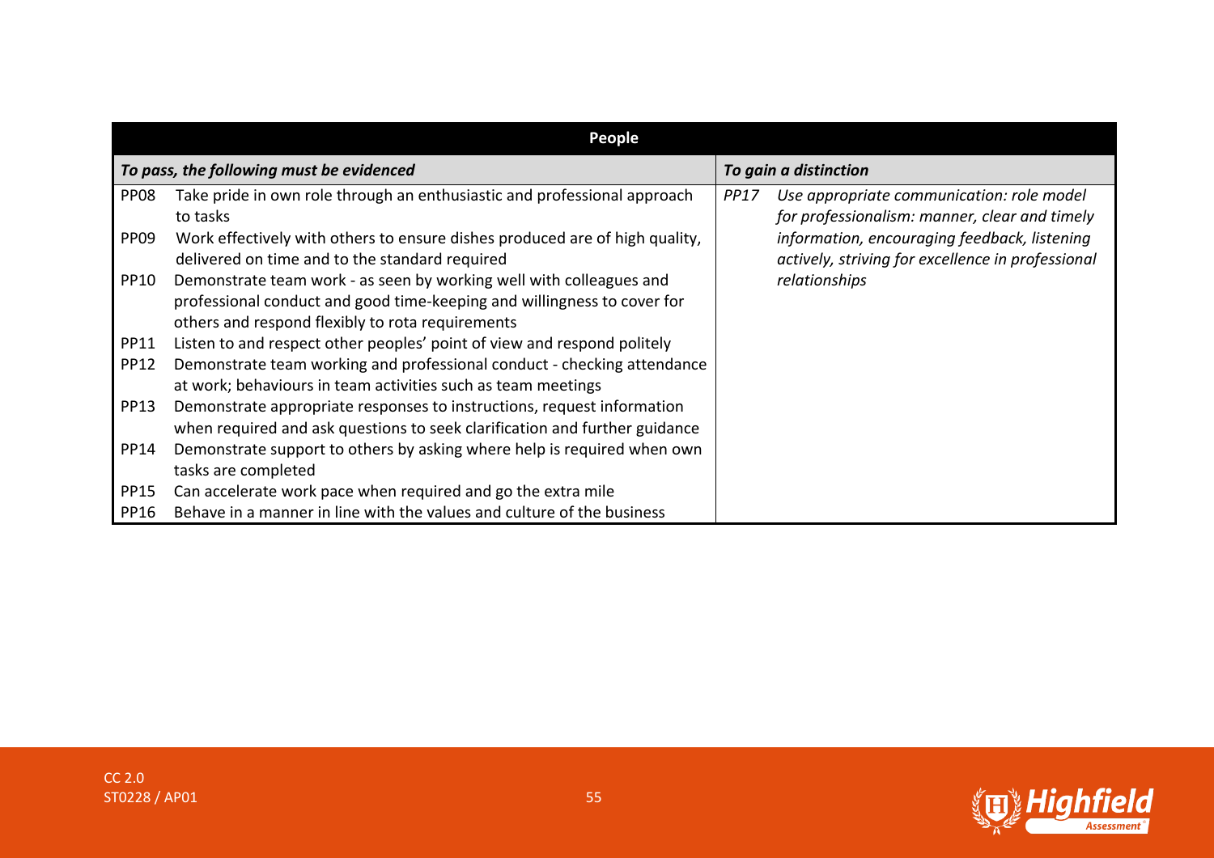| People | | | |
|---|---|---|---|
| ***To pass, the following must be evidenced*** | | ***To gain a distinction*** | |
| PP08 | Take pride in own role through an enthusiastic and professional approach to tasks | *PP17* | *Use appropriate communication: role model for professionalism: manner, clear and timely information, encouraging feedback, listening actively, striving for excellence in professional relationships* |
| PP09 | Work effectively with others to ensure dishes produced are of high quality, delivered on time and to the standard required | | |
| PP10 | Demonstrate team work - as seen by working well with colleagues and professional conduct and good time-keeping and willingness to cover for others and respond flexibly to rota requirements | | |
| PP11 | Listen to and respect other peoples' point of view and respond politely | | |
| PP12 | Demonstrate team working and professional conduct - checking attendance at work; behaviours in team activities such as team meetings | | |
| PP13 | Demonstrate appropriate responses to instructions, request information when required and ask questions to seek clarification and further guidance | | |
| PP14 | Demonstrate support to others by asking where help is required when own tasks are completed | | |
| PP15 | Can accelerate work pace when required and go the extra mile | | |
| PP16 | Behave in a manner in line with the values and culture of the business | | |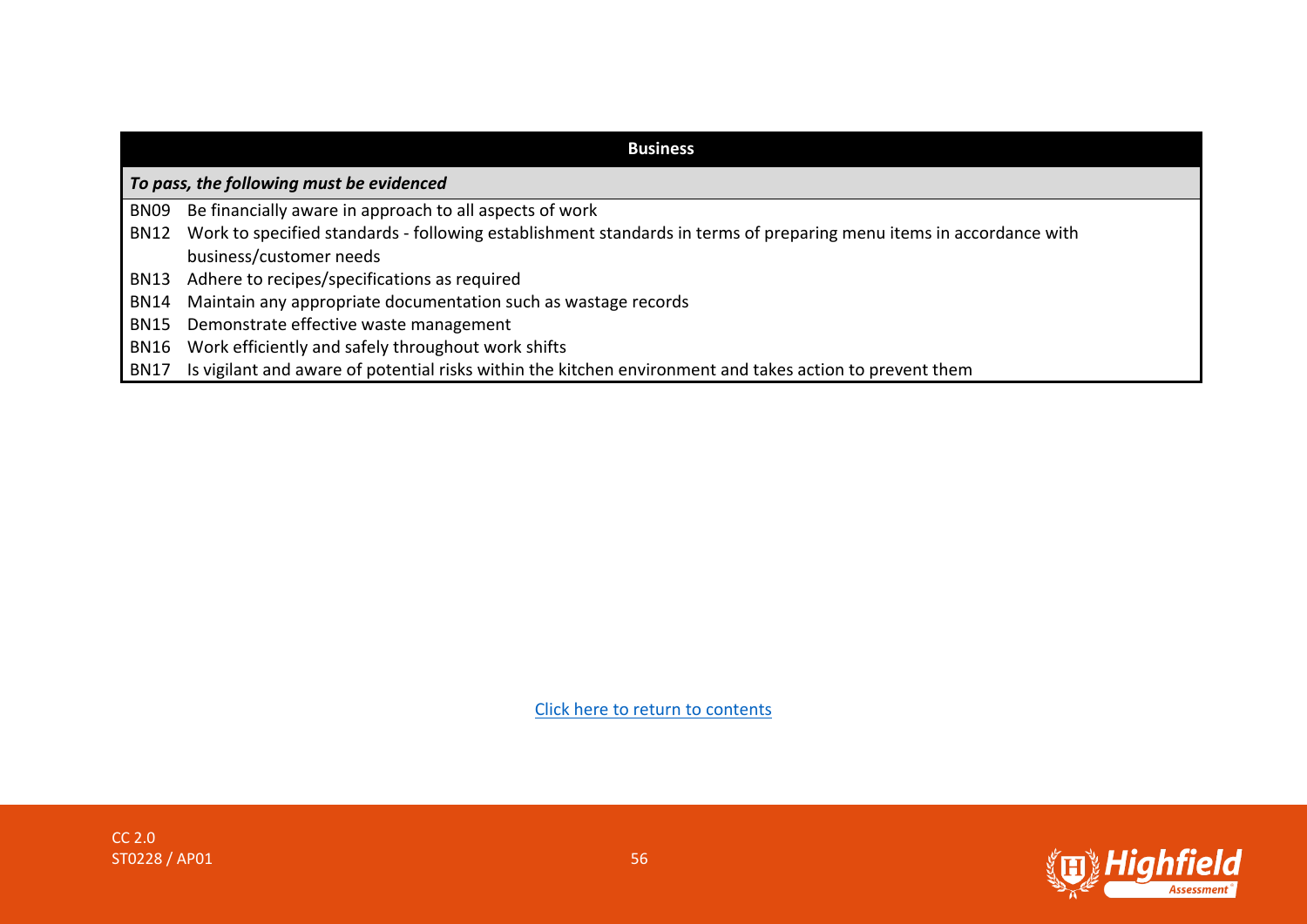| Business | |
|---|---|
| ***To pass, the following must be evidenced*** | |
| BN09 | Be financially aware in approach to all aspects of work |
| BN12 | Work to specified standards - following establishment standards in terms of preparing menu items in accordance with business/customer needs |
| BN13 | Adhere to recipes/specifications as required |
| BN14 | Maintain any appropriate documentation such as wastage records |
| BN15 | Demonstrate effective waste management |
| BN16 | Work efficiently and safely throughout work shifts |
| BN17 | Is vigilant and aware of potential risks within the kitchen environment and takes action to prevent them |

Click here to return to contents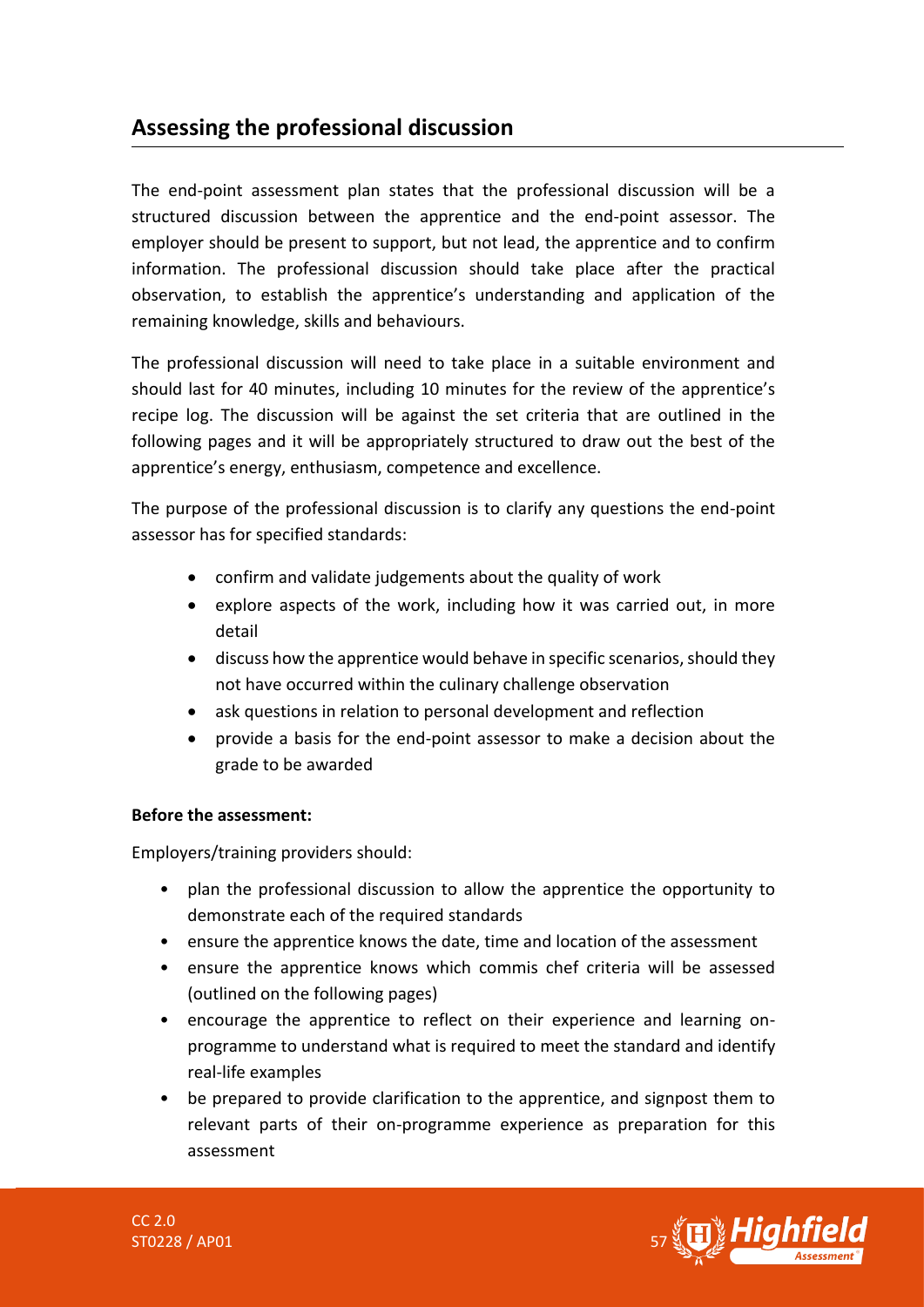## Assessing the professional discussion

The end-point assessment plan states that the professional discussion will be a structured discussion between the apprentice and the end-point assessor. The employer should be present to support, but not lead, the apprentice and to confirm information. The professional discussion should take place after the practical observation, to establish the apprentice's understanding and application of the remaining knowledge, skills and behaviours.

The professional discussion will need to take place in a suitable environment and should last for 40 minutes, including 10 minutes for the review of the apprentice's recipe log. The discussion will be against the set criteria that are outlined in the following pages and it will be appropriately structured to draw out the best of the apprentice's energy, enthusiasm, competence and excellence.

The purpose of the professional discussion is to clarify any questions the end-point assessor has for specified standards:

- confirm and validate judgements about the quality of work
- explore aspects of the work, including how it was carried out, in more detail
- discuss how the apprentice would behave in specific scenarios, should they not have occurred within the culinary challenge observation
- ask questions in relation to personal development and reflection
- provide a basis for the end-point assessor to make a decision about the grade to be awarded

**Before the assessment:**

Employers/training providers should:

- plan the professional discussion to allow the apprentice the opportunity to demonstrate each of the required standards
- ensure the apprentice knows the date, time and location of the assessment
- ensure the apprentice knows which commis chef criteria will be assessed (outlined on the following pages)
- encourage the apprentice to reflect on their experience and learning on-programme to understand what is required to meet the standard and identify real-life examples
- be prepared to provide clarification to the apprentice, and signpost them to relevant parts of their on-programme experience as preparation for this assessment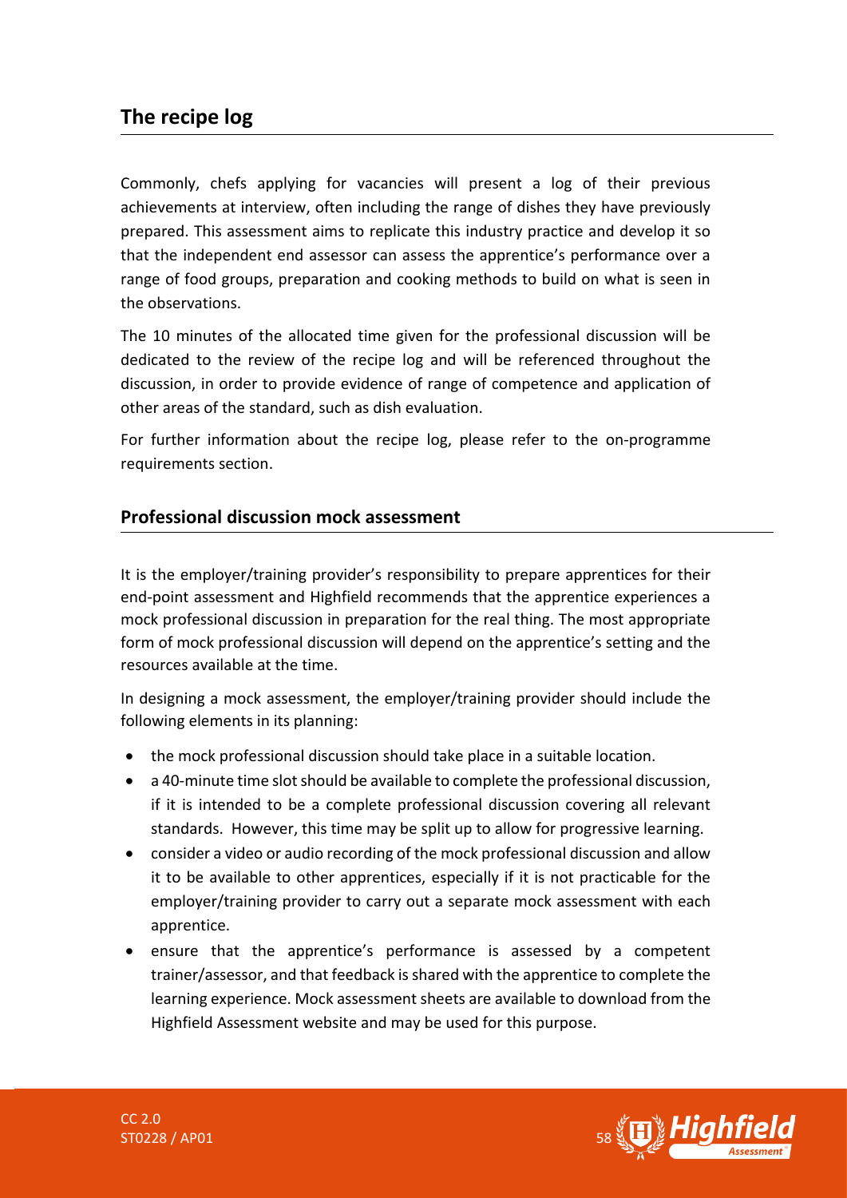## The recipe log

Commonly, chefs applying for vacancies will present a log of their previous achievements at interview, often including the range of dishes they have previously prepared. This assessment aims to replicate this industry practice and develop it so that the independent end assessor can assess the apprentice's performance over a range of food groups, preparation and cooking methods to build on what is seen in the observations.

The 10 minutes of the allocated time given for the professional discussion will be dedicated to the review of the recipe log and will be referenced throughout the discussion, in order to provide evidence of range of competence and application of other areas of the standard, such as dish evaluation.

For further information about the recipe log, please refer to the on-programme requirements section.

### Professional discussion mock assessment

It is the employer/training provider's responsibility to prepare apprentices for their end-point assessment and Highfield recommends that the apprentice experiences a mock professional discussion in preparation for the real thing. The most appropriate form of mock professional discussion will depend on the apprentice's setting and the resources available at the time.

In designing a mock assessment, the employer/training provider should include the following elements in its planning:

- the mock professional discussion should take place in a suitable location.
- a 40-minute time slot should be available to complete the professional discussion, if it is intended to be a complete professional discussion covering all relevant standards. However, this time may be split up to allow for progressive learning.
- consider a video or audio recording of the mock professional discussion and allow it to be available to other apprentices, especially if it is not practicable for the employer/training provider to carry out a separate mock assessment with each apprentice.
- ensure that the apprentice's performance is assessed by a competent trainer/assessor, and that feedback is shared with the apprentice to complete the learning experience. Mock assessment sheets are available to download from the Highfield Assessment website and may be used for this purpose.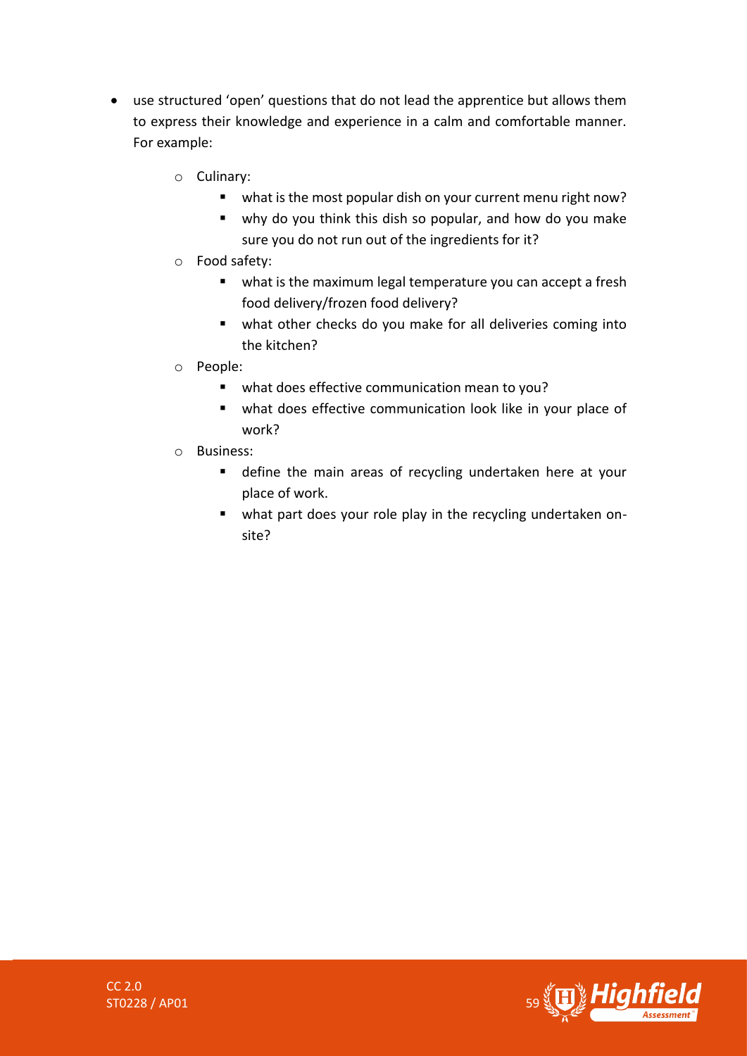- use structured 'open' questions that do not lead the apprentice but allows them to express their knowledge and experience in a calm and comfortable manner. For example:
  - Culinary:
    - what is the most popular dish on your current menu right now?
    - why do you think this dish so popular, and how do you make sure you do not run out of the ingredients for it?
  - Food safety:
    - what is the maximum legal temperature you can accept a fresh food delivery/frozen food delivery?
    - what other checks do you make for all deliveries coming into the kitchen?
  - People:
    - what does effective communication mean to you?
    - what does effective communication look like in your place of work?
  - Business:
    - define the main areas of recycling undertaken here at your place of work.
    - what part does your role play in the recycling undertaken on-site?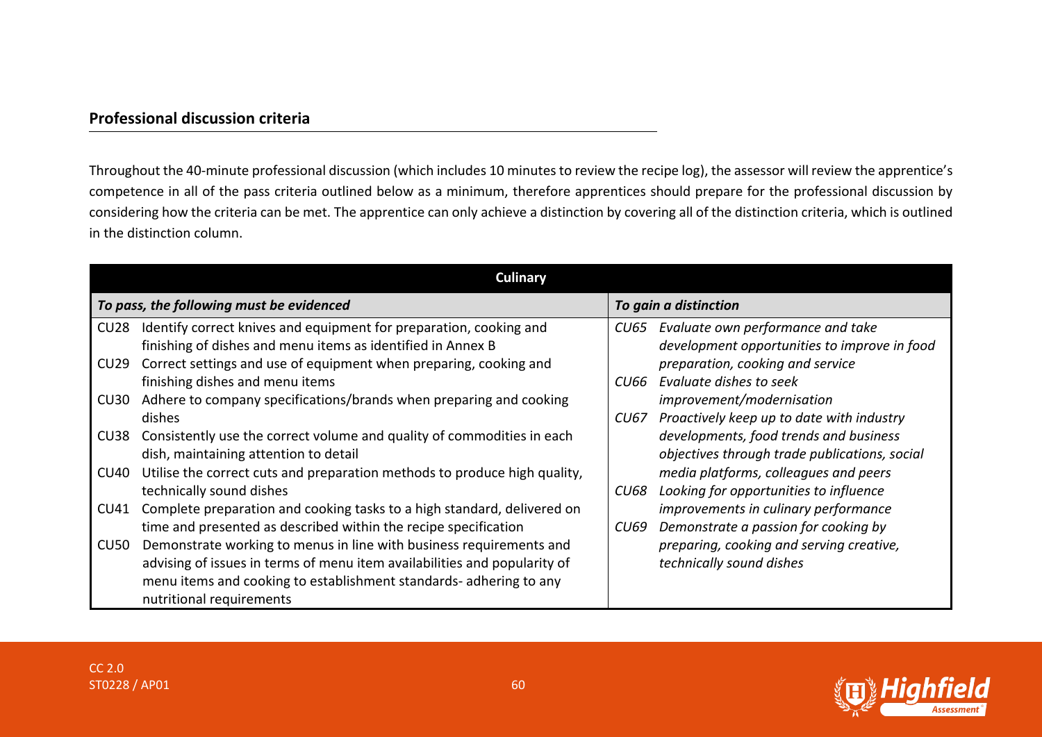## Professional discussion criteria

Throughout the 40-minute professional discussion (which includes 10 minutes to review the recipe log), the assessor will review the apprentice's competence in all of the pass criteria outlined below as a minimum, therefore apprentices should prepare for the professional discussion by considering how the criteria can be met. The apprentice can only achieve a distinction by covering all of the distinction criteria, which is outlined in the distinction column.

| **Culinary** | |
|---|---|
| ***To pass, the following must be evidenced*** | ***To gain a distinction*** |
| CU28 Identify correct knives and equipment for preparation, cooking and finishing of dishes and menu items as identified in Annex B<br>CU29 Correct settings and use of equipment when preparing, cooking and finishing dishes and menu items<br>CU30 Adhere to company specifications/brands when preparing and cooking dishes<br>CU38 Consistently use the correct volume and quality of commodities in each dish, maintaining attention to detail<br>CU40 Utilise the correct cuts and preparation methods to produce high quality, technically sound dishes<br>CU41 Complete preparation and cooking tasks to a high standard, delivered on time and presented as described within the recipe specification<br>CU50 Demonstrate working to menus in line with business requirements and advising of issues in terms of menu item availabilities and popularity of menu items and cooking to establishment standards- adhering to any nutritional requirements | *CU65 Evaluate own performance and take development opportunities to improve in food preparation, cooking and service*<br>*CU66 Evaluate dishes to seek improvement/modernisation*<br>*CU67 Proactively keep up to date with industry developments, food trends and business objectives through trade publications, social media platforms, colleagues and peers*<br>*CU68 Looking for opportunities to influence improvements in culinary performance*<br>*CU69 Demonstrate a passion for cooking by preparing, cooking and serving creative, technically sound dishes* |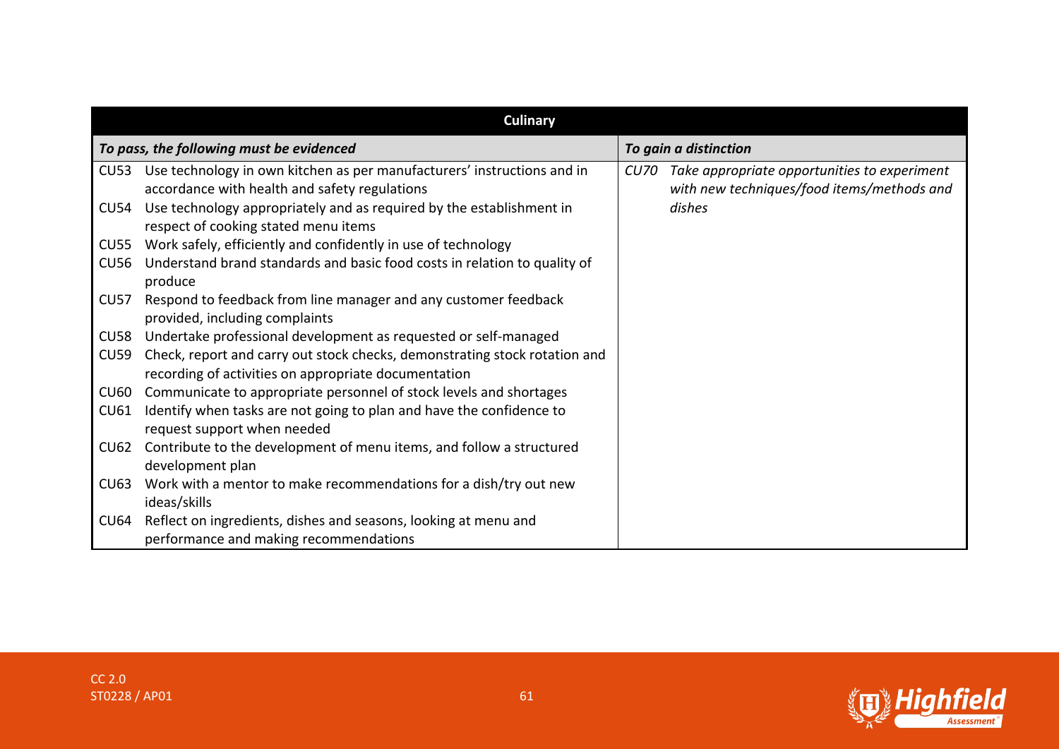| Culinary | |
|---|---|
| ***To pass, the following must be evidenced*** | ***To gain a distinction*** |
| CU53 Use technology in own kitchen as per manufacturers' instructions and in accordance with health and safety regulations<br>CU54 Use technology appropriately and as required by the establishment in respect of cooking stated menu items<br>CU55 Work safely, efficiently and confidently in use of technology<br>CU56 Understand brand standards and basic food costs in relation to quality of produce<br>CU57 Respond to feedback from line manager and any customer feedback provided, including complaints<br>CU58 Undertake professional development as requested or self-managed<br>CU59 Check, report and carry out stock checks, demonstrating stock rotation and recording of activities on appropriate documentation<br>CU60 Communicate to appropriate personnel of stock levels and shortages<br>CU61 Identify when tasks are not going to plan and have the confidence to request support when needed<br>CU62 Contribute to the development of menu items, and follow a structured development plan<br>CU63 Work with a mentor to make recommendations for a dish/try out new ideas/skills<br>CU64 Reflect on ingredients, dishes and seasons, looking at menu and performance and making recommendations | *CU70 Take appropriate opportunities to experiment with new techniques/food items/methods and dishes* |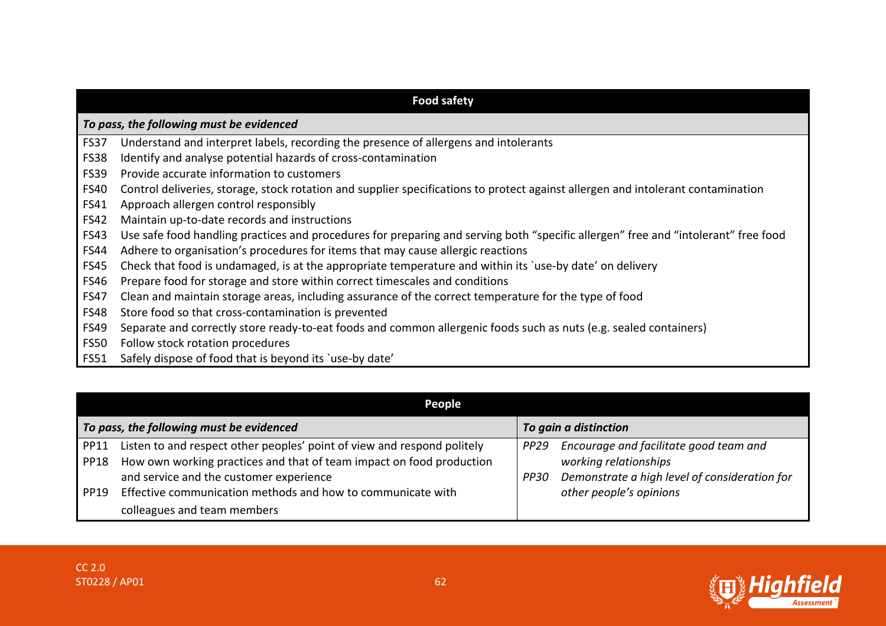| Food safety | |
|---|---|
| ***To pass, the following must be evidenced*** | |
| FS37 | Understand and interpret labels, recording the presence of allergens and intolerants |
| FS38 | Identify and analyse potential hazards of cross-contamination |
| FS39 | Provide accurate information to customers |
| FS40 | Control deliveries, storage, stock rotation and supplier specifications to protect against allergen and intolerant contamination |
| FS41 | Approach allergen control responsibly |
| FS42 | Maintain up-to-date records and instructions |
| FS43 | Use safe food handling practices and procedures for preparing and serving both "specific allergen" free and "intolerant" free food |
| FS44 | Adhere to organisation's procedures for items that may cause allergic reactions |
| FS45 | Check that food is undamaged, is at the appropriate temperature and within its `use-by date' on delivery |
| FS46 | Prepare food for storage and store within correct timescales and conditions |
| FS47 | Clean and maintain storage areas, including assurance of the correct temperature for the type of food |
| FS48 | Store food so that cross-contamination is prevented |
| FS49 | Separate and correctly store ready-to-eat foods and common allergenic foods such as nuts (e.g. sealed containers) |
| FS50 | Follow stock rotation procedures |
| FS51 | Safely dispose of food that is beyond its `use-by date' |

| People | | | |
|---|---|---|---|
| ***To pass, the following must be evidenced*** | | ***To gain a distinction*** | |
| PP11 | Listen to and respect other peoples' point of view and respond politely | *PP29* | *Encourage and facilitate good team and working relationships* |
| PP18 | How own working practices and that of team impact on food production and service and the customer experience | *PP30* | *Demonstrate a high level of consideration for other people's opinions* |
| PP19 | Effective communication methods and how to communicate with colleagues and team members | | |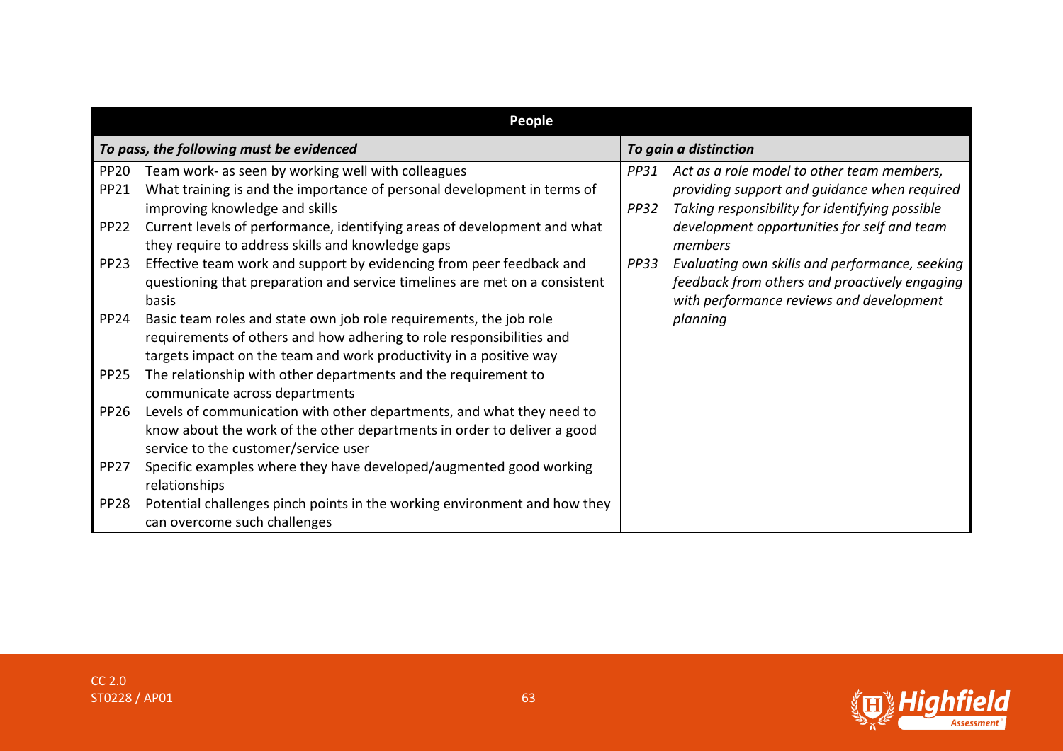| People | |
|---|---|
| ***To pass, the following must be evidenced*** | ***To gain a distinction*** |
| PP20 Team work- as seen by working well with colleagues<br>PP21 What training is and the importance of personal development in terms of improving knowledge and skills<br>PP22 Current levels of performance, identifying areas of development and what they require to address skills and knowledge gaps<br>PP23 Effective team work and support by evidencing from peer feedback and questioning that preparation and service timelines are met on a consistent basis<br>PP24 Basic team roles and state own job role requirements, the job role requirements of others and how adhering to role responsibilities and targets impact on the team and work productivity in a positive way<br>PP25 The relationship with other departments and the requirement to communicate across departments<br>PP26 Levels of communication with other departments, and what they need to know about the work of the other departments in order to deliver a good service to the customer/service user<br>PP27 Specific examples where they have developed/augmented good working relationships<br>PP28 Potential challenges pinch points in the working environment and how they can overcome such challenges | *PP31 Act as a role model to other team members, providing support and guidance when required*<br>*PP32 Taking responsibility for identifying possible development opportunities for self and team members*<br>*PP33 Evaluating own skills and performance, seeking feedback from others and proactively engaging with performance reviews and development planning* |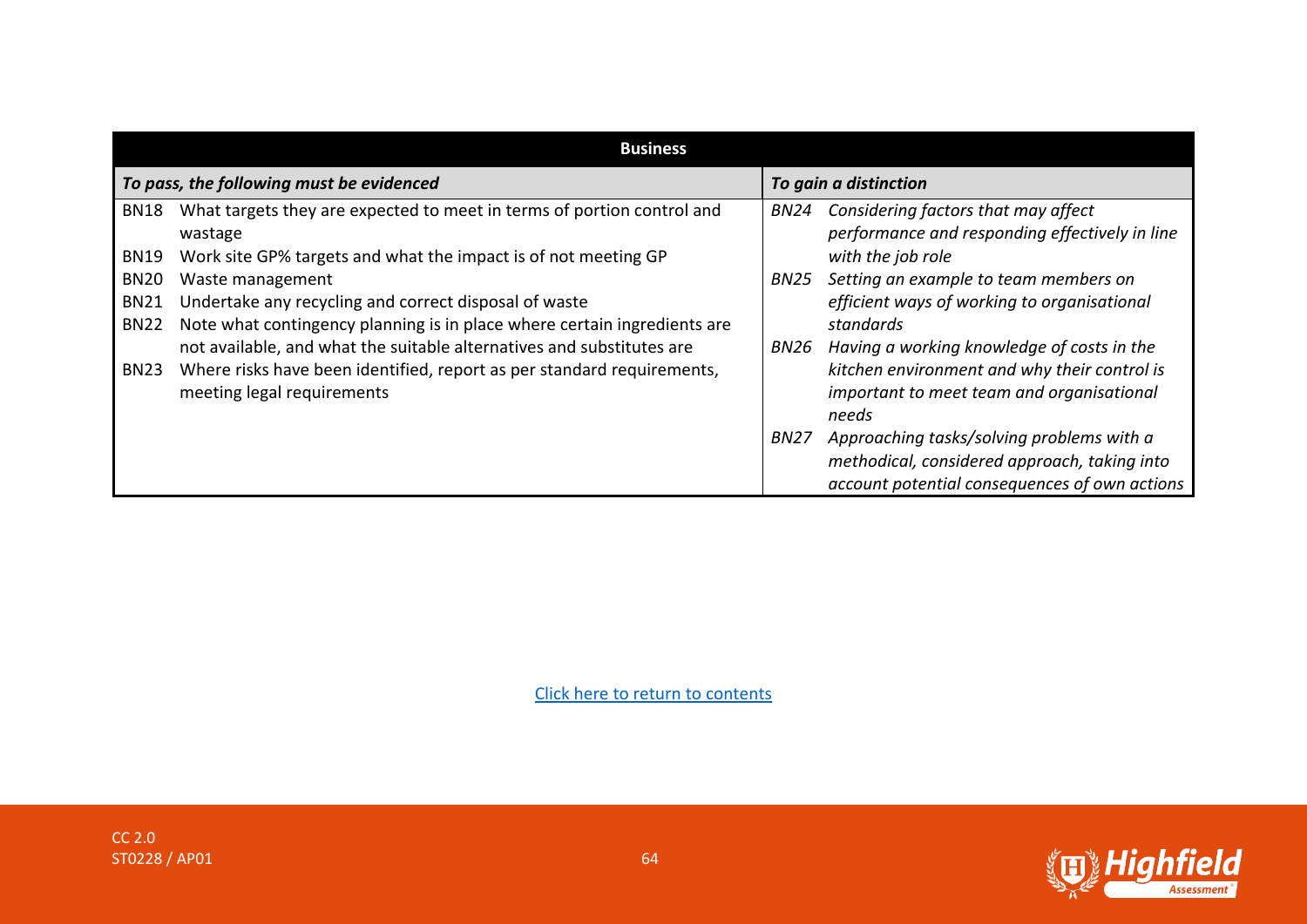| Business | |
|---|---|
| ***To pass, the following must be evidenced*** | ***To gain a distinction*** |
| BN18 What targets they are expected to meet in terms of portion control and wastage<br>BN19 Work site GP% targets and what the impact is of not meeting GP<br>BN20 Waste management<br>BN21 Undertake any recycling and correct disposal of waste<br>BN22 Note what contingency planning is in place where certain ingredients are not available, and what the suitable alternatives and substitutes are<br>BN23 Where risks have been identified, report as per standard requirements, meeting legal requirements | *BN24 Considering factors that may affect performance and responding effectively in line with the job role*<br>*BN25 Setting an example to team members on efficient ways of working to organisational standards*<br>*BN26 Having a working knowledge of costs in the kitchen environment and why their control is important to meet team and organisational needs*<br>*BN27 Approaching tasks/solving problems with a methodical, considered approach, taking into account potential consequences of own actions* |

Click here to return to contents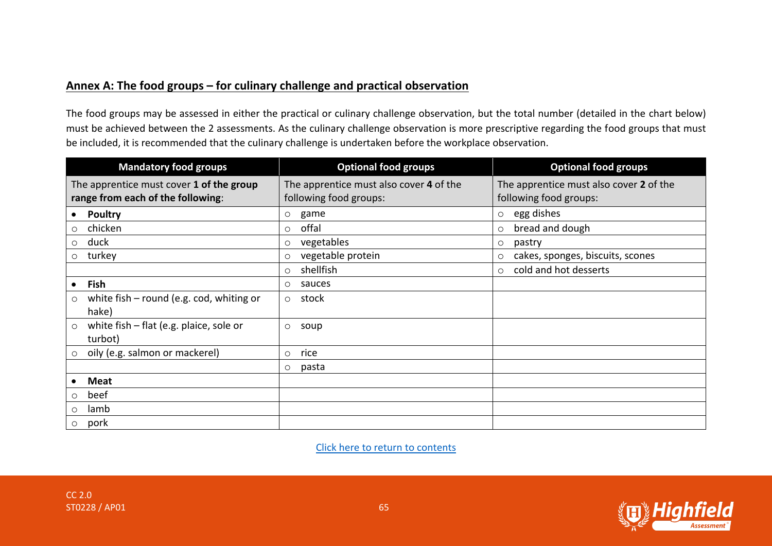## Annex A: The food groups – for culinary challenge and practical observation

The food groups may be assessed in either the practical or culinary challenge observation, but the total number (detailed in the chart below) must be achieved between the 2 assessments. As the culinary challenge observation is more prescriptive regarding the food groups that must be included, it is recommended that the culinary challenge is undertaken before the workplace observation.

| Mandatory food groups | Optional food groups | Optional food groups |
|---|---|---|
| The apprentice must cover **1 of the group range from each of the following**: | The apprentice must also cover **4** of the following food groups: | The apprentice must also cover **2** of the following food groups: |
| • **Poultry** | ○ game | ○ egg dishes |
| ○ chicken | ○ offal | ○ bread and dough |
| ○ duck | ○ vegetables | ○ pastry |
| ○ turkey | ○ vegetable protein | ○ cakes, sponges, biscuits, scones |
| | ○ shellfish | ○ cold and hot desserts |
| • **Fish** | ○ sauces | |
| ○ white fish – round (e.g. cod, whiting or hake) | ○ stock | |
| ○ white fish – flat (e.g. plaice, sole or turbot) | ○ soup | |
| ○ oily (e.g. salmon or mackerel) | ○ rice | |
| | ○ pasta | |
| • **Meat** | | |
| ○ beef | | |
| ○ lamb | | |
| ○ pork | | |

Click here to return to contents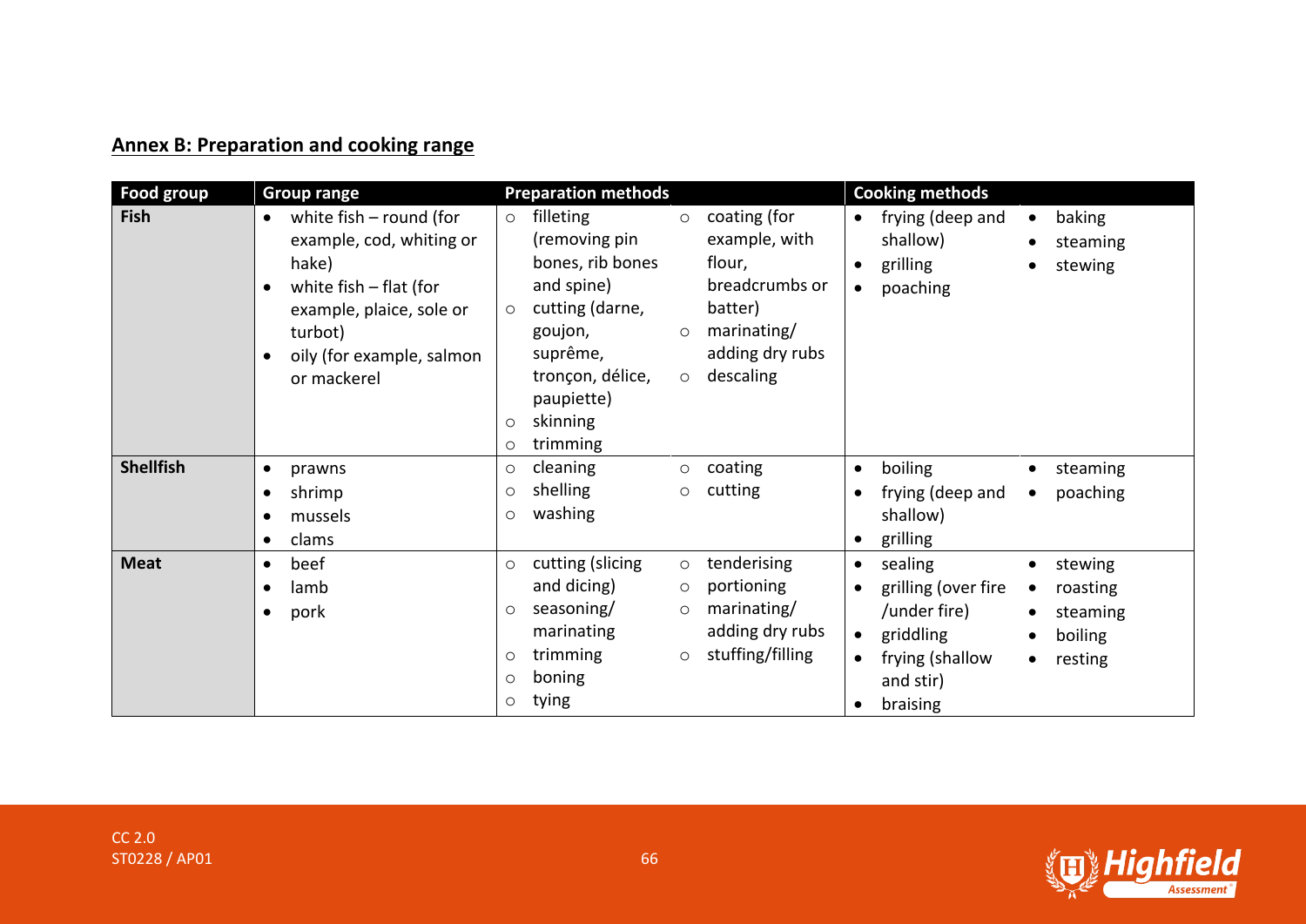## Annex B: Preparation and cooking range

| Food group | Group range | Preparation methods | Cooking methods |
|---|---|---|---|
| **Fish** | • white fish – round (for example, cod, whiting or hake)<br>• white fish – flat (for example, plaice, sole or turbot)<br>• oily (for example, salmon or mackerel | ○ filleting (removing pin bones, rib bones and spine)<br>○ cutting (darne, goujon, suprême, tronçon, délice, paupiette)<br>○ skinning<br>○ trimming<br>○ coating (for example, with flour, breadcrumbs or batter)<br>○ marinating/ adding dry rubs<br>○ descaling | • frying (deep and shallow)<br>• grilling<br>• poaching<br>• baking<br>• steaming<br>• stewing |
| **Shellfish** | • prawns<br>• shrimp<br>• mussels<br>• clams | ○ cleaning<br>○ shelling<br>○ washing<br>○ coating<br>○ cutting | • boiling<br>• frying (deep and shallow)<br>• grilling<br>• steaming<br>• poaching |
| **Meat** | • beef<br>• lamb<br>• pork | ○ cutting (slicing and dicing)<br>○ seasoning/ marinating<br>○ trimming<br>○ boning<br>○ tying<br>○ tenderising<br>○ portioning<br>○ marinating/ adding dry rubs<br>○ stuffing/filling | • sealing<br>• grilling (over fire /under fire)<br>• griddling<br>• frying (shallow and stir)<br>• braising<br>• stewing<br>• roasting<br>• steaming<br>• boiling<br>• resting |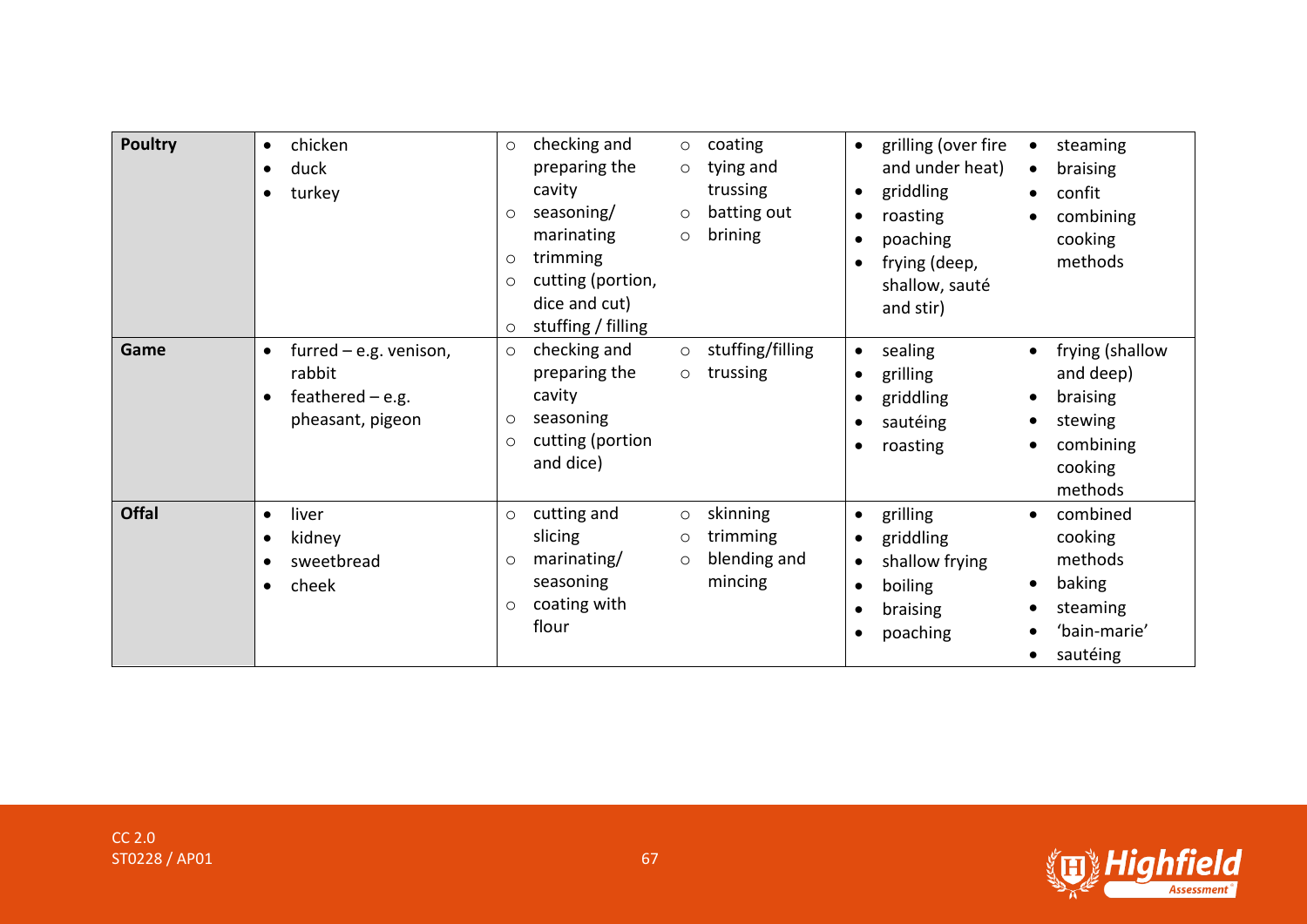| | | | | | |
|---|---|---|---|---|---|
| **Poultry** | • chicken<br>• duck<br>• turkey | ○ checking and preparing the cavity<br>○ seasoning/ marinating<br>○ trimming<br>○ cutting (portion, dice and cut)<br>○ stuffing / filling | ○ coating<br>○ tying and trussing<br>○ batting out<br>○ brining | • grilling (over fire and under heat)<br>• griddling<br>• roasting<br>• poaching<br>• frying (deep, shallow, sauté and stir) | • steaming<br>• braising<br>• confit<br>• combining cooking methods |
| **Game** | • furred – e.g. venison, rabbit<br>• feathered – e.g. pheasant, pigeon | ○ checking and preparing the cavity<br>○ seasoning<br>○ cutting (portion and dice) | ○ stuffing/filling<br>○ trussing | • sealing<br>• grilling<br>• griddling<br>• sautéing<br>• roasting | • frying (shallow and deep)<br>• braising<br>• stewing<br>• combining cooking methods |
| **Offal** | • liver<br>• kidney<br>• sweetbread<br>• cheek | ○ cutting and slicing<br>○ marinating/ seasoning<br>○ coating with flour | ○ skinning<br>○ trimming<br>○ blending and mincing | • grilling<br>• griddling<br>• shallow frying<br>• boiling<br>• braising<br>• poaching | • combined cooking methods<br>• baking<br>• steaming<br>• 'bain-marie'<br>• sautéing |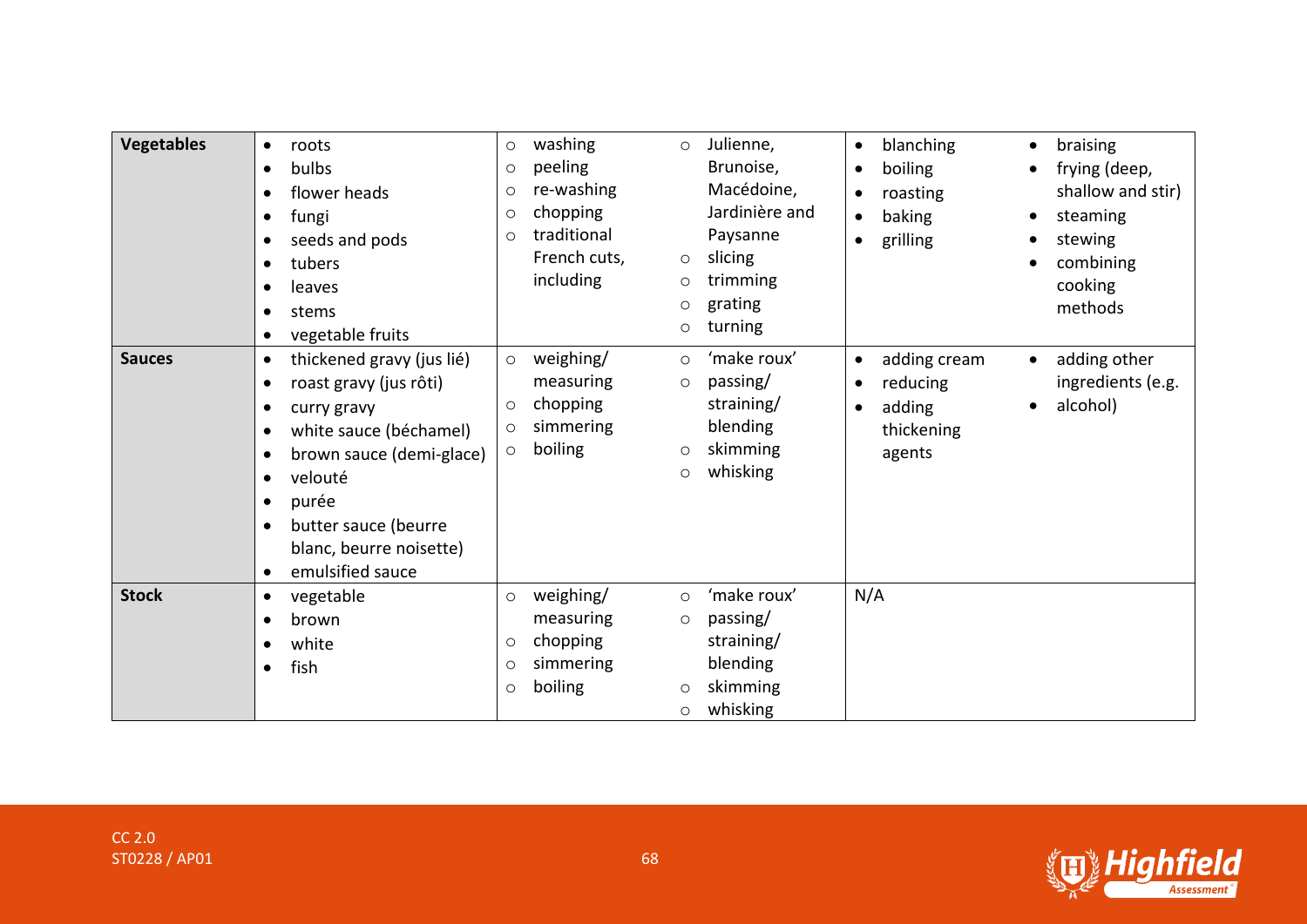| | | | | | |
|---|---|---|---|---|---|
| **Vegetables** | • roots<br>• bulbs<br>• flower heads<br>• fungi<br>• seeds and pods<br>• tubers<br>• leaves<br>• stems<br>• vegetable fruits | ○ washing<br>○ peeling<br>○ re-washing<br>○ chopping<br>○ traditional French cuts, including | ○ Julienne, Brunoise, Macédoine, Jardinière and Paysanne<br>○ slicing<br>○ trimming<br>○ grating<br>○ turning | • blanching<br>• boiling<br>• roasting<br>• baking<br>• grilling | • braising<br>• frying (deep, shallow and stir)<br>• steaming<br>• stewing<br>• combining cooking methods |
| **Sauces** | • thickened gravy (jus lié)<br>• roast gravy (jus rôti)<br>• curry gravy<br>• white sauce (béchamel)<br>• brown sauce (demi-glace)<br>• velouté<br>• purée<br>• butter sauce (beurre blanc, beurre noisette)<br>• emulsified sauce | ○ weighing/ measuring<br>○ chopping<br>○ simmering<br>○ boiling | ○ 'make roux'<br>○ passing/ straining/ blending<br>○ skimming<br>○ whisking | • adding cream<br>• reducing<br>• adding thickening agents | • adding other ingredients (e.g.<br>• alcohol) |
| **Stock** | • vegetable<br>• brown<br>• white<br>• fish | ○ weighing/ measuring<br>○ chopping<br>○ simmering<br>○ boiling | ○ 'make roux'<br>○ passing/ straining/ blending<br>○ skimming<br>○ whisking | N/A | |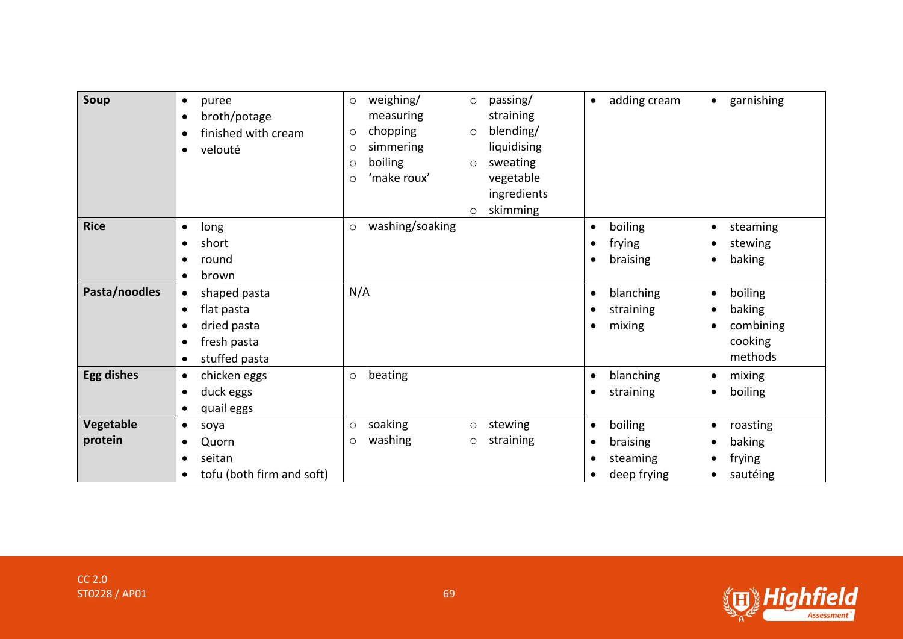| | | | | | |
|---|---|---|---|---|---|
| **Soup** | • puree<br>• broth/potage<br>• finished with cream<br>• velouté | ○ weighing/ measuring<br>○ chopping<br>○ simmering<br>○ boiling<br>○ 'make roux' | ○ passing/ straining<br>○ blending/ liquidising<br>○ sweating vegetable ingredients<br>○ skimming | • adding cream | • garnishing |
| **Rice** | • long<br>• short<br>• round<br>• brown | ○ washing/soaking | | • boiling<br>• frying<br>• braising | • steaming<br>• stewing<br>• baking |
| **Pasta/noodles** | • shaped pasta<br>• flat pasta<br>• dried pasta<br>• fresh pasta<br>• stuffed pasta | N/A | | • blanching<br>• straining<br>• mixing | • boiling<br>• baking<br>• combining cooking methods |
| **Egg dishes** | • chicken eggs<br>• duck eggs<br>• quail eggs | ○ beating | | • blanching<br>• straining | • mixing<br>• boiling |
| **Vegetable protein** | • soya<br>• Quorn<br>• seitan<br>• tofu (both firm and soft) | ○ soaking<br>○ washing | ○ stewing<br>○ straining | • boiling<br>• braising<br>• steaming<br>• deep frying | • roasting<br>• baking<br>• frying<br>• sautéing |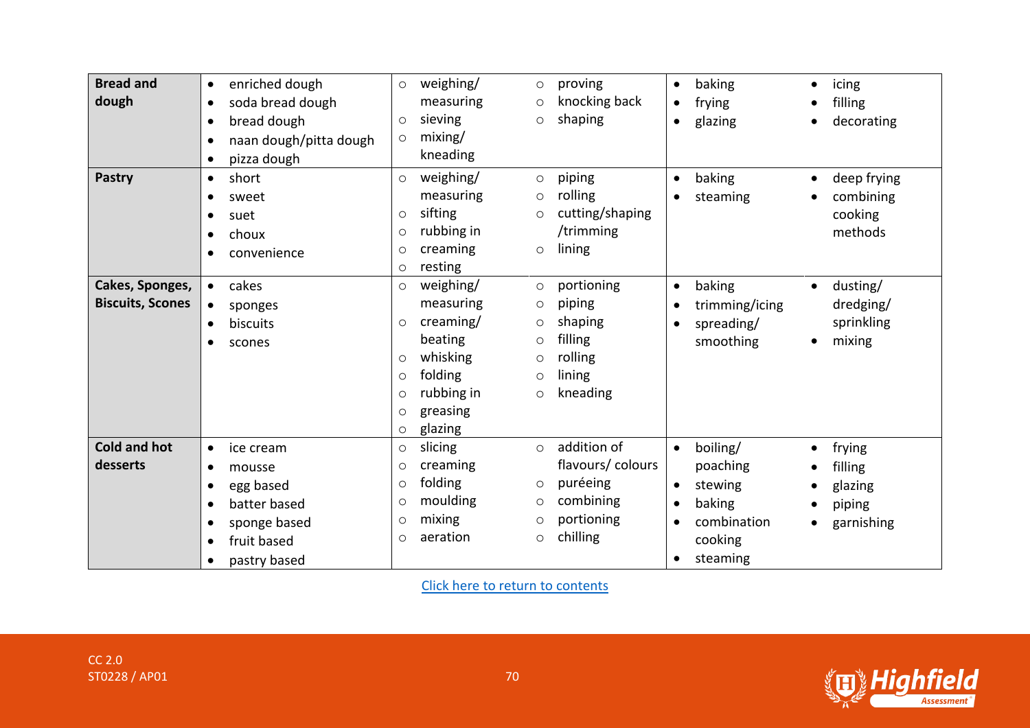| Bread and dough | • enriched dough<br>• soda bread dough<br>• bread dough<br>• naan dough/pitta dough<br>• pizza dough | ○ weighing/ measuring<br>○ sieving<br>○ mixing/ kneading | ○ proving<br>○ knocking back<br>○ shaping | • baking<br>• frying<br>• glazing | • icing<br>• filling<br>• decorating |
|---|---|---|---|---|---|
| **Pastry** | • short<br>• sweet<br>• suet<br>• choux<br>• convenience | ○ weighing/ measuring<br>○ sifting<br>○ rubbing in<br>○ creaming<br>○ resting | ○ piping<br>○ rolling<br>○ cutting/shaping /trimming<br>○ lining | • baking<br>• steaming | • deep frying<br>• combining cooking methods |
| **Cakes, Sponges, Biscuits, Scones** | • cakes<br>• sponges<br>• biscuits<br>• scones | ○ weighing/ measuring<br>○ creaming/ beating<br>○ whisking<br>○ folding<br>○ rubbing in<br>○ greasing<br>○ glazing | ○ portioning<br>○ piping<br>○ shaping<br>○ filling<br>○ rolling<br>○ lining<br>○ kneading | • baking<br>• trimming/icing<br>• spreading/ smoothing | • dusting/ dredging/ sprinkling<br>• mixing |
| **Cold and hot desserts** | • ice cream<br>• mousse<br>• egg based<br>• batter based<br>• sponge based<br>• fruit based<br>• pastry based | ○ slicing<br>○ creaming<br>○ folding<br>○ moulding<br>○ mixing<br>○ aeration | ○ addition of flavours/ colours<br>○ puréeing<br>○ combining<br>○ portioning<br>○ chilling | • boiling/ poaching<br>• stewing<br>• baking<br>• combination cooking<br>• steaming | • frying<br>• filling<br>• glazing<br>• piping<br>• garnishing |

Click here to return to contents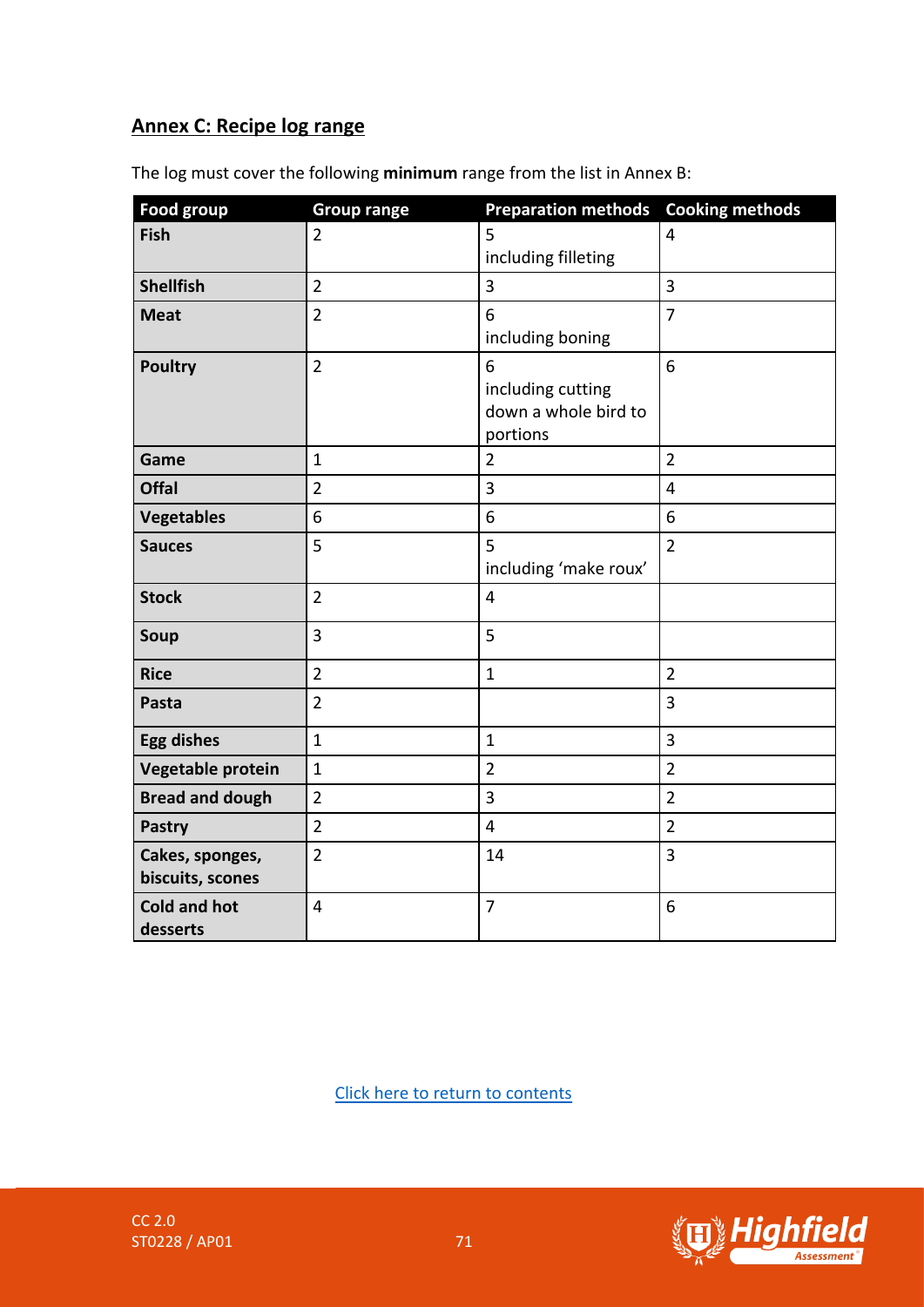## Annex C: Recipe log range

The log must cover the following **minimum** range from the list in Annex B:

| Food group | Group range | Preparation methods | Cooking methods |
|---|---|---|---|
| **Fish** | 2 | 5 including filleting | 4 |
| **Shellfish** | 2 | 3 | 3 |
| **Meat** | 2 | 6 including boning | 7 |
| **Poultry** | 2 | 6 including cutting down a whole bird to portions | 6 |
| **Game** | 1 | 2 | 2 |
| **Offal** | 2 | 3 | 4 |
| **Vegetables** | 6 | 6 | 6 |
| **Sauces** | 5 | 5 including 'make roux' | 2 |
| **Stock** | 2 | 4 | |
| **Soup** | 3 | 5 | |
| **Rice** | 2 | 1 | 2 |
| **Pasta** | 2 | | 3 |
| **Egg dishes** | 1 | 1 | 3 |
| **Vegetable protein** | 1 | 2 | 2 |
| **Bread and dough** | 2 | 3 | 2 |
| **Pastry** | 2 | 4 | 2 |
| **Cakes, sponges, biscuits, scones** | 2 | 14 | 3 |
| **Cold and hot desserts** | 4 | 7 | 6 |

Click here to return to contents